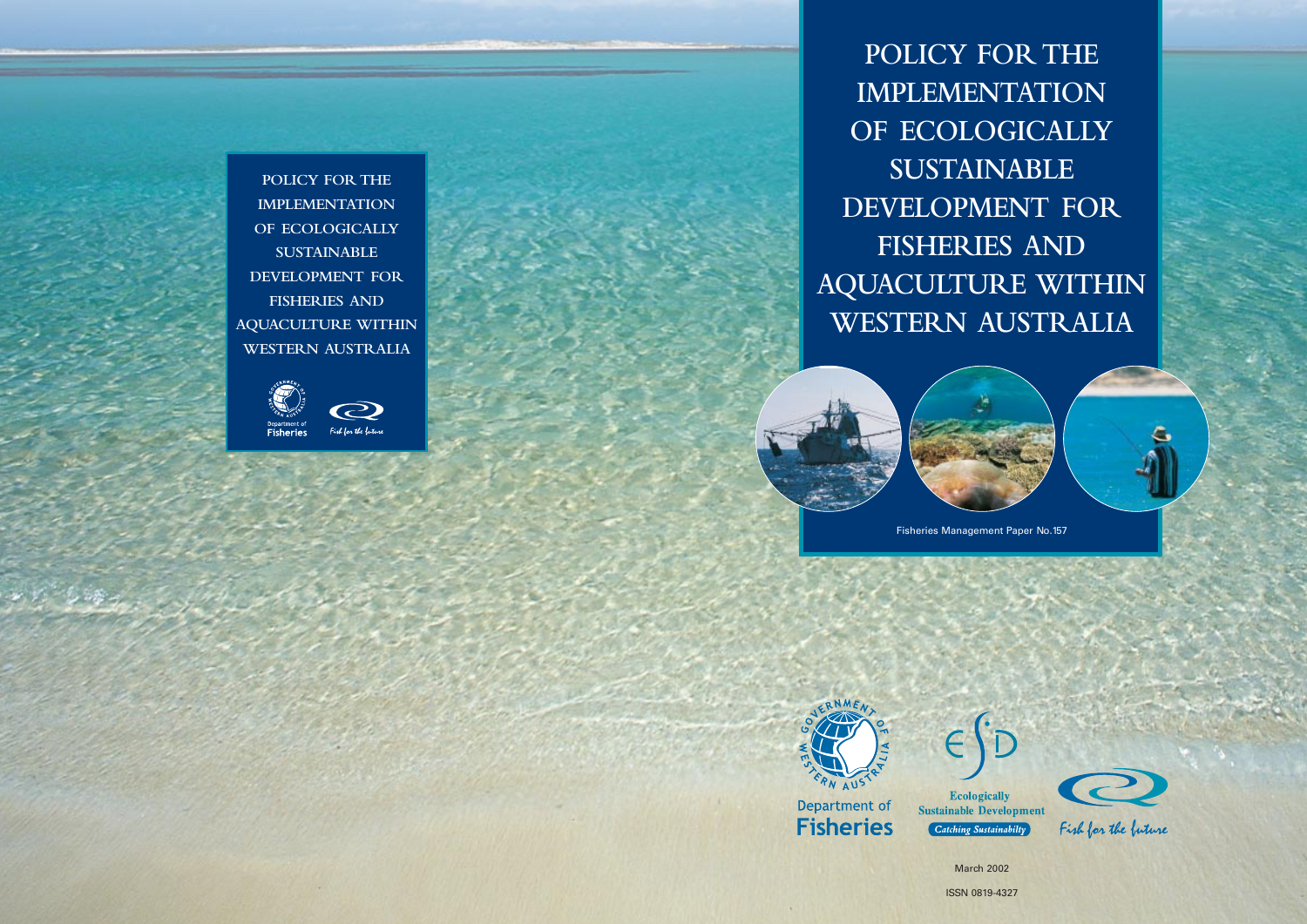# POLICY FOR THE IMPLEMENTATION OF ECOLOGICALLY SUSTAINABLE DEVELOPMENT FOR FISHERIES AND AQUACULTURE WITHIN WESTERN AUSTRALIA

Fisheries Management Paper No. 157

Department of Fisheries

Ecologically Sustainable Development

*Catching Sustainabilty*

Fish for the future

March 2002

ISSN 0819-4327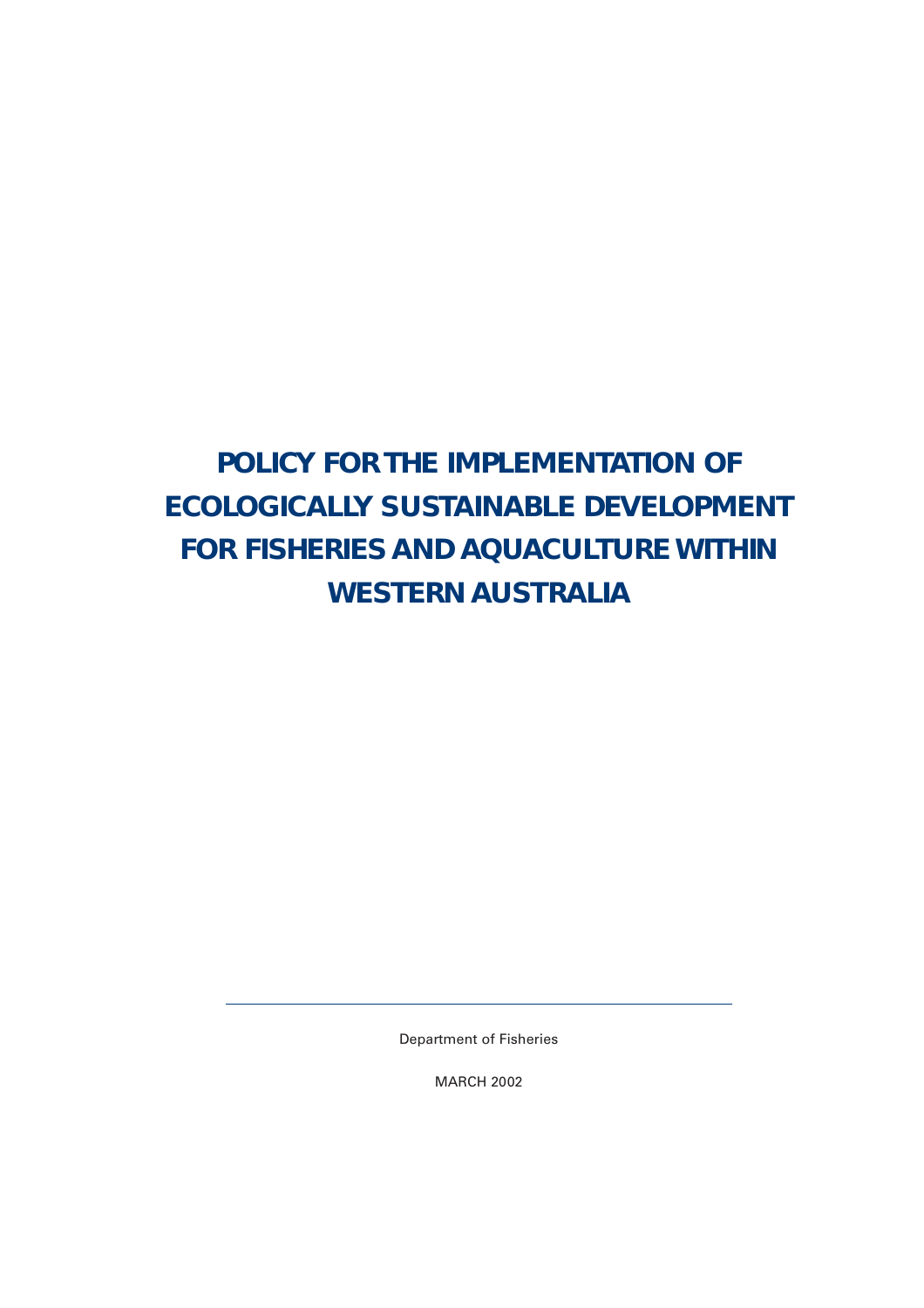# POLICY FOR THE IMPLEMENTATION OF ECOLOGICALLY SUSTAINABLE DEVELOPMENT FOR FISHERIES AND AQUACULTURE WITHIN WESTERN AUSTRALIA

Department of Fisheries

MARCH 2002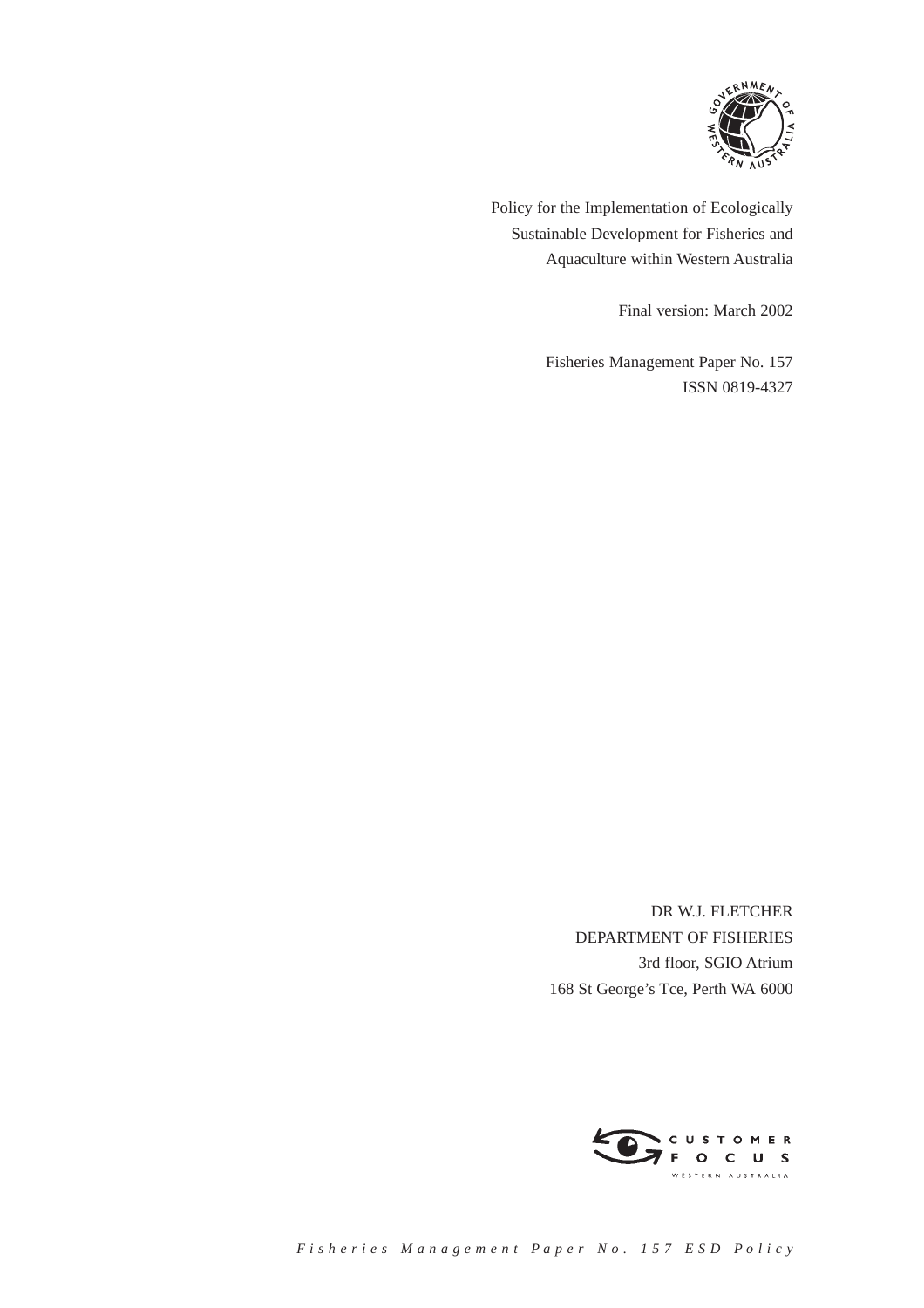Policy for the Implementation of Ecologically Sustainable Development for Fisheries and Aquaculture within Western Australia

Final version: March 2002

Fisheries Management Paper No. 157
ISSN 0819-4327

DR W.J. FLETCHER
DEPARTMENT OF FISHERIES
3rd floor, SGIO Atrium
168 St George's Tce, Perth WA 6000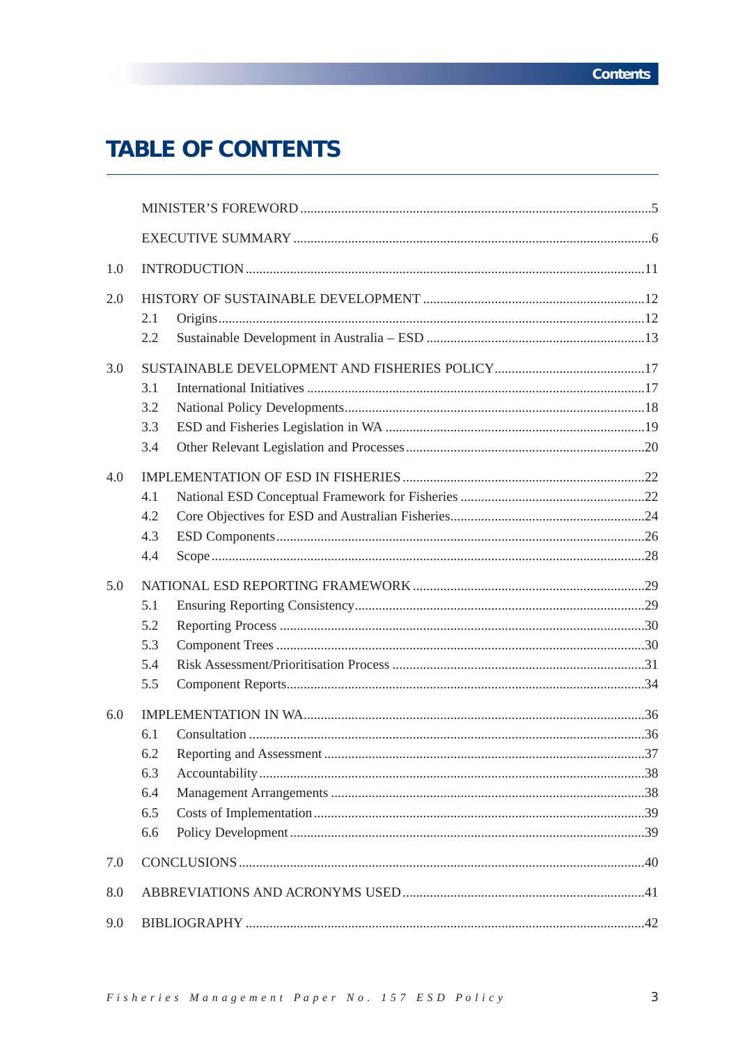# TABLE OF CONTENTS

| | | Page |
|---|---|---|
| | MINISTER'S FOREWORD | 5 |
| | EXECUTIVE SUMMARY | 6 |
| 1.0 | INTRODUCTION | 11 |
| 2.0 | HISTORY OF SUSTAINABLE DEVELOPMENT | 12 |
| | 2.1 Origins | 12 |
| | 2.2 Sustainable Development in Australia – ESD | 13 |
| 3.0 | SUSTAINABLE DEVELOPMENT AND FISHERIES POLICY | 17 |
| | 3.1 International Initiatives | 17 |
| | 3.2 National Policy Developments | 18 |
| | 3.3 ESD and Fisheries Legislation in WA | 19 |
| | 3.4 Other Relevant Legislation and Processes | 20 |
| 4.0 | IMPLEMENTATION OF ESD IN FISHERIES | 22 |
| | 4.1 National ESD Conceptual Framework for Fisheries | 22 |
| | 4.2 Core Objectives for ESD and Australian Fisheries | 24 |
| | 4.3 ESD Components | 26 |
| | 4.4 Scope | 28 |
| 5.0 | NATIONAL ESD REPORTING FRAMEWORK | 29 |
| | 5.1 Ensuring Reporting Consistency | 29 |
| | 5.2 Reporting Process | 30 |
| | 5.3 Component Trees | 30 |
| | 5.4 Risk Assessment/Prioritisation Process | 31 |
| | 5.5 Component Reports | 34 |
| 6.0 | IMPLEMENTATION IN WA | 36 |
| | 6.1 Consultation | 36 |
| | 6.2 Reporting and Assessment | 37 |
| | 6.3 Accountability | 38 |
| | 6.4 Management Arrangements | 38 |
| | 6.5 Costs of Implementation | 39 |
| | 6.6 Policy Development | 39 |
| 7.0 | CONCLUSIONS | 40 |
| 8.0 | ABBREVIATIONS AND ACRONYMS USED | 41 |
| 9.0 | BIBLIOGRAPHY | 42 |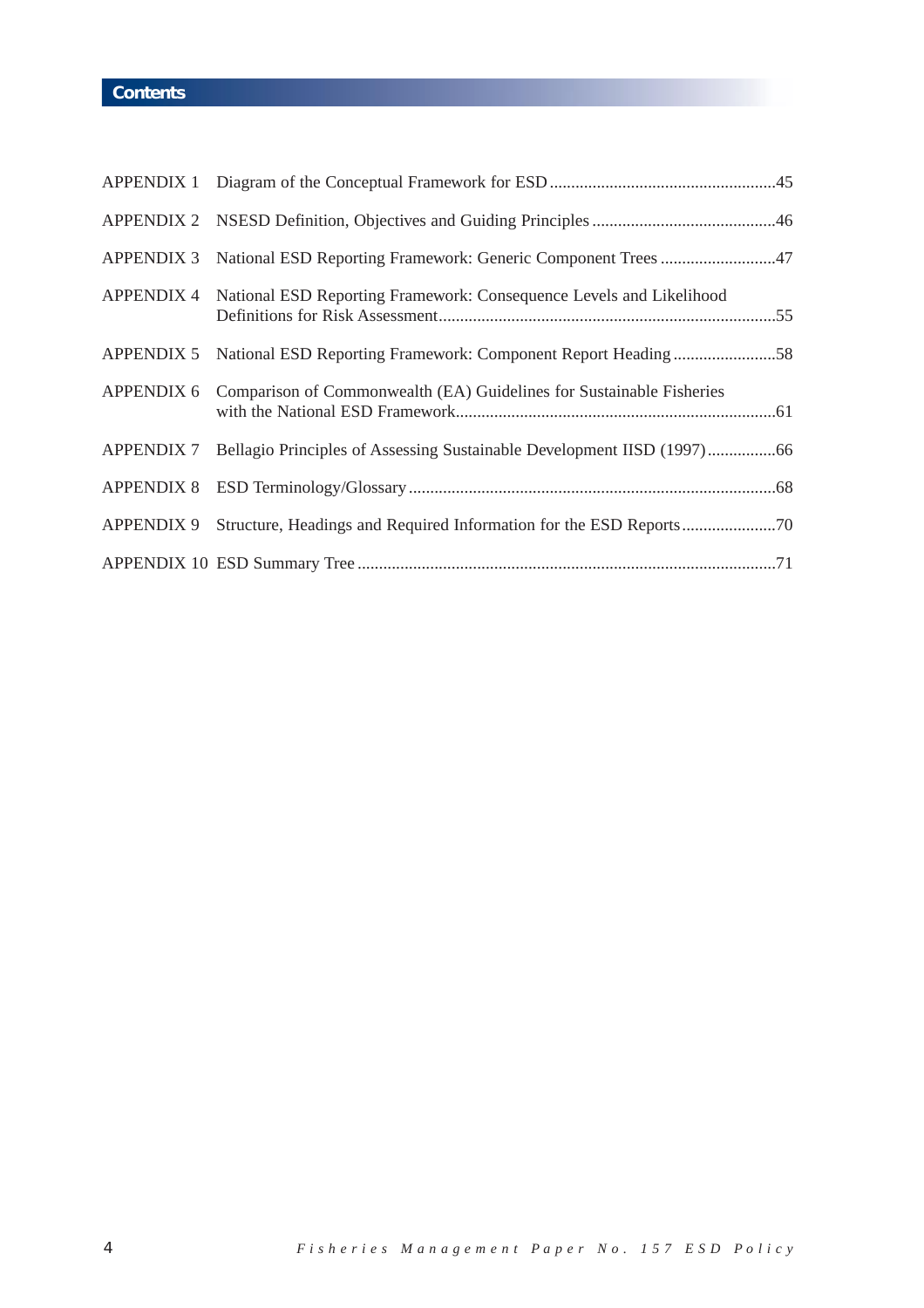## Contents

| | | |
|---|---|---|
| APPENDIX 1 | Diagram of the Conceptual Framework for ESD | 45 |
| APPENDIX 2 | NSESD Definition, Objectives and Guiding Principles | 46 |
| APPENDIX 3 | National ESD Reporting Framework: Generic Component Trees | 47 |
| APPENDIX 4 | National ESD Reporting Framework: Consequence Levels and Likelihood Definitions for Risk Assessment | 55 |
| APPENDIX 5 | National ESD Reporting Framework: Component Report Heading | 58 |
| APPENDIX 6 | Comparison of Commonwealth (EA) Guidelines for Sustainable Fisheries with the National ESD Framework | 61 |
| APPENDIX 7 | Bellagio Principles of Assessing Sustainable Development IISD (1997) | 66 |
| APPENDIX 8 | ESD Terminology/Glossary | 68 |
| APPENDIX 9 | Structure, Headings and Required Information for the ESD Reports | 70 |
| APPENDIX 10 | ESD Summary Tree | 71 |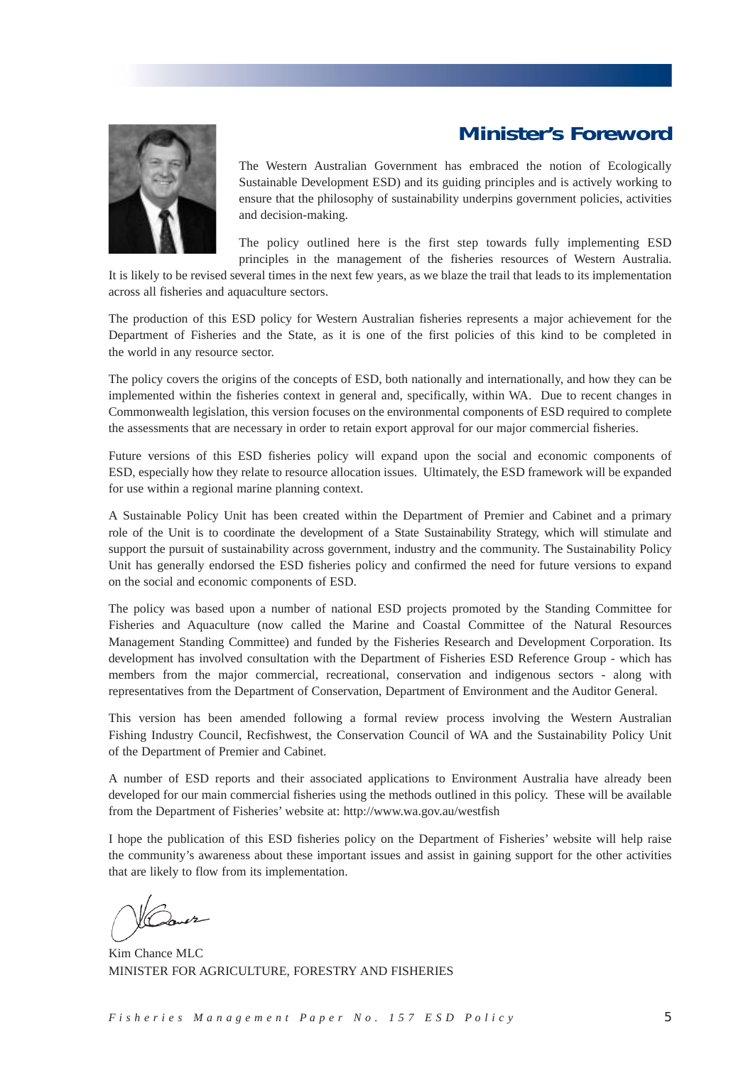## Minister's Foreword

The Western Australian Government has embraced the notion of Ecologically Sustainable Development ESD) and its guiding principles and is actively working to ensure that the philosophy of sustainability underpins government policies, activities and decision-making.

The policy outlined here is the first step towards fully implementing ESD principles in the management of the fisheries resources of Western Australia. It is likely to be revised several times in the next few years, as we blaze the trail that leads to its implementation across all fisheries and aquaculture sectors.

The production of this ESD policy for Western Australian fisheries represents a major achievement for the Department of Fisheries and the State, as it is one of the first policies of this kind to be completed in the world in any resource sector.

The policy covers the origins of the concepts of ESD, both nationally and internationally, and how they can be implemented within the fisheries context in general and, specifically, within WA. Due to recent changes in Commonwealth legislation, this version focuses on the environmental components of ESD required to complete the assessments that are necessary in order to retain export approval for our major commercial fisheries.

Future versions of this ESD fisheries policy will expand upon the social and economic components of ESD, especially how they relate to resource allocation issues. Ultimately, the ESD framework will be expanded for use within a regional marine planning context.

A Sustainable Policy Unit has been created within the Department of Premier and Cabinet and a primary role of the Unit is to coordinate the development of a State Sustainability Strategy, which will stimulate and support the pursuit of sustainability across government, industry and the community. The Sustainability Policy Unit has generally endorsed the ESD fisheries policy and confirmed the need for future versions to expand on the social and economic components of ESD.

The policy was based upon a number of national ESD projects promoted by the Standing Committee for Fisheries and Aquaculture (now called the Marine and Coastal Committee of the Natural Resources Management Standing Committee) and funded by the Fisheries Research and Development Corporation. Its development has involved consultation with the Department of Fisheries ESD Reference Group - which has members from the major commercial, recreational, conservation and indigenous sectors - along with representatives from the Department of Conservation, Department of Environment and the Auditor General.

This version has been amended following a formal review process involving the Western Australian Fishing Industry Council, Recfishwest, the Conservation Council of WA and the Sustainability Policy Unit of the Department of Premier and Cabinet.

A number of ESD reports and their associated applications to Environment Australia have already been developed for our main commercial fisheries using the methods outlined in this policy. These will be available from the Department of Fisheries' website at: http://www.wa.gov.au/westfish

I hope the publication of this ESD fisheries policy on the Department of Fisheries' website will help raise the community's awareness about these important issues and assist in gaining support for the other activities that are likely to flow from its implementation.

Kim Chance MLC
MINISTER FOR AGRICULTURE, FORESTRY AND FISHERIES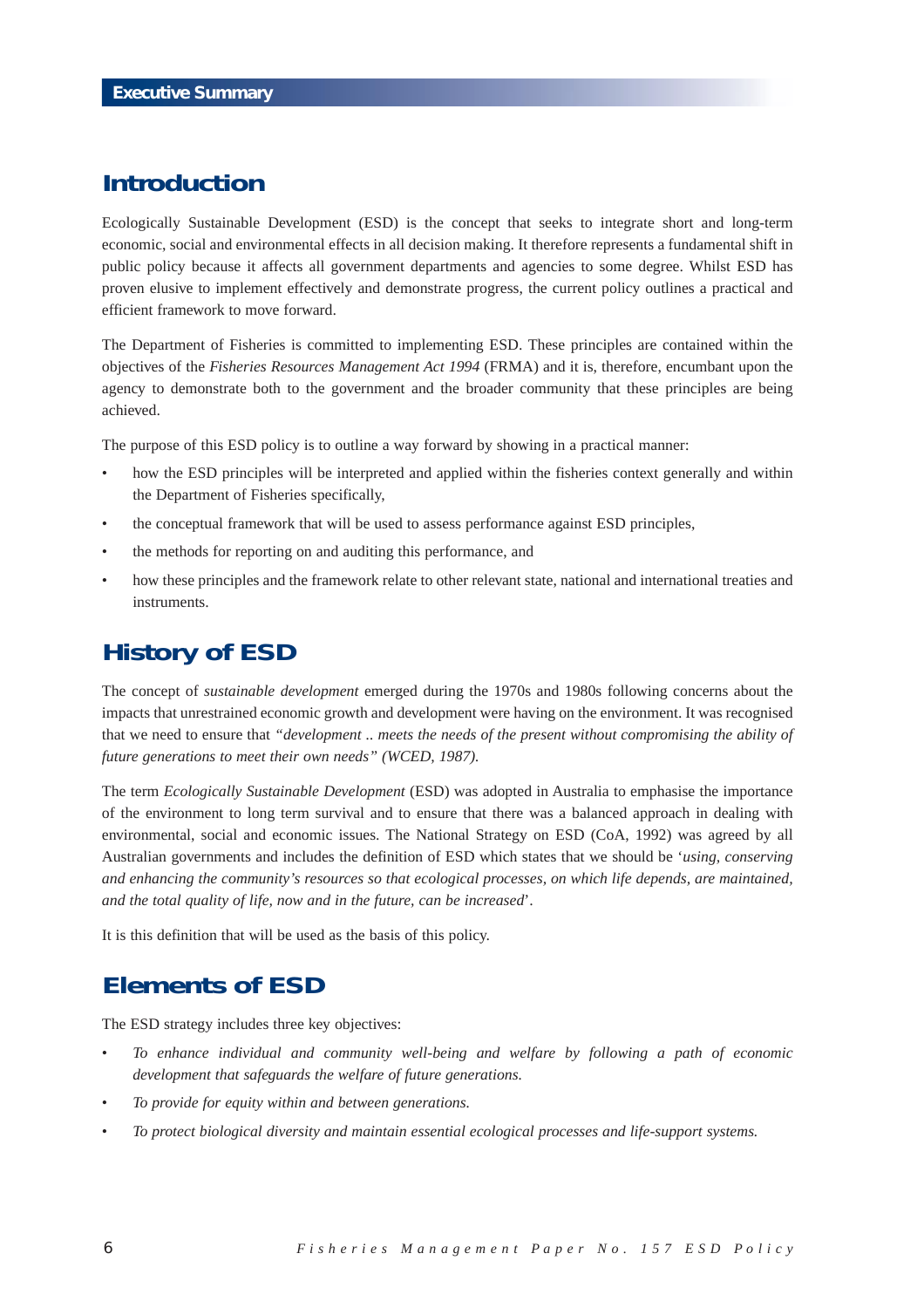# Executive Summary

## Introduction

Ecologically Sustainable Development (ESD) is the concept that seeks to integrate short and long-term economic, social and environmental effects in all decision making. It therefore represents a fundamental shift in public policy because it affects all government departments and agencies to some degree. Whilst ESD has proven elusive to implement effectively and demonstrate progress, the current policy outlines a practical and efficient framework to move forward.

The Department of Fisheries is committed to implementing ESD. These principles are contained within the objectives of the *Fisheries Resources Management Act 1994* (FRMA) and it is, therefore, encumbant upon the agency to demonstrate both to the government and the broader community that these principles are being achieved.

The purpose of this ESD policy is to outline a way forward by showing in a practical manner:

- how the ESD principles will be interpreted and applied within the fisheries context generally and within the Department of Fisheries specifically,
- the conceptual framework that will be used to assess performance against ESD principles,
- the methods for reporting on and auditing this performance, and
- how these principles and the framework relate to other relevant state, national and international treaties and instruments.

## History of ESD

The concept of *sustainable development* emerged during the 1970s and 1980s following concerns about the impacts that unrestrained economic growth and development were having on the environment. It was recognised that we need to ensure that *"development .. meets the needs of the present without compromising the ability of future generations to meet their own needs" (WCED, 1987).*

The term *Ecologically Sustainable Development* (ESD) was adopted in Australia to emphasise the importance of the environment to long term survival and to ensure that there was a balanced approach in dealing with environmental, social and economic issues. The National Strategy on ESD (CoA, 1992) was agreed by all Australian governments and includes the definition of ESD which states that we should be '*using, conserving and enhancing the community's resources so that ecological processes, on which life depends, are maintained, and the total quality of life, now and in the future, can be increased*'.

It is this definition that will be used as the basis of this policy.

## Elements of ESD

The ESD strategy includes three key objectives:

- *To enhance individual and community well-being and welfare by following a path of economic development that safeguards the welfare of future generations.*
- *To provide for equity within and between generations.*
- *To protect biological diversity and maintain essential ecological processes and life-support systems.*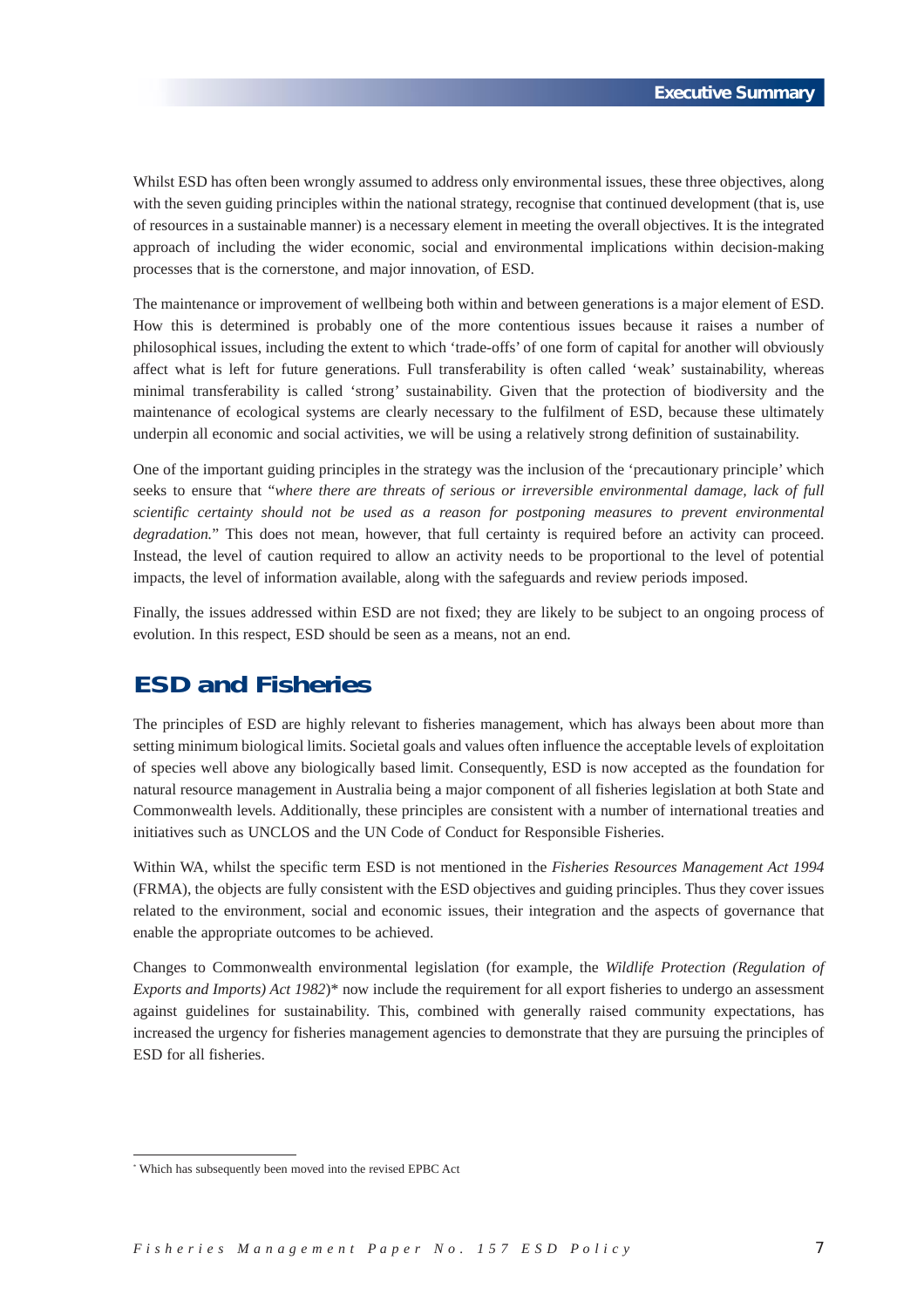Whilst ESD has often been wrongly assumed to address only environmental issues, these three objectives, along with the seven guiding principles within the national strategy, recognise that continued development (that is, use of resources in a sustainable manner) is a necessary element in meeting the overall objectives. It is the integrated approach of including the wider economic, social and environmental implications within decision-making processes that is the cornerstone, and major innovation, of ESD.

The maintenance or improvement of wellbeing both within and between generations is a major element of ESD. How this is determined is probably one of the more contentious issues because it raises a number of philosophical issues, including the extent to which 'trade-offs' of one form of capital for another will obviously affect what is left for future generations. Full transferability is often called 'weak' sustainability, whereas minimal transferability is called 'strong' sustainability. Given that the protection of biodiversity and the maintenance of ecological systems are clearly necessary to the fulfilment of ESD, because these ultimately underpin all economic and social activities, we will be using a relatively strong definition of sustainability.

One of the important guiding principles in the strategy was the inclusion of the 'precautionary principle' which seeks to ensure that "*where there are threats of serious or irreversible environmental damage, lack of full scientific certainty should not be used as a reason for postponing measures to prevent environmental degradation.*" This does not mean, however, that full certainty is required before an activity can proceed. Instead, the level of caution required to allow an activity needs to be proportional to the level of potential impacts, the level of information available, along with the safeguards and review periods imposed.

Finally, the issues addressed within ESD are not fixed; they are likely to be subject to an ongoing process of evolution. In this respect, ESD should be seen as a means, not an end.

## ESD and Fisheries

The principles of ESD are highly relevant to fisheries management, which has always been about more than setting minimum biological limits. Societal goals and values often influence the acceptable levels of exploitation of species well above any biologically based limit. Consequently, ESD is now accepted as the foundation for natural resource management in Australia being a major component of all fisheries legislation at both State and Commonwealth levels. Additionally, these principles are consistent with a number of international treaties and initiatives such as UNCLOS and the UN Code of Conduct for Responsible Fisheries.

Within WA, whilst the specific term ESD is not mentioned in the *Fisheries Resources Management Act 1994* (FRMA), the objects are fully consistent with the ESD objectives and guiding principles. Thus they cover issues related to the environment, social and economic issues, their integration and the aspects of governance that enable the appropriate outcomes to be achieved.

Changes to Commonwealth environmental legislation (for example, the *Wildlife Protection (Regulation of Exports and Imports) Act 1982*)* now include the requirement for all export fisheries to undergo an assessment against guidelines for sustainability. This, combined with generally raised community expectations, has increased the urgency for fisheries management agencies to demonstrate that they are pursuing the principles of ESD for all fisheries.

---

* Which has subsequently been moved into the revised EPBC Act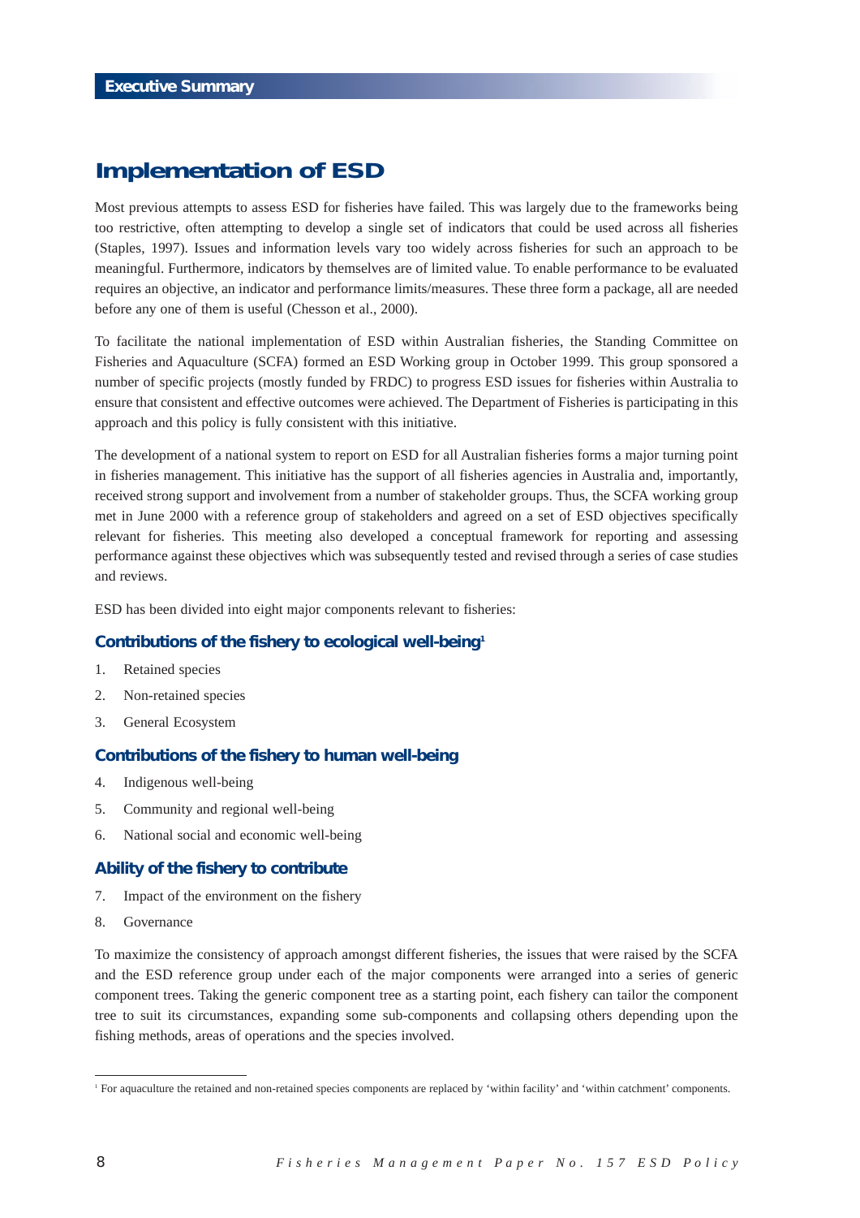## Implementation of ESD

Most previous attempts to assess ESD for fisheries have failed. This was largely due to the frameworks being too restrictive, often attempting to develop a single set of indicators that could be used across all fisheries (Staples, 1997). Issues and information levels vary too widely across fisheries for such an approach to be meaningful. Furthermore, indicators by themselves are of limited value. To enable performance to be evaluated requires an objective, an indicator and performance limits/measures. These three form a package, all are needed before any one of them is useful (Chesson et al., 2000).

To facilitate the national implementation of ESD within Australian fisheries, the Standing Committee on Fisheries and Aquaculture (SCFA) formed an ESD Working group in October 1999. This group sponsored a number of specific projects (mostly funded by FRDC) to progress ESD issues for fisheries within Australia to ensure that consistent and effective outcomes were achieved. The Department of Fisheries is participating in this approach and this policy is fully consistent with this initiative.

The development of a national system to report on ESD for all Australian fisheries forms a major turning point in fisheries management. This initiative has the support of all fisheries agencies in Australia and, importantly, received strong support and involvement from a number of stakeholder groups. Thus, the SCFA working group met in June 2000 with a reference group of stakeholders and agreed on a set of ESD objectives specifically relevant for fisheries. This meeting also developed a conceptual framework for reporting and assessing performance against these objectives which was subsequently tested and revised through a series of case studies and reviews.

ESD has been divided into eight major components relevant to fisheries:

### Contributions of the fishery to ecological well-being[1]

1. Retained species
2. Non-retained species
3. General Ecosystem

### Contributions of the fishery to human well-being

4. Indigenous well-being
5. Community and regional well-being
6. National social and economic well-being

### Ability of the fishery to contribute

7. Impact of the environment on the fishery
8. Governance

To maximize the consistency of approach amongst different fisheries, the issues that were raised by the SCFA and the ESD reference group under each of the major components were arranged into a series of generic component trees. Taking the generic component tree as a starting point, each fishery can tailor the component tree to suit its circumstances, expanding some sub-components and collapsing others depending upon the fishing methods, areas of operations and the species involved.

---

[1] For aquaculture the retained and non-retained species components are replaced by 'within facility' and 'within catchment' components.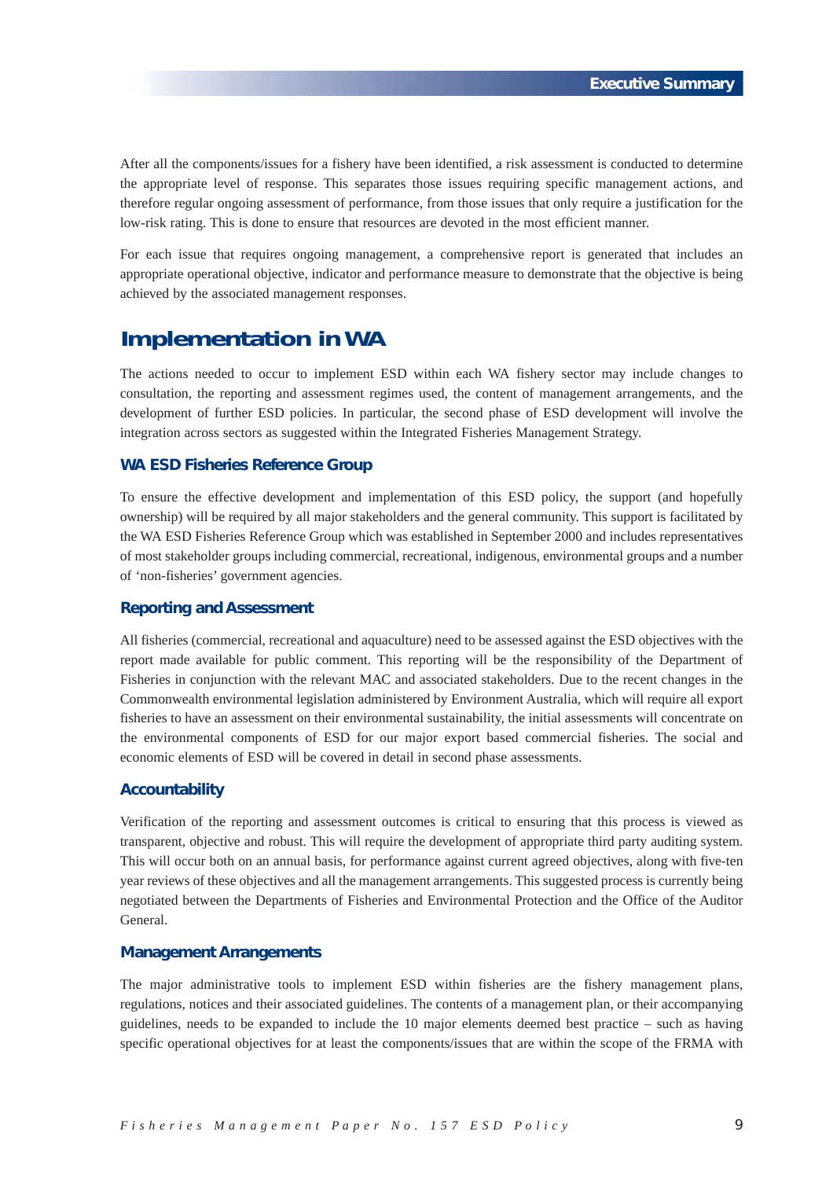After all the components/issues for a fishery have been identified, a risk assessment is conducted to determine the appropriate level of response. This separates those issues requiring specific management actions, and therefore regular ongoing assessment of performance, from those issues that only require a justification for the low-risk rating. This is done to ensure that resources are devoted in the most efficient manner.

For each issue that requires ongoing management, a comprehensive report is generated that includes an appropriate operational objective, indicator and performance measure to demonstrate that the objective is being achieved by the associated management responses.

## Implementation in WA

The actions needed to occur to implement ESD within each WA fishery sector may include changes to consultation, the reporting and assessment regimes used, the content of management arrangements, and the development of further ESD policies. In particular, the second phase of ESD development will involve the integration across sectors as suggested within the Integrated Fisheries Management Strategy.

### WA ESD Fisheries Reference Group

To ensure the effective development and implementation of this ESD policy, the support (and hopefully ownership) will be required by all major stakeholders and the general community. This support is facilitated by the WA ESD Fisheries Reference Group which was established in September 2000 and includes representatives of most stakeholder groups including commercial, recreational, indigenous, environmental groups and a number of 'non-fisheries' government agencies.

### Reporting and Assessment

All fisheries (commercial, recreational and aquaculture) need to be assessed against the ESD objectives with the report made available for public comment. This reporting will be the responsibility of the Department of Fisheries in conjunction with the relevant MAC and associated stakeholders. Due to the recent changes in the Commonwealth environmental legislation administered by Environment Australia, which will require all export fisheries to have an assessment on their environmental sustainability, the initial assessments will concentrate on the environmental components of ESD for our major export based commercial fisheries. The social and economic elements of ESD will be covered in detail in second phase assessments.

### Accountability

Verification of the reporting and assessment outcomes is critical to ensuring that this process is viewed as transparent, objective and robust. This will require the development of appropriate third party auditing system. This will occur both on an annual basis, for performance against current agreed objectives, along with five-ten year reviews of these objectives and all the management arrangements. This suggested process is currently being negotiated between the Departments of Fisheries and Environmental Protection and the Office of the Auditor General.

### Management Arrangements

The major administrative tools to implement ESD within fisheries are the fishery management plans, regulations, notices and their associated guidelines. The contents of a management plan, or their accompanying guidelines, needs to be expanded to include the 10 major elements deemed best practice – such as having specific operational objectives for at least the components/issues that are within the scope of the FRMA with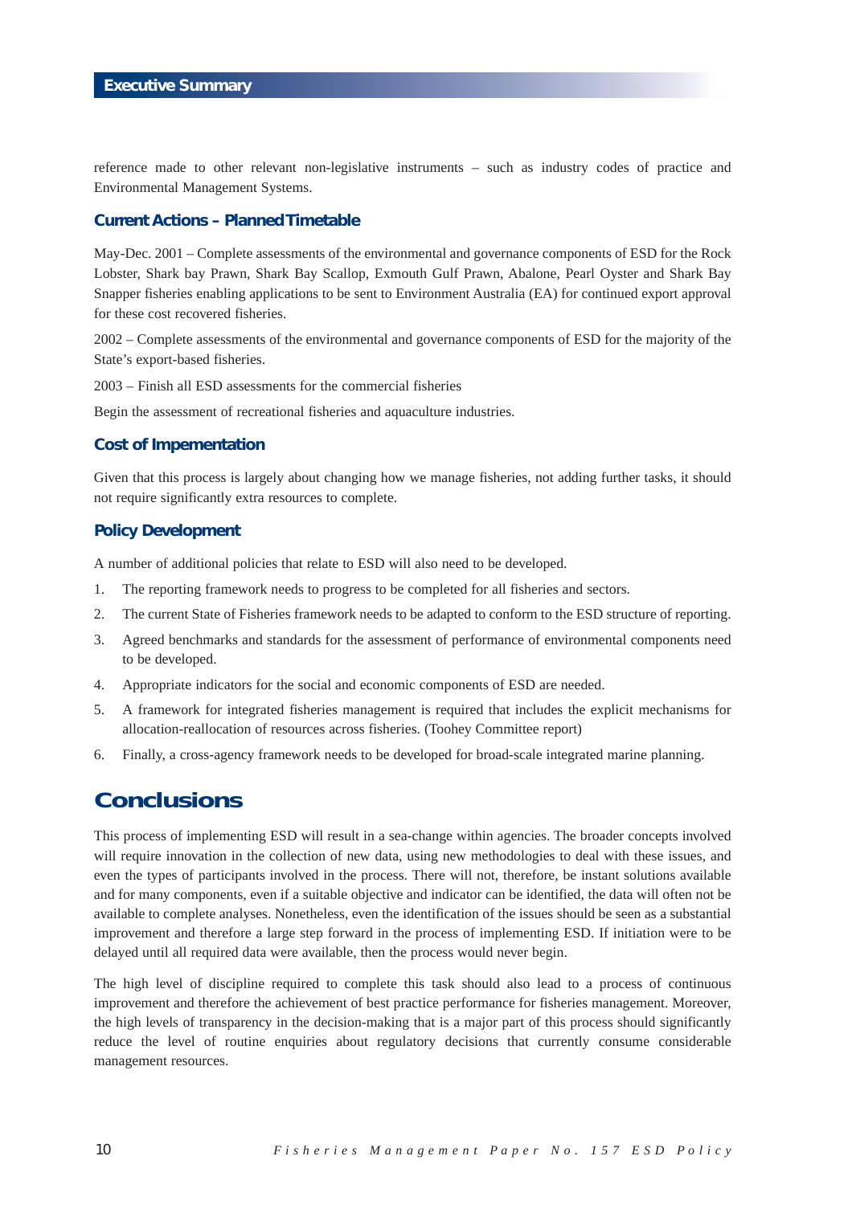reference made to other relevant non-legislative instruments – such as industry codes of practice and Environmental Management Systems.

### Current Actions – Planned Timetable

May-Dec. 2001 – Complete assessments of the environmental and governance components of ESD for the Rock Lobster, Shark bay Prawn, Shark Bay Scallop, Exmouth Gulf Prawn, Abalone, Pearl Oyster and Shark Bay Snapper fisheries enabling applications to be sent to Environment Australia (EA) for continued export approval for these cost recovered fisheries.

2002 – Complete assessments of the environmental and governance components of ESD for the majority of the State's export-based fisheries.

2003 – Finish all ESD assessments for the commercial fisheries

Begin the assessment of recreational fisheries and aquaculture industries.

### Cost of Impementation

Given that this process is largely about changing how we manage fisheries, not adding further tasks, it should not require significantly extra resources to complete.

### Policy Development

A number of additional policies that relate to ESD will also need to be developed.

1. The reporting framework needs to progress to be completed for all fisheries and sectors.
2. The current State of Fisheries framework needs to be adapted to conform to the ESD structure of reporting.
3. Agreed benchmarks and standards for the assessment of performance of environmental components need to be developed.
4. Appropriate indicators for the social and economic components of ESD are needed.
5. A framework for integrated fisheries management is required that includes the explicit mechanisms for allocation-reallocation of resources across fisheries. (Toohey Committee report)
6. Finally, a cross-agency framework needs to be developed for broad-scale integrated marine planning.

## Conclusions

This process of implementing ESD will result in a sea-change within agencies. The broader concepts involved will require innovation in the collection of new data, using new methodologies to deal with these issues, and even the types of participants involved in the process. There will not, therefore, be instant solutions available and for many components, even if a suitable objective and indicator can be identified, the data will often not be available to complete analyses. Nonetheless, even the identification of the issues should be seen as a substantial improvement and therefore a large step forward in the process of implementing ESD. If initiation were to be delayed until all required data were available, then the process would never begin.

The high level of discipline required to complete this task should also lead to a process of continuous improvement and therefore the achievement of best practice performance for fisheries management. Moreover, the high levels of transparency in the decision-making that is a major part of this process should significantly reduce the level of routine enquiries about regulatory decisions that currently consume considerable management resources.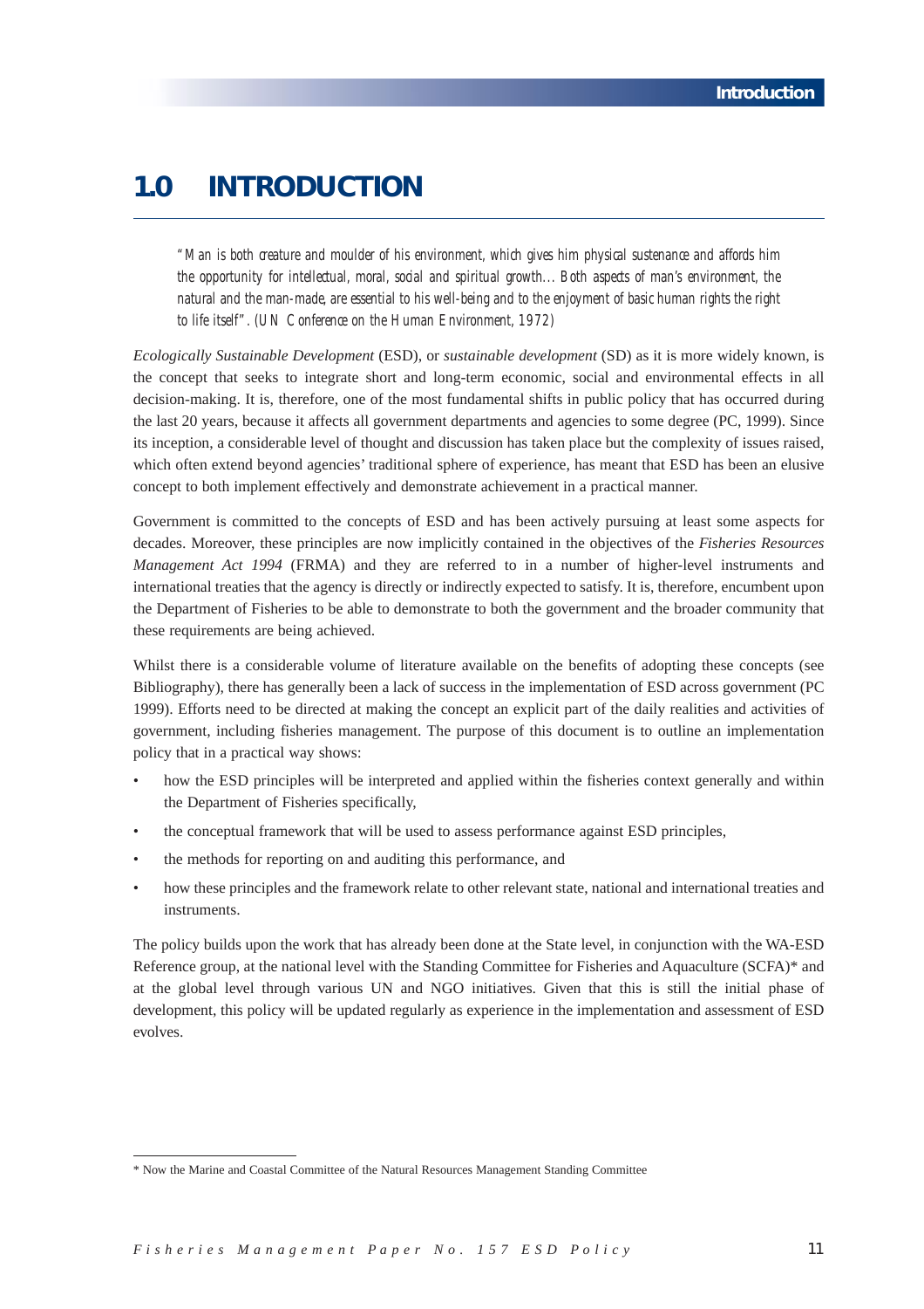# 1.0 INTRODUCTION

> *"Man is both creature and moulder of his environment, which gives him physical sustenance and affords him the opportunity for intellectual, moral, social and spiritual growth... Both aspects of man's environment, the natural and the man-made, are essential to his well-being and to the enjoyment of basic human rights the right to life itself". (UN Conference on the Human Environment, 1972)*

*Ecologically Sustainable Development* (ESD), or *sustainable development* (SD) as it is more widely known, is the concept that seeks to integrate short and long-term economic, social and environmental effects in all decision-making. It is, therefore, one of the most fundamental shifts in public policy that has occurred during the last 20 years, because it affects all government departments and agencies to some degree (PC, 1999). Since its inception, a considerable level of thought and discussion has taken place but the complexity of issues raised, which often extend beyond agencies' traditional sphere of experience, has meant that ESD has been an elusive concept to both implement effectively and demonstrate achievement in a practical manner.

Government is committed to the concepts of ESD and has been actively pursuing at least some aspects for decades. Moreover, these principles are now implicitly contained in the objectives of the *Fisheries Resources Management Act 1994* (FRMA) and they are referred to in a number of higher-level instruments and international treaties that the agency is directly or indirectly expected to satisfy. It is, therefore, encumbent upon the Department of Fisheries to be able to demonstrate to both the government and the broader community that these requirements are being achieved.

Whilst there is a considerable volume of literature available on the benefits of adopting these concepts (see Bibliography), there has generally been a lack of success in the implementation of ESD across government (PC 1999). Efforts need to be directed at making the concept an explicit part of the daily realities and activities of government, including fisheries management. The purpose of this document is to outline an implementation policy that in a practical way shows:

- how the ESD principles will be interpreted and applied within the fisheries context generally and within the Department of Fisheries specifically,
- the conceptual framework that will be used to assess performance against ESD principles,
- the methods for reporting on and auditing this performance, and
- how these principles and the framework relate to other relevant state, national and international treaties and instruments.

The policy builds upon the work that has already been done at the State level, in conjunction with the WA-ESD Reference group, at the national level with the Standing Committee for Fisheries and Aquaculture (SCFA)* and at the global level through various UN and NGO initiatives. Given that this is still the initial phase of development, this policy will be updated regularly as experience in the implementation and assessment of ESD evolves.

---

* Now the Marine and Coastal Committee of the Natural Resources Management Standing Committee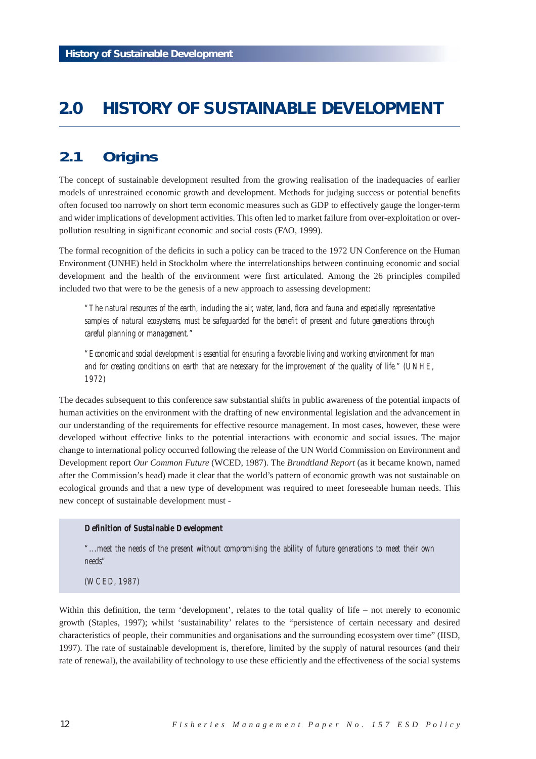# 2.0 HISTORY OF SUSTAINABLE DEVELOPMENT

## 2.1 Origins

The concept of sustainable development resulted from the growing realisation of the inadequacies of earlier models of unrestrained economic growth and development. Methods for judging success or potential benefits often focused too narrowly on short term economic measures such as GDP to effectively gauge the longer-term and wider implications of development activities. This often led to market failure from over-exploitation or over-pollution resulting in significant economic and social costs (FAO, 1999).

The formal recognition of the deficits in such a policy can be traced to the 1972 UN Conference on the Human Environment (UNHE) held in Stockholm where the interrelationships between continuing economic and social development and the health of the environment were first articulated. Among the 26 principles compiled included two that were to be the genesis of a new approach to assessing development:

> *"The natural resources of the earth, including the air, water, land, flora and fauna and especially representative samples of natural ecosystems, must be safeguarded for the benefit of present and future generations through careful planning or management."*
>
> *"Economic and social development is essential for ensuring a favorable living and working environment for man and for creating conditions on earth that are necessary for the improvement of the quality of life." (UNHE, 1972)*

The decades subsequent to this conference saw substantial shifts in public awareness of the potential impacts of human activities on the environment with the drafting of new environmental legislation and the advancement in our understanding of the requirements for effective resource management. In most cases, however, these were developed without effective links to the potential interactions with economic and social issues. The major change to international policy occurred following the release of the UN World Commission on Environment and Development report *Our Common Future* (WCED, 1987). The *Brundtland Report* (as it became known, named after the Commission's head) made it clear that the world's pattern of economic growth was not sustainable on ecological grounds and that a new type of development was required to meet foreseeable human needs. This new concept of sustainable development must -

> ***Definition of Sustainable Development***
>
> *"...meet the needs of the present without compromising the ability of future generations to meet their own needs"*
>
> *(WCED, 1987)*

Within this definition, the term 'development', relates to the total quality of life – not merely to economic growth (Staples, 1997); whilst 'sustainability' relates to the "persistence of certain necessary and desired characteristics of people, their communities and organisations and the surrounding ecosystem over time" (IISD, 1997). The rate of sustainable development is, therefore, limited by the supply of natural resources (and their rate of renewal), the availability of technology to use these efficiently and the effectiveness of the social systems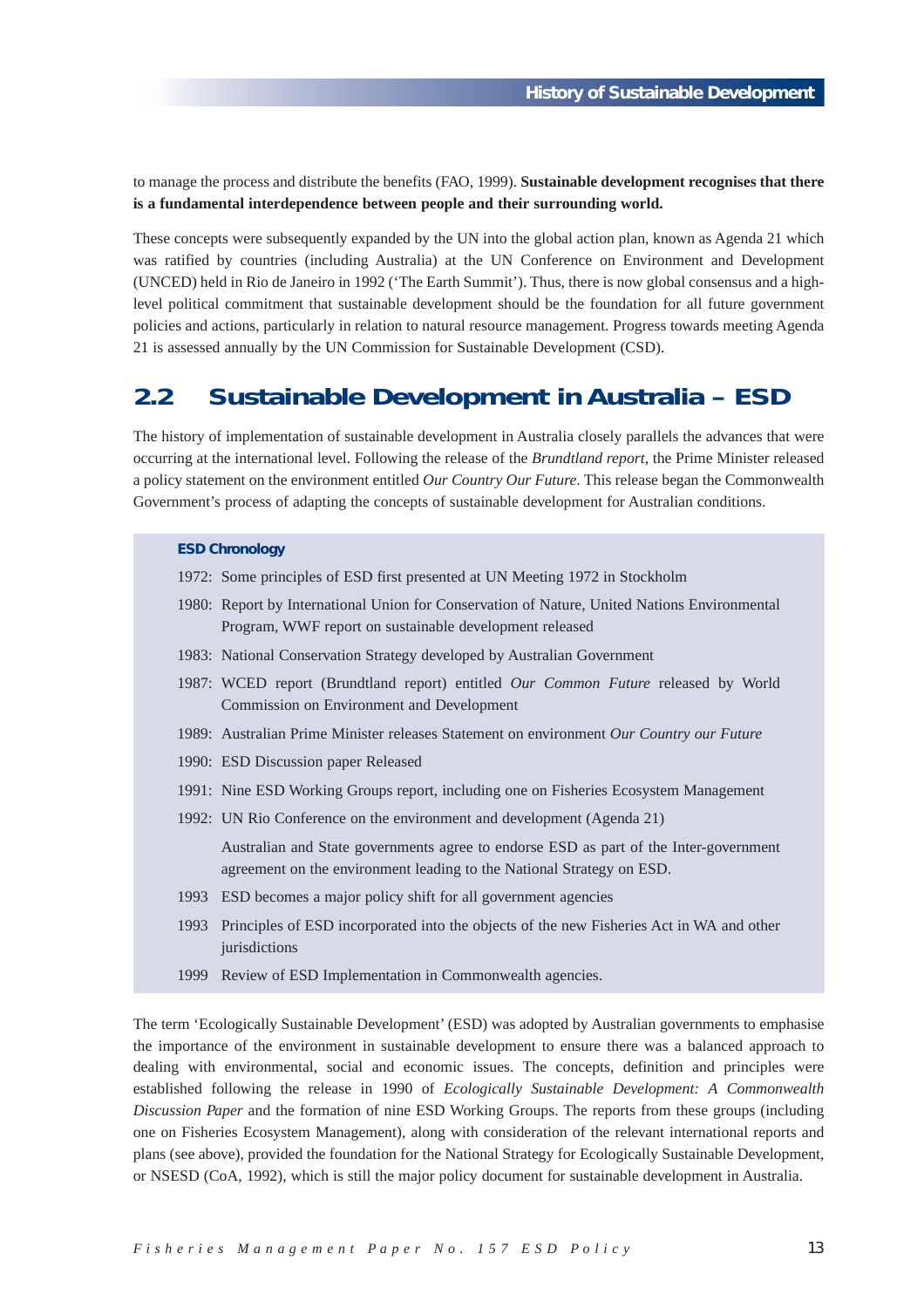to manage the process and distribute the benefits (FAO, 1999). **Sustainable development recognises that there is a fundamental interdependence between people and their surrounding world.**

These concepts were subsequently expanded by the UN into the global action plan, known as Agenda 21 which was ratified by countries (including Australia) at the UN Conference on Environment and Development (UNCED) held in Rio de Janeiro in 1992 ('The Earth Summit'). Thus, there is now global consensus and a high-level political commitment that sustainable development should be the foundation for all future government policies and actions, particularly in relation to natural resource management. Progress towards meeting Agenda 21 is assessed annually by the UN Commission for Sustainable Development (CSD).

## 2.2 Sustainable Development in Australia – ESD

The history of implementation of sustainable development in Australia closely parallels the advances that were occurring at the international level. Following the release of the *Brundtland report*, the Prime Minister released a policy statement on the environment entitled *Our Country Our Future*. This release began the Commonwealth Government's process of adapting the concepts of sustainable development for Australian conditions.

**ESD Chronology**

- 1972: Some principles of ESD first presented at UN Meeting 1972 in Stockholm
- 1980: Report by International Union for Conservation of Nature, United Nations Environmental Program, WWF report on sustainable development released
- 1983: National Conservation Strategy developed by Australian Government
- 1987: WCED report (Brundtland report) entitled *Our Common Future* released by World Commission on Environment and Development
- 1989: Australian Prime Minister releases Statement on environment *Our Country our Future*
- 1990: ESD Discussion paper Released
- 1991: Nine ESD Working Groups report, including one on Fisheries Ecosystem Management
- 1992: UN Rio Conference on the environment and development (Agenda 21)

  Australian and State governments agree to endorse ESD as part of the Inter-government agreement on the environment leading to the National Strategy on ESD.
- 1993 ESD becomes a major policy shift for all government agencies
- 1993 Principles of ESD incorporated into the objects of the new Fisheries Act in WA and other jurisdictions
- 1999 Review of ESD Implementation in Commonwealth agencies.

The term 'Ecologically Sustainable Development' (ESD) was adopted by Australian governments to emphasise the importance of the environment in sustainable development to ensure there was a balanced approach to dealing with environmental, social and economic issues. The concepts, definition and principles were established following the release in 1990 of *Ecologically Sustainable Development: A Commonwealth Discussion Paper* and the formation of nine ESD Working Groups. The reports from these groups (including one on Fisheries Ecosystem Management), along with consideration of the relevant international reports and plans (see above), provided the foundation for the National Strategy for Ecologically Sustainable Development, or NSESD (CoA, 1992), which is still the major policy document for sustainable development in Australia.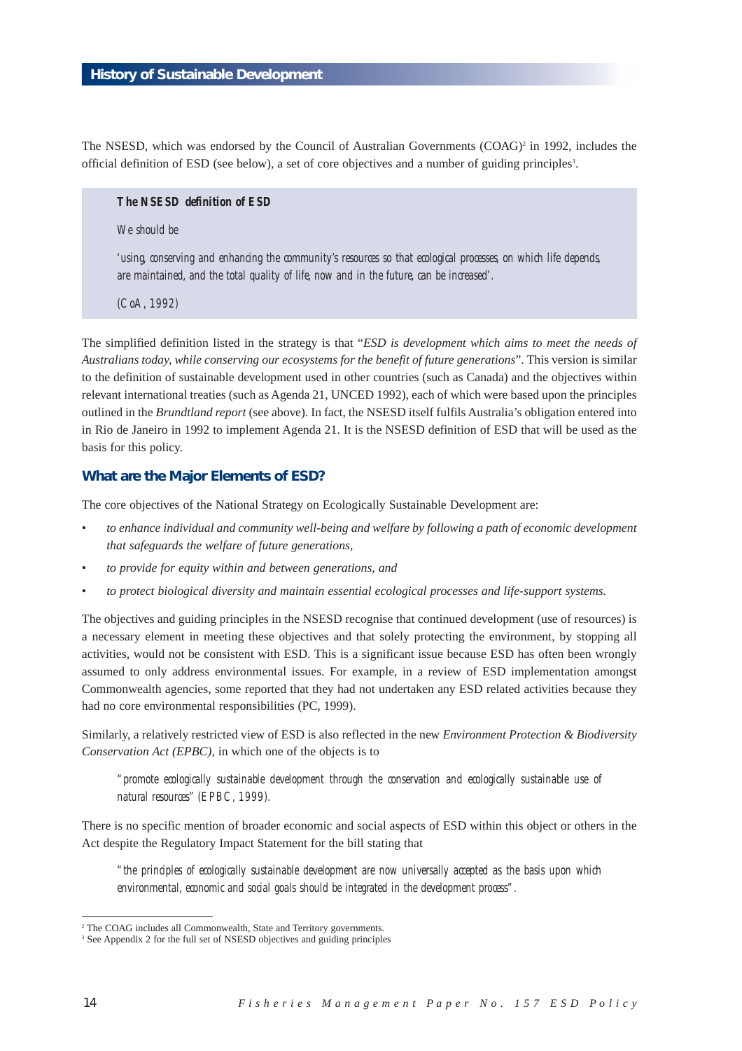## History of Sustainable Development

The NSESD, which was endorsed by the Council of Australian Governments (COAG)[2] in 1992, includes the official definition of ESD (see below), a set of core objectives and a number of guiding principles[3].

> **The NSESD definition of ESD**
>
> *We should be*
>
> *'using, conserving and enhancing the community's resources so that ecological processes, on which life depends, are maintained, and the total quality of life, now and in the future, can be increased'.*
>
> *(CoA, 1992)*

The simplified definition listed in the strategy is that "*ESD is development which aims to meet the needs of Australians today, while conserving our ecosystems for the benefit of future generations*". This version is similar to the definition of sustainable development used in other countries (such as Canada) and the objectives within relevant international treaties (such as Agenda 21, UNCED 1992), each of which were based upon the principles outlined in the *Brundtland report* (see above). In fact, the NSESD itself fulfils Australia's obligation entered into in Rio de Janeiro in 1992 to implement Agenda 21. It is the NSESD definition of ESD that will be used as the basis for this policy.

### What are the Major Elements of ESD?

The core objectives of the National Strategy on Ecologically Sustainable Development are:

- *to enhance individual and community well-being and welfare by following a path of economic development that safeguards the welfare of future generations,*
- *to provide for equity within and between generations, and*
- *to protect biological diversity and maintain essential ecological processes and life-support systems.*

The objectives and guiding principles in the NSESD recognise that continued development (use of resources) is a necessary element in meeting these objectives and that solely protecting the environment, by stopping all activities, would not be consistent with ESD. This is a significant issue because ESD has often been wrongly assumed to only address environmental issues. For example, in a review of ESD implementation amongst Commonwealth agencies, some reported that they had not undertaken any ESD related activities because they had no core environmental responsibilities (PC, 1999).

Similarly, a relatively restricted view of ESD is also reflected in the new *Environment Protection & Biodiversity Conservation Act (EPBC)*, in which one of the objects is to

> *"promote ecologically sustainable development through the conservation and ecologically sustainable use of natural resources" (EPBC, 1999).*

There is no specific mention of broader economic and social aspects of ESD within this object or others in the Act despite the Regulatory Impact Statement for the bill stating that

> *"the principles of ecologically sustainable development are now universally accepted as the basis upon which environmental, economic and social goals should be integrated in the development process".*

---

[2] The COAG includes all Commonwealth, State and Territory governments.

[3] See Appendix 2 for the full set of NSESD objectives and guiding principles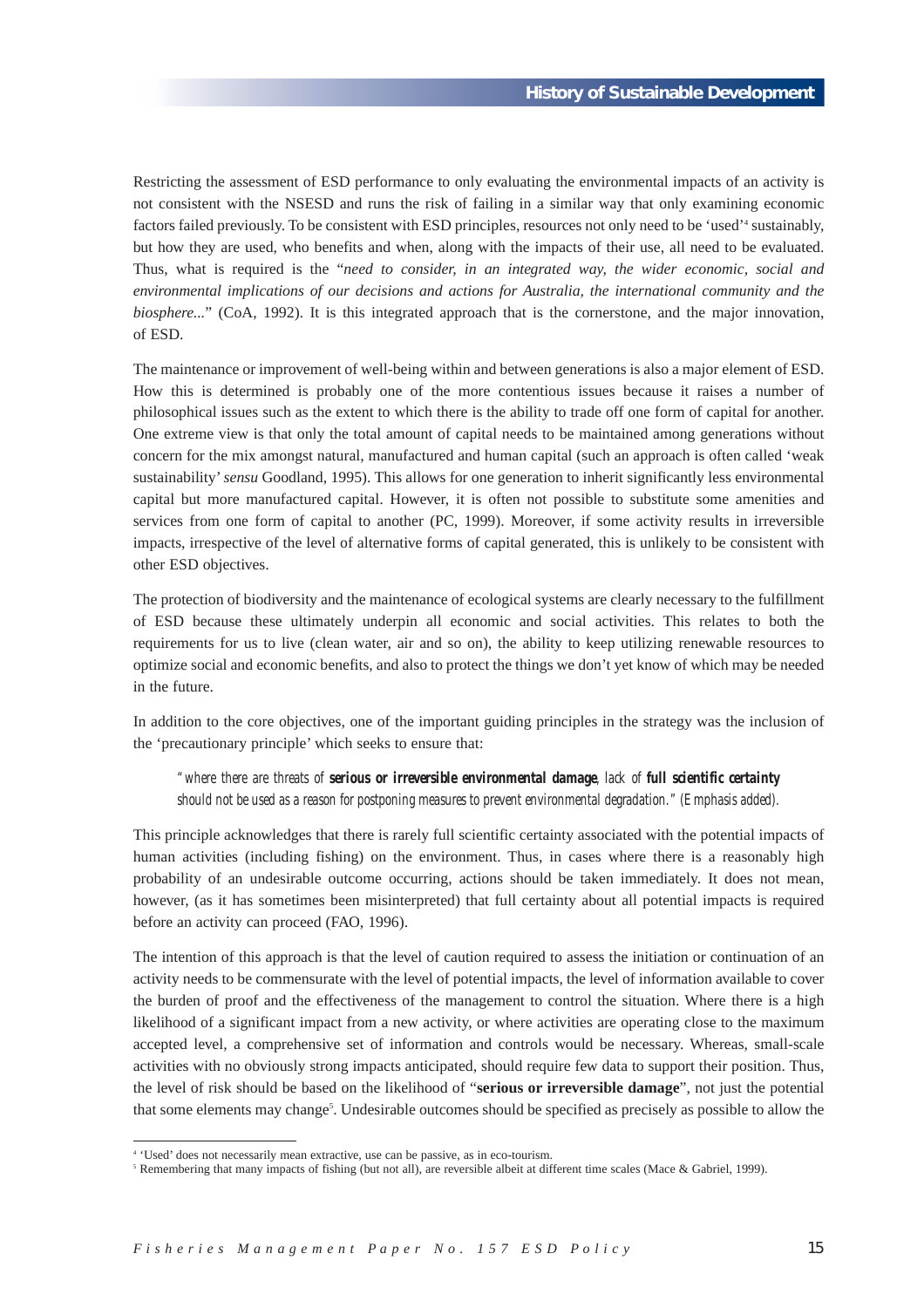Restricting the assessment of ESD performance to only evaluating the environmental impacts of an activity is not consistent with the NSESD and runs the risk of failing in a similar way that only examining economic factors failed previously. To be consistent with ESD principles, resources not only need to be 'used'[4] sustainably, but how they are used, who benefits and when, along with the impacts of their use, all need to be evaluated. Thus, what is required is the "*need to consider, in an integrated way, the wider economic, social and environmental implications of our decisions and actions for Australia, the international community and the biosphere...*" (CoA, 1992). It is this integrated approach that is the cornerstone, and the major innovation, of ESD.

The maintenance or improvement of well-being within and between generations is also a major element of ESD. How this is determined is probably one of the more contentious issues because it raises a number of philosophical issues such as the extent to which there is the ability to trade off one form of capital for another. One extreme view is that only the total amount of capital needs to be maintained among generations without concern for the mix amongst natural, manufactured and human capital (such an approach is often called 'weak sustainability' *sensu* Goodland, 1995). This allows for one generation to inherit significantly less environmental capital but more manufactured capital. However, it is often not possible to substitute some amenities and services from one form of capital to another (PC, 1999). Moreover, if some activity results in irreversible impacts, irrespective of the level of alternative forms of capital generated, this is unlikely to be consistent with other ESD objectives.

The protection of biodiversity and the maintenance of ecological systems are clearly necessary to the fulfillment of ESD because these ultimately underpin all economic and social activities. This relates to both the requirements for us to live (clean water, air and so on), the ability to keep utilizing renewable resources to optimize social and economic benefits, and also to protect the things we don't yet know of which may be needed in the future.

In addition to the core objectives, one of the important guiding principles in the strategy was the inclusion of the 'precautionary principle' which seeks to ensure that:

> *"where there are threats of* ***serious or irreversible environmental damage****, lack of* ***full scientific certainty*** *should not be used as a reason for postponing measures to prevent environmental degradation." (Emphasis added).*

This principle acknowledges that there is rarely full scientific certainty associated with the potential impacts of human activities (including fishing) on the environment. Thus, in cases where there is a reasonably high probability of an undesirable outcome occurring, actions should be taken immediately. It does not mean, however, (as it has sometimes been misinterpreted) that full certainty about all potential impacts is required before an activity can proceed (FAO, 1996).

The intention of this approach is that the level of caution required to assess the initiation or continuation of an activity needs to be commensurate with the level of potential impacts, the level of information available to cover the burden of proof and the effectiveness of the management to control the situation. Where there is a high likelihood of a significant impact from a new activity, or where activities are operating close to the maximum accepted level, a comprehensive set of information and controls would be necessary. Whereas, small-scale activities with no obviously strong impacts anticipated, should require few data to support their position. Thus, the level of risk should be based on the likelihood of "**serious or irreversible damage**", not just the potential that some elements may change[5]. Undesirable outcomes should be specified as precisely as possible to allow the

---

[4] 'Used' does not necessarily mean extractive, use can be passive, as in eco-tourism.

[5] Remembering that many impacts of fishing (but not all), are reversible albeit at different time scales (Mace & Gabriel, 1999).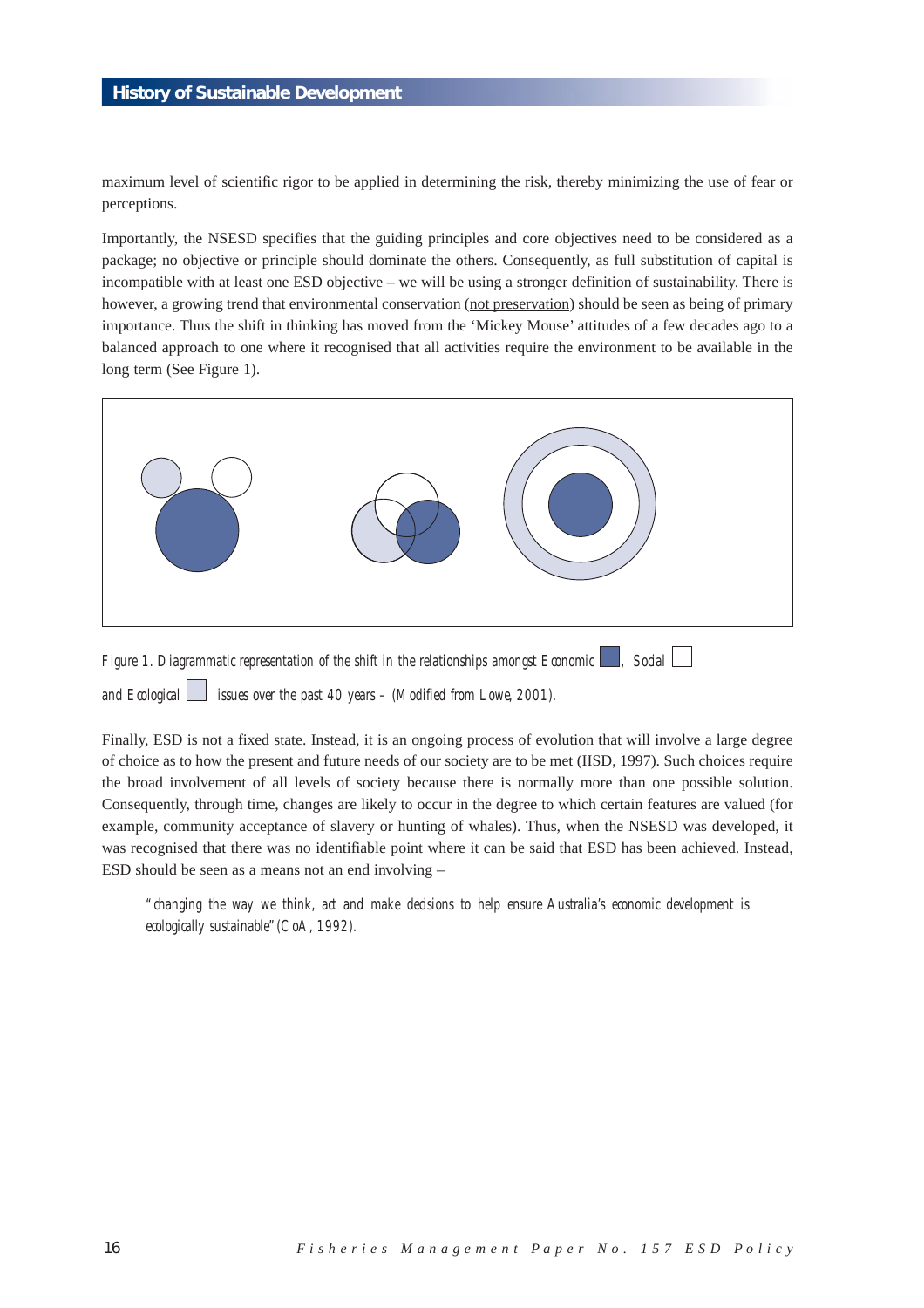maximum level of scientific rigor to be applied in determining the risk, thereby minimizing the use of fear or perceptions.

Importantly, the NSESD specifies that the guiding principles and core objectives need to be considered as a package; no objective or principle should dominate the others. Consequently, as full substitution of capital is incompatible with at least one ESD objective – we will be using a stronger definition of sustainability. There is however, a growing trend that environmental conservation (not preservation) should be seen as being of primary importance. Thus the shift in thinking has moved from the 'Mickey Mouse' attitudes of a few decades ago to a balanced approach to one where it recognised that all activities require the environment to be available in the long term (See Figure 1).

*Figure 1. Diagrammatic representation of the shift in the relationships amongst Economic, Social and Ecological issues over the past 40 years – (Modified from Lowe, 2001).*

Finally, ESD is not a fixed state. Instead, it is an ongoing process of evolution that will involve a large degree of choice as to how the present and future needs of our society are to be met (IISD, 1997). Such choices require the broad involvement of all levels of society because there is normally more than one possible solution. Consequently, through time, changes are likely to occur in the degree to which certain features are valued (for example, community acceptance of slavery or hunting of whales). Thus, when the NSESD was developed, it was recognised that there was no identifiable point where it can be said that ESD has been achieved. Instead, ESD should be seen as a means not an end involving –

> *"changing the way we think, act and make decisions to help ensure Australia's economic development is ecologically sustainable" (CoA, 1992).*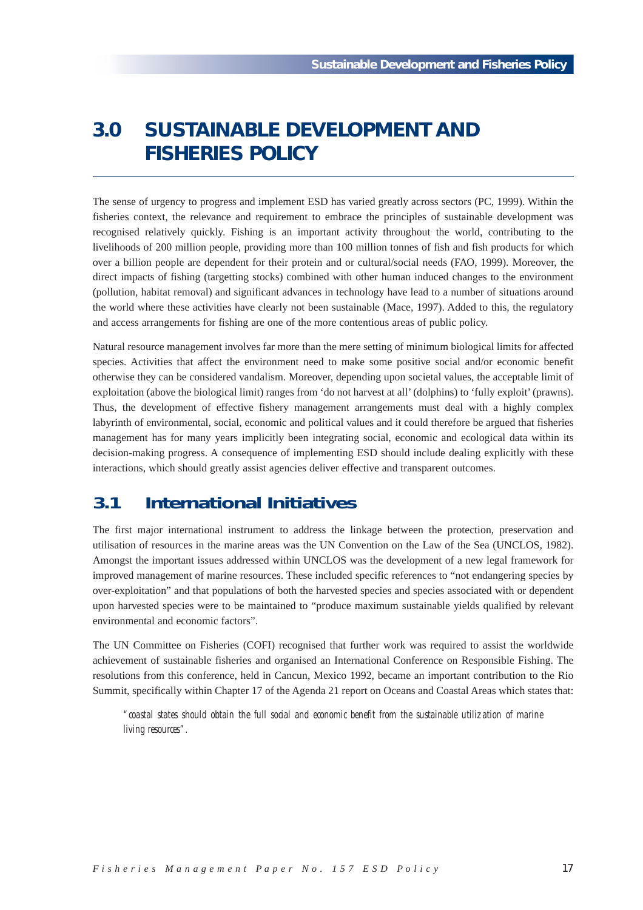# 3.0 SUSTAINABLE DEVELOPMENT AND FISHERIES POLICY

The sense of urgency to progress and implement ESD has varied greatly across sectors (PC, 1999). Within the fisheries context, the relevance and requirement to embrace the principles of sustainable development was recognised relatively quickly. Fishing is an important activity throughout the world, contributing to the livelihoods of 200 million people, providing more than 100 million tonnes of fish and fish products for which over a billion people are dependent for their protein and or cultural/social needs (FAO, 1999). Moreover, the direct impacts of fishing (targetting stocks) combined with other human induced changes to the environment (pollution, habitat removal) and significant advances in technology have lead to a number of situations around the world where these activities have clearly not been sustainable (Mace, 1997). Added to this, the regulatory and access arrangements for fishing are one of the more contentious areas of public policy.

Natural resource management involves far more than the mere setting of minimum biological limits for affected species. Activities that affect the environment need to make some positive social and/or economic benefit otherwise they can be considered vandalism. Moreover, depending upon societal values, the acceptable limit of exploitation (above the biological limit) ranges from 'do not harvest at all' (dolphins) to 'fully exploit' (prawns). Thus, the development of effective fishery management arrangements must deal with a highly complex labyrinth of environmental, social, economic and political values and it could therefore be argued that fisheries management has for many years implicitly been integrating social, economic and ecological data within its decision-making progress. A consequence of implementing ESD should include dealing explicitly with these interactions, which should greatly assist agencies deliver effective and transparent outcomes.

## 3.1 International Initiatives

The first major international instrument to address the linkage between the protection, preservation and utilisation of resources in the marine areas was the UN Convention on the Law of the Sea (UNCLOS, 1982). Amongst the important issues addressed within UNCLOS was the development of a new legal framework for improved management of marine resources. These included specific references to "not endangering species by over-exploitation" and that populations of both the harvested species and species associated with or dependent upon harvested species were to be maintained to "produce maximum sustainable yields qualified by relevant environmental and economic factors".

The UN Committee on Fisheries (COFI) recognised that further work was required to assist the worldwide achievement of sustainable fisheries and organised an International Conference on Responsible Fishing. The resolutions from this conference, held in Cancun, Mexico 1992, became an important contribution to the Rio Summit, specifically within Chapter 17 of the Agenda 21 report on Oceans and Coastal Areas which states that:

> *"coastal states should obtain the full social and economic benefit from the sustainable utilization of marine living resources".*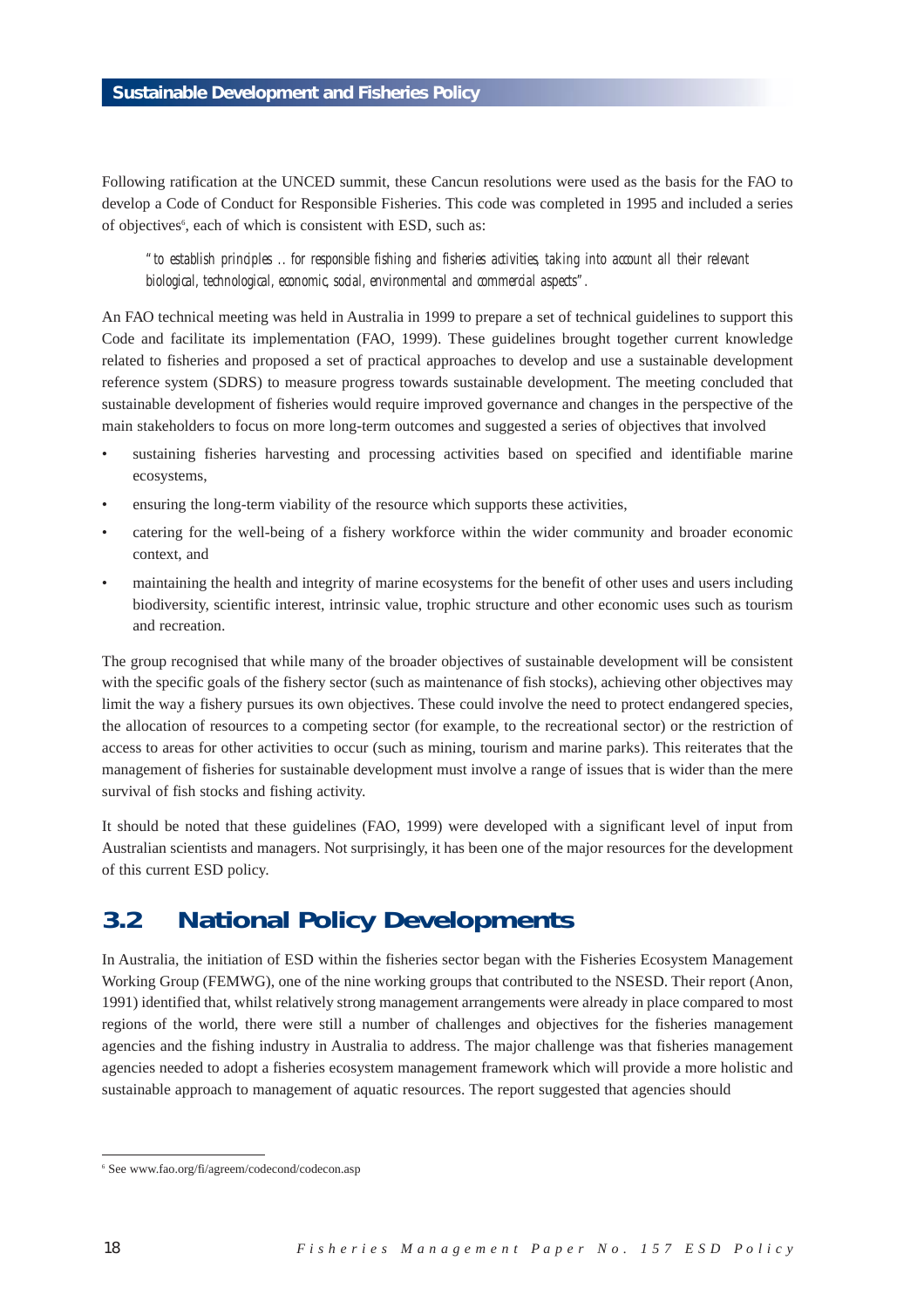Following ratification at the UNCED summit, these Cancun resolutions were used as the basis for the FAO to develop a Code of Conduct for Responsible Fisheries. This code was completed in 1995 and included a series of objectives[6], each of which is consistent with ESD, such as:

> *"to establish principles .. for responsible fishing and fisheries activities, taking into account all their relevant biological, technological, economic, social, environmental and commercial aspects".*

An FAO technical meeting was held in Australia in 1999 to prepare a set of technical guidelines to support this Code and facilitate its implementation (FAO, 1999). These guidelines brought together current knowledge related to fisheries and proposed a set of practical approaches to develop and use a sustainable development reference system (SDRS) to measure progress towards sustainable development. The meeting concluded that sustainable development of fisheries would require improved governance and changes in the perspective of the main stakeholders to focus on more long-term outcomes and suggested a series of objectives that involved

- sustaining fisheries harvesting and processing activities based on specified and identifiable marine ecosystems,
- ensuring the long-term viability of the resource which supports these activities,
- catering for the well-being of a fishery workforce within the wider community and broader economic context, and
- maintaining the health and integrity of marine ecosystems for the benefit of other uses and users including biodiversity, scientific interest, intrinsic value, trophic structure and other economic uses such as tourism and recreation.

The group recognised that while many of the broader objectives of sustainable development will be consistent with the specific goals of the fishery sector (such as maintenance of fish stocks), achieving other objectives may limit the way a fishery pursues its own objectives. These could involve the need to protect endangered species, the allocation of resources to a competing sector (for example, to the recreational sector) or the restriction of access to areas for other activities to occur (such as mining, tourism and marine parks). This reiterates that the management of fisheries for sustainable development must involve a range of issues that is wider than the mere survival of fish stocks and fishing activity.

It should be noted that these guidelines (FAO, 1999) were developed with a significant level of input from Australian scientists and managers. Not surprisingly, it has been one of the major resources for the development of this current ESD policy.

## 3.2 National Policy Developments

In Australia, the initiation of ESD within the fisheries sector began with the Fisheries Ecosystem Management Working Group (FEMWG), one of the nine working groups that contributed to the NSESD. Their report (Anon, 1991) identified that, whilst relatively strong management arrangements were already in place compared to most regions of the world, there were still a number of challenges and objectives for the fisheries management agencies and the fishing industry in Australia to address. The major challenge was that fisheries management agencies needed to adopt a fisheries ecosystem management framework which will provide a more holistic and sustainable approach to management of aquatic resources. The report suggested that agencies should

---

[6] See www.fao.org/fi/agreem/codecond/codecon.asp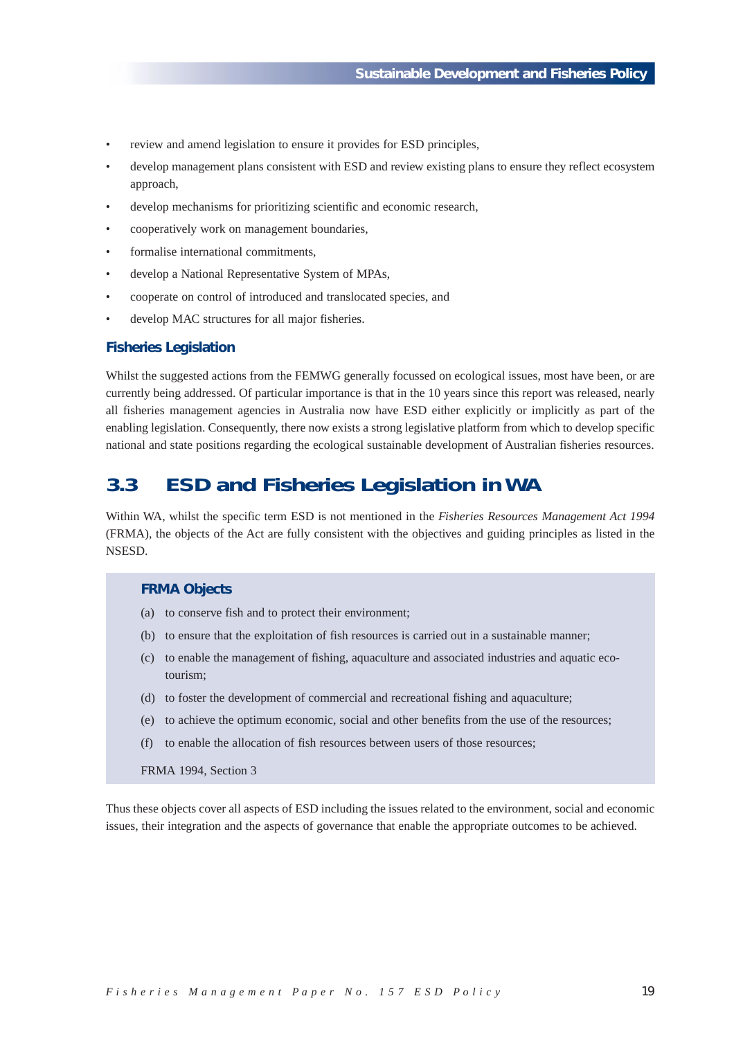- review and amend legislation to ensure it provides for ESD principles,
- develop management plans consistent with ESD and review existing plans to ensure they reflect ecosystem approach,
- develop mechanisms for prioritizing scientific and economic research,
- cooperatively work on management boundaries,
- formalise international commitments,
- develop a National Representative System of MPAs,
- cooperate on control of introduced and translocated species, and
- develop MAC structures for all major fisheries.

### Fisheries Legislation

Whilst the suggested actions from the FEMWG generally focussed on ecological issues, most have been, or are currently being addressed. Of particular importance is that in the 10 years since this report was released, nearly all fisheries management agencies in Australia now have ESD either explicitly or implicitly as part of the enabling legislation. Consequently, there now exists a strong legislative platform from which to develop specific national and state positions regarding the ecological sustainable development of Australian fisheries resources.

## 3.3 ESD and Fisheries Legislation in WA

Within WA, whilst the specific term ESD is not mentioned in the *Fisheries Resources Management Act 1994* (FRMA), the objects of the Act are fully consistent with the objectives and guiding principles as listed in the NSESD.

> **FRMA Objects**
>
> (a) to conserve fish and to protect their environment;
>
> (b) to ensure that the exploitation of fish resources is carried out in a sustainable manner;
>
> (c) to enable the management of fishing, aquaculture and associated industries and aquatic eco-tourism;
>
> (d) to foster the development of commercial and recreational fishing and aquaculture;
>
> (e) to achieve the optimum economic, social and other benefits from the use of the resources;
>
> (f) to enable the allocation of fish resources between users of those resources;
>
> FRMA 1994, Section 3

Thus these objects cover all aspects of ESD including the issues related to the environment, social and economic issues, their integration and the aspects of governance that enable the appropriate outcomes to be achieved.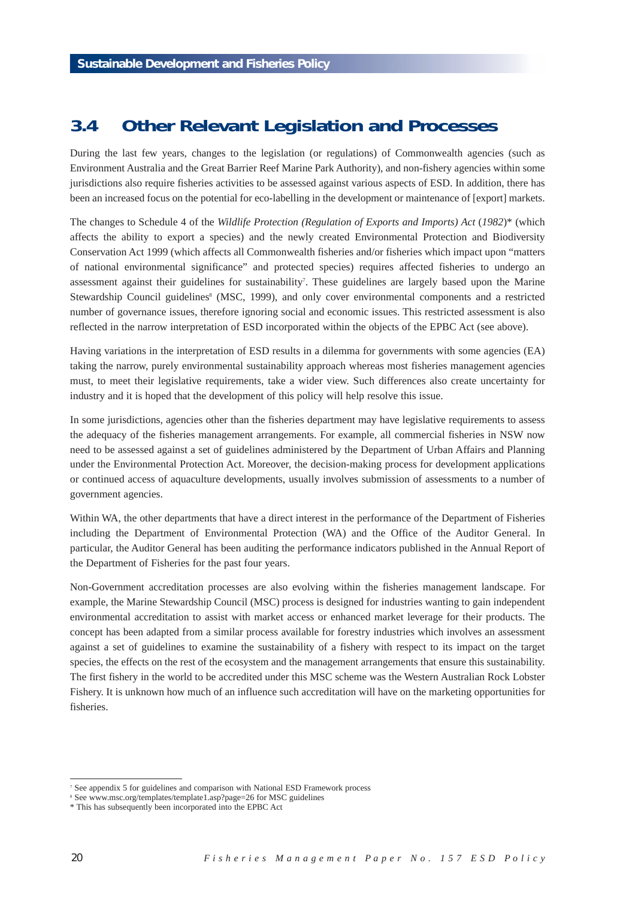## 3.4 Other Relevant Legislation and Processes

During the last few years, changes to the legislation (or regulations) of Commonwealth agencies (such as Environment Australia and the Great Barrier Reef Marine Park Authority), and non-fishery agencies within some jurisdictions also require fisheries activities to be assessed against various aspects of ESD. In addition, there has been an increased focus on the potential for eco-labelling in the development or maintenance of [export] markets.

The changes to Schedule 4 of the *Wildlife Protection (Regulation of Exports and Imports) Act* (*1982*)* (which affects the ability to export a species) and the newly created Environmental Protection and Biodiversity Conservation Act 1999 (which affects all Commonwealth fisheries and/or fisheries which impact upon "matters of national environmental significance" and protected species) requires affected fisheries to undergo an assessment against their guidelines for sustainability[7]. These guidelines are largely based upon the Marine Stewardship Council guidelines[8] (MSC, 1999), and only cover environmental components and a restricted number of governance issues, therefore ignoring social and economic issues. This restricted assessment is also reflected in the narrow interpretation of ESD incorporated within the objects of the EPBC Act (see above).

Having variations in the interpretation of ESD results in a dilemma for governments with some agencies (EA) taking the narrow, purely environmental sustainability approach whereas most fisheries management agencies must, to meet their legislative requirements, take a wider view. Such differences also create uncertainty for industry and it is hoped that the development of this policy will help resolve this issue.

In some jurisdictions, agencies other than the fisheries department may have legislative requirements to assess the adequacy of the fisheries management arrangements. For example, all commercial fisheries in NSW now need to be assessed against a set of guidelines administered by the Department of Urban Affairs and Planning under the Environmental Protection Act. Moreover, the decision-making process for development applications or continued access of aquaculture developments, usually involves submission of assessments to a number of government agencies.

Within WA, the other departments that have a direct interest in the performance of the Department of Fisheries including the Department of Environmental Protection (WA) and the Office of the Auditor General. In particular, the Auditor General has been auditing the performance indicators published in the Annual Report of the Department of Fisheries for the past four years.

Non-Government accreditation processes are also evolving within the fisheries management landscape. For example, the Marine Stewardship Council (MSC) process is designed for industries wanting to gain independent environmental accreditation to assist with market access or enhanced market leverage for their products. The concept has been adapted from a similar process available for forestry industries which involves an assessment against a set of guidelines to examine the sustainability of a fishery with respect to its impact on the target species, the effects on the rest of the ecosystem and the management arrangements that ensure this sustainability. The first fishery in the world to be accredited under this MSC scheme was the Western Australian Rock Lobster Fishery. It is unknown how much of an influence such accreditation will have on the marketing opportunities for fisheries.

---

[7] See appendix 5 for guidelines and comparison with National ESD Framework process

[8] See www.msc.org/templates/template1.asp?page=26 for MSC guidelines

* This has subsequently been incorporated into the EPBC Act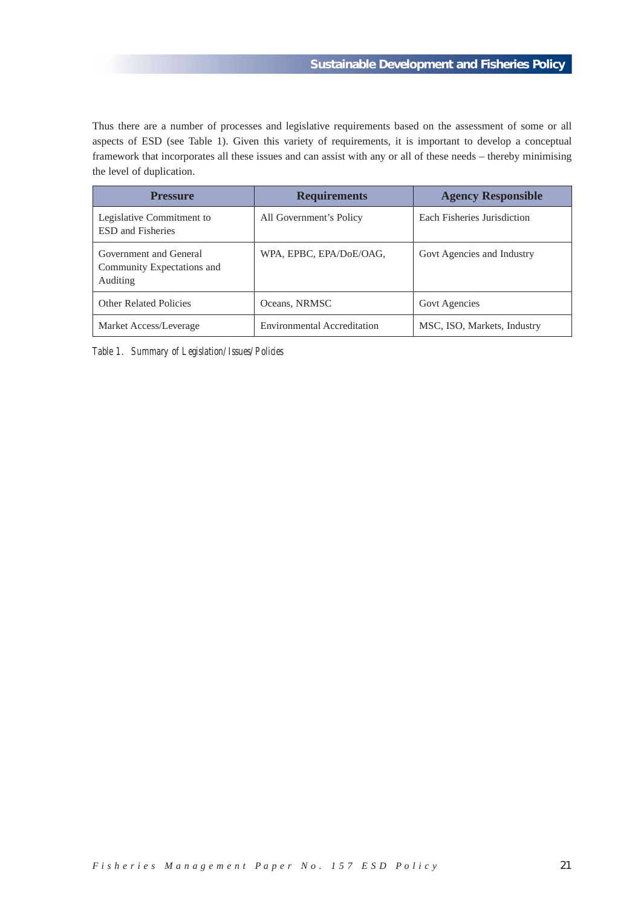Thus there are a number of processes and legislative requirements based on the assessment of some or all aspects of ESD (see Table 1). Given this variety of requirements, it is important to develop a conceptual framework that incorporates all these issues and can assist with any or all of these needs – thereby minimising the level of duplication.

| Pressure | Requirements | Agency Responsible |
|---|---|---|
| Legislative Commitment to ESD and Fisheries | All Government's Policy | Each Fisheries Jurisdiction |
| Government and General Community Expectations and Auditing | WPA, EPBC, EPA/DoE/OAG, | Govt Agencies and Industry |
| Other Related Policies | Oceans, NRMSC | Govt Agencies |
| Market Access/Leverage | Environmental Accreditation | MSC, ISO, Markets, Industry |

*Table 1. Summary of Legislation/Issues/Policies*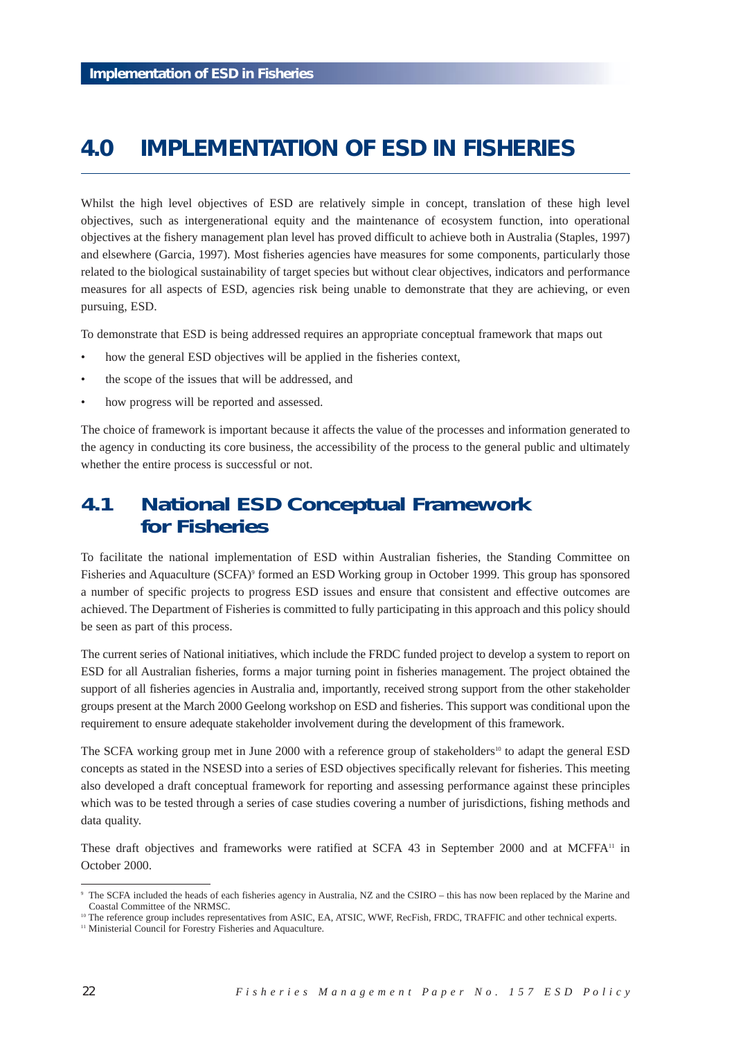# 4.0 IMPLEMENTATION OF ESD IN FISHERIES

Whilst the high level objectives of ESD are relatively simple in concept, translation of these high level objectives, such as intergenerational equity and the maintenance of ecosystem function, into operational objectives at the fishery management plan level has proved difficult to achieve both in Australia (Staples, 1997) and elsewhere (Garcia, 1997). Most fisheries agencies have measures for some components, particularly those related to the biological sustainability of target species but without clear objectives, indicators and performance measures for all aspects of ESD, agencies risk being unable to demonstrate that they are achieving, or even pursuing, ESD.

To demonstrate that ESD is being addressed requires an appropriate conceptual framework that maps out

- how the general ESD objectives will be applied in the fisheries context,
- the scope of the issues that will be addressed, and
- how progress will be reported and assessed.

The choice of framework is important because it affects the value of the processes and information generated to the agency in conducting its core business, the accessibility of the process to the general public and ultimately whether the entire process is successful or not.

## 4.1 National ESD Conceptual Framework for Fisheries

To facilitate the national implementation of ESD within Australian fisheries, the Standing Committee on Fisheries and Aquaculture (SCFA)[9] formed an ESD Working group in October 1999. This group has sponsored a number of specific projects to progress ESD issues and ensure that consistent and effective outcomes are achieved. The Department of Fisheries is committed to fully participating in this approach and this policy should be seen as part of this process.

The current series of National initiatives, which include the FRDC funded project to develop a system to report on ESD for all Australian fisheries, forms a major turning point in fisheries management. The project obtained the support of all fisheries agencies in Australia and, importantly, received strong support from the other stakeholder groups present at the March 2000 Geelong workshop on ESD and fisheries. This support was conditional upon the requirement to ensure adequate stakeholder involvement during the development of this framework.

The SCFA working group met in June 2000 with a reference group of stakeholders[10] to adapt the general ESD concepts as stated in the NSESD into a series of ESD objectives specifically relevant for fisheries. This meeting also developed a draft conceptual framework for reporting and assessing performance against these principles which was to be tested through a series of case studies covering a number of jurisdictions, fishing methods and data quality.

These draft objectives and frameworks were ratified at SCFA 43 in September 2000 and at MCFFA[11] in October 2000.

[9] The SCFA included the heads of each fisheries agency in Australia, NZ and the CSIRO – this has now been replaced by the Marine and Coastal Committee of the NRMSC.

[10] The reference group includes representatives from ASIC, EA, ATSIC, WWF, RecFish, FRDC, TRAFFIC and other technical experts.

[11] Ministerial Council for Forestry Fisheries and Aquaculture.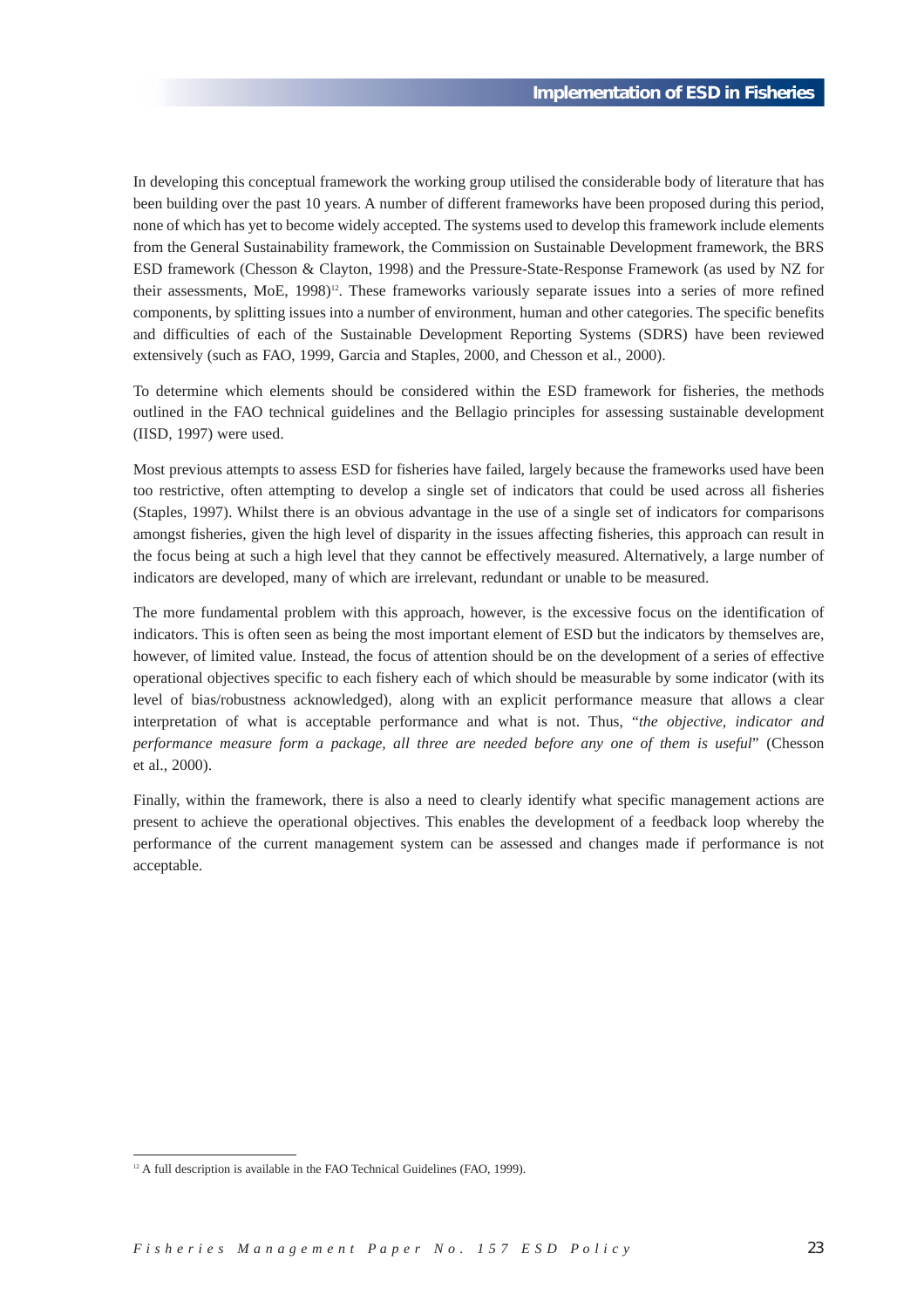In developing this conceptual framework the working group utilised the considerable body of literature that has been building over the past 10 years. A number of different frameworks have been proposed during this period, none of which has yet to become widely accepted. The systems used to develop this framework include elements from the General Sustainability framework, the Commission on Sustainable Development framework, the BRS ESD framework (Chesson & Clayton, 1998) and the Pressure-State-Response Framework (as used by NZ for their assessments, MoE, 1998)[12]. These frameworks variously separate issues into a series of more refined components, by splitting issues into a number of environment, human and other categories. The specific benefits and difficulties of each of the Sustainable Development Reporting Systems (SDRS) have been reviewed extensively (such as FAO, 1999, Garcia and Staples, 2000, and Chesson et al., 2000).

To determine which elements should be considered within the ESD framework for fisheries, the methods outlined in the FAO technical guidelines and the Bellagio principles for assessing sustainable development (IISD, 1997) were used.

Most previous attempts to assess ESD for fisheries have failed, largely because the frameworks used have been too restrictive, often attempting to develop a single set of indicators that could be used across all fisheries (Staples, 1997). Whilst there is an obvious advantage in the use of a single set of indicators for comparisons amongst fisheries, given the high level of disparity in the issues affecting fisheries, this approach can result in the focus being at such a high level that they cannot be effectively measured. Alternatively, a large number of indicators are developed, many of which are irrelevant, redundant or unable to be measured.

The more fundamental problem with this approach, however, is the excessive focus on the identification of indicators. This is often seen as being the most important element of ESD but the indicators by themselves are, however, of limited value. Instead, the focus of attention should be on the development of a series of effective operational objectives specific to each fishery each of which should be measurable by some indicator (with its level of bias/robustness acknowledged), along with an explicit performance measure that allows a clear interpretation of what is acceptable performance and what is not. Thus, "*the objective, indicator and performance measure form a package, all three are needed before any one of them is useful*" (Chesson et al., 2000).

Finally, within the framework, there is also a need to clearly identify what specific management actions are present to achieve the operational objectives. This enables the development of a feedback loop whereby the performance of the current management system can be assessed and changes made if performance is not acceptable.

---

[12] A full description is available in the FAO Technical Guidelines (FAO, 1999).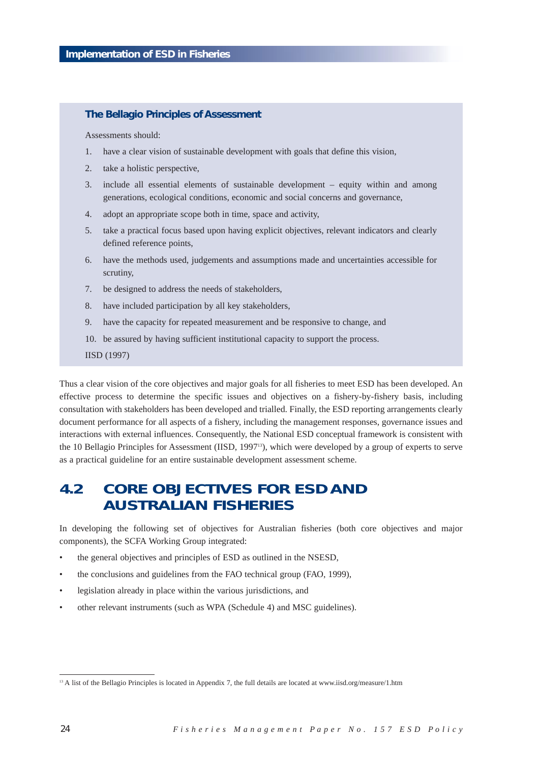### The Bellagio Principles of Assessment

Assessments should:

1. have a clear vision of sustainable development with goals that define this vision,
2. take a holistic perspective,
3. include all essential elements of sustainable development – equity within and among generations, ecological conditions, economic and social concerns and governance,
4. adopt an appropriate scope both in time, space and activity,
5. take a practical focus based upon having explicit objectives, relevant indicators and clearly defined reference points,
6. have the methods used, judgements and assumptions made and uncertainties accessible for scrutiny,
7. be designed to address the needs of stakeholders,
8. have included participation by all key stakeholders,
9. have the capacity for repeated measurement and be responsive to change, and
10. be assured by having sufficient institutional capacity to support the process.

IISD (1997)

Thus a clear vision of the core objectives and major goals for all fisheries to meet ESD has been developed. An effective process to determine the specific issues and objectives on a fishery-by-fishery basis, including consultation with stakeholders has been developed and trialled. Finally, the ESD reporting arrangements clearly document performance for all aspects of a fishery, including the management responses, governance issues and interactions with external influences. Consequently, the National ESD conceptual framework is consistent with the 10 Bellagio Principles for Assessment (IISD, 1997[13]), which were developed by a group of experts to serve as a practical guideline for an entire sustainable development assessment scheme.

## 4.2 CORE OBJECTIVES FOR ESD AND AUSTRALIAN FISHERIES

In developing the following set of objectives for Australian fisheries (both core objectives and major components), the SCFA Working Group integrated:

- the general objectives and principles of ESD as outlined in the NSESD,
- the conclusions and guidelines from the FAO technical group (FAO, 1999),
- legislation already in place within the various jurisdictions, and
- other relevant instruments (such as WPA (Schedule 4) and MSC guidelines).

[13] A list of the Bellagio Principles is located in Appendix 7, the full details are located at www.iisd.org/measure/1.htm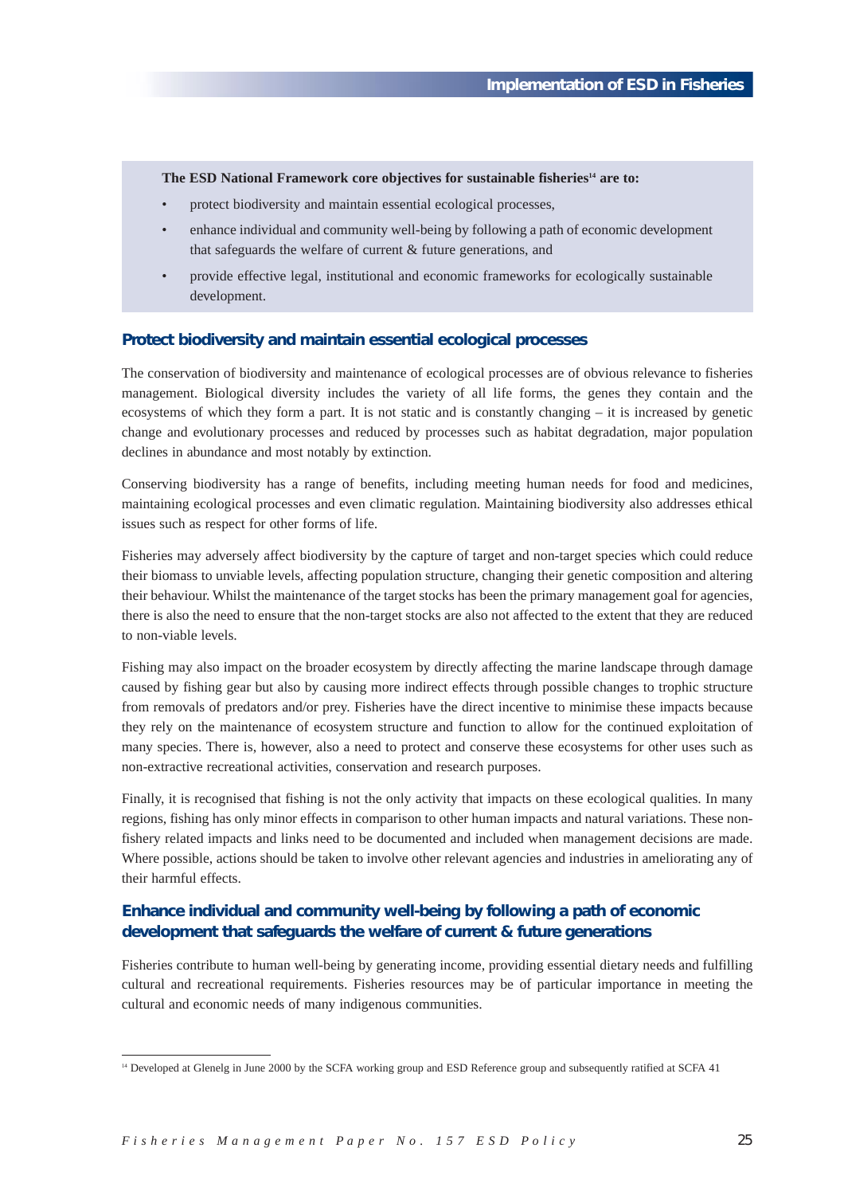**The ESD National Framework core objectives for sustainable fisheries[14] are to:**

- protect biodiversity and maintain essential ecological processes,
- enhance individual and community well-being by following a path of economic development that safeguards the welfare of current & future generations, and
- provide effective legal, institutional and economic frameworks for ecologically sustainable development.

## Protect biodiversity and maintain essential ecological processes

The conservation of biodiversity and maintenance of ecological processes are of obvious relevance to fisheries management. Biological diversity includes the variety of all life forms, the genes they contain and the ecosystems of which they form a part. It is not static and is constantly changing – it is increased by genetic change and evolutionary processes and reduced by processes such as habitat degradation, major population declines in abundance and most notably by extinction.

Conserving biodiversity has a range of benefits, including meeting human needs for food and medicines, maintaining ecological processes and even climatic regulation. Maintaining biodiversity also addresses ethical issues such as respect for other forms of life.

Fisheries may adversely affect biodiversity by the capture of target and non-target species which could reduce their biomass to unviable levels, affecting population structure, changing their genetic composition and altering their behaviour. Whilst the maintenance of the target stocks has been the primary management goal for agencies, there is also the need to ensure that the non-target stocks are also not affected to the extent that they are reduced to non-viable levels.

Fishing may also impact on the broader ecosystem by directly affecting the marine landscape through damage caused by fishing gear but also by causing more indirect effects through possible changes to trophic structure from removals of predators and/or prey. Fisheries have the direct incentive to minimise these impacts because they rely on the maintenance of ecosystem structure and function to allow for the continued exploitation of many species. There is, however, also a need to protect and conserve these ecosystems for other uses such as non-extractive recreational activities, conservation and research purposes.

Finally, it is recognised that fishing is not the only activity that impacts on these ecological qualities. In many regions, fishing has only minor effects in comparison to other human impacts and natural variations. These non-fishery related impacts and links need to be documented and included when management decisions are made. Where possible, actions should be taken to involve other relevant agencies and industries in ameliorating any of their harmful effects.

## Enhance individual and community well-being by following a path of economic development that safeguards the welfare of current & future generations

Fisheries contribute to human well-being by generating income, providing essential dietary needs and fulfilling cultural and recreational requirements. Fisheries resources may be of particular importance in meeting the cultural and economic needs of many indigenous communities.

---

[14] Developed at Glenelg in June 2000 by the SCFA working group and ESD Reference group and subsequently ratified at SCFA 41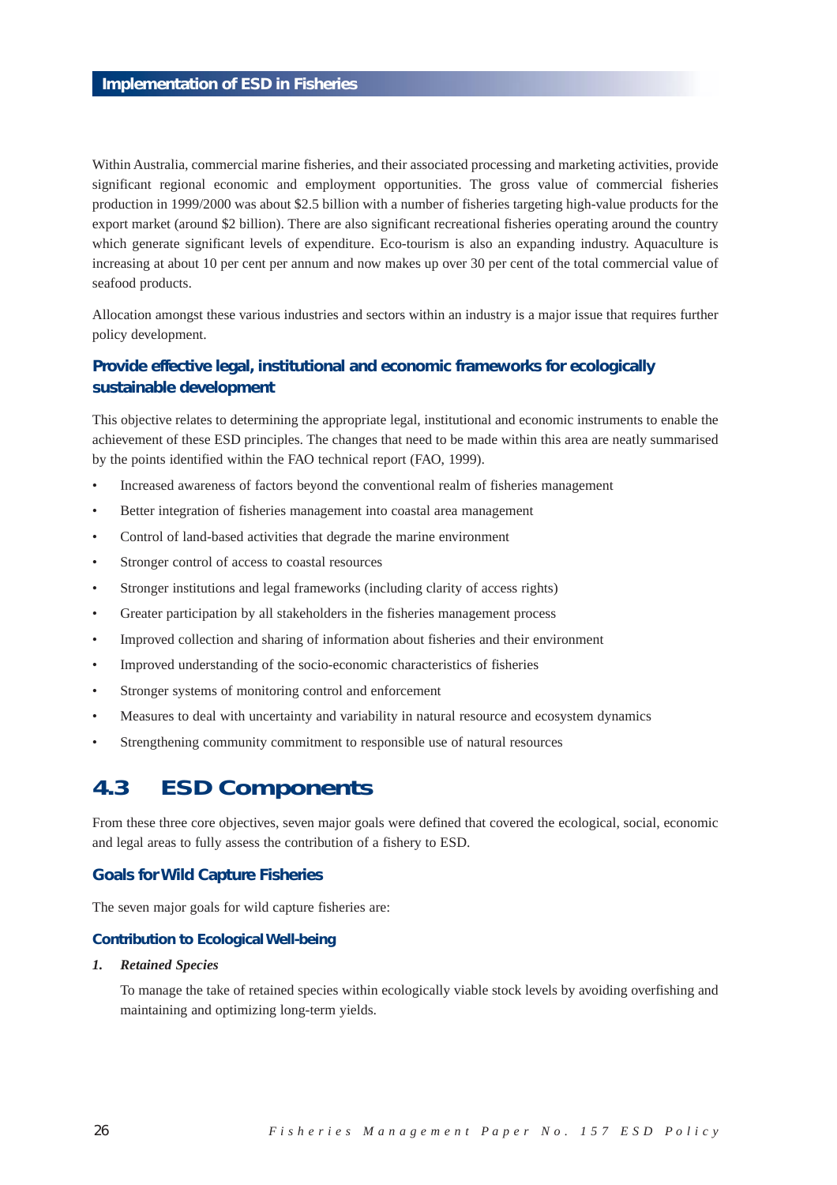Within Australia, commercial marine fisheries, and their associated processing and marketing activities, provide significant regional economic and employment opportunities. The gross value of commercial fisheries production in 1999/2000 was about $2.5 billion with a number of fisheries targeting high-value products for the export market (around $2 billion). There are also significant recreational fisheries operating around the country which generate significant levels of expenditure. Eco-tourism is also an expanding industry. Aquaculture is increasing at about 10 per cent per annum and now makes up over 30 per cent of the total commercial value of seafood products.

Allocation amongst these various industries and sectors within an industry is a major issue that requires further policy development.

### Provide effective legal, institutional and economic frameworks for ecologically sustainable development

This objective relates to determining the appropriate legal, institutional and economic instruments to enable the achievement of these ESD principles. The changes that need to be made within this area are neatly summarised by the points identified within the FAO technical report (FAO, 1999).

- Increased awareness of factors beyond the conventional realm of fisheries management
- Better integration of fisheries management into coastal area management
- Control of land-based activities that degrade the marine environment
- Stronger control of access to coastal resources
- Stronger institutions and legal frameworks (including clarity of access rights)
- Greater participation by all stakeholders in the fisheries management process
- Improved collection and sharing of information about fisheries and their environment
- Improved understanding of the socio-economic characteristics of fisheries
- Stronger systems of monitoring control and enforcement
- Measures to deal with uncertainty and variability in natural resource and ecosystem dynamics
- Strengthening community commitment to responsible use of natural resources

## 4.3 ESD Components

From these three core objectives, seven major goals were defined that covered the ecological, social, economic and legal areas to fully assess the contribution of a fishery to ESD.

### Goals for Wild Capture Fisheries

The seven major goals for wild capture fisheries are:

#### Contribution to Ecological Well-being

***1. Retained Species***

To manage the take of retained species within ecologically viable stock levels by avoiding overfishing and maintaining and optimizing long-term yields.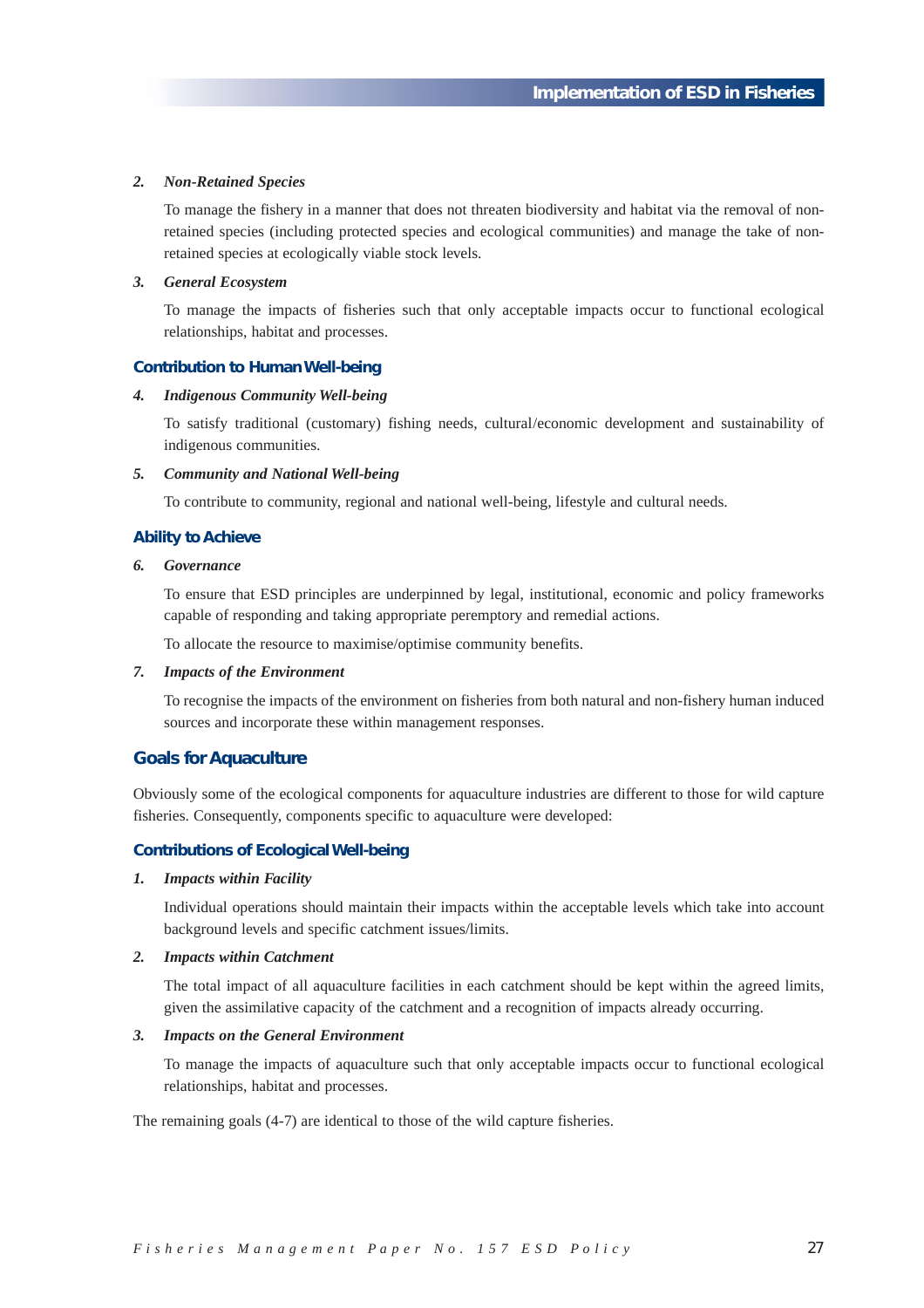*2. Non-Retained Species*

To manage the fishery in a manner that does not threaten biodiversity and habitat via the removal of non-retained species (including protected species and ecological communities) and manage the take of non-retained species at ecologically viable stock levels.

*3. General Ecosystem*

To manage the impacts of fisheries such that only acceptable impacts occur to functional ecological relationships, habitat and processes.

### Contribution to Human Well-being

*4. Indigenous Community Well-being*

To satisfy traditional (customary) fishing needs, cultural/economic development and sustainability of indigenous communities.

*5. Community and National Well-being*

To contribute to community, regional and national well-being, lifestyle and cultural needs.

### Ability to Achieve

*6. Governance*

To ensure that ESD principles are underpinned by legal, institutional, economic and policy frameworks capable of responding and taking appropriate peremptory and remedial actions.

To allocate the resource to maximise/optimise community benefits.

*7. Impacts of the Environment*

To recognise the impacts of the environment on fisheries from both natural and non-fishery human induced sources and incorporate these within management responses.

## Goals for Aquaculture

Obviously some of the ecological components for aquaculture industries are different to those for wild capture fisheries. Consequently, components specific to aquaculture were developed:

### Contributions of Ecological Well-being

*1. Impacts within Facility*

Individual operations should maintain their impacts within the acceptable levels which take into account background levels and specific catchment issues/limits.

*2. Impacts within Catchment*

The total impact of all aquaculture facilities in each catchment should be kept within the agreed limits, given the assimilative capacity of the catchment and a recognition of impacts already occurring.

*3. Impacts on the General Environment*

To manage the impacts of aquaculture such that only acceptable impacts occur to functional ecological relationships, habitat and processes.

The remaining goals (4-7) are identical to those of the wild capture fisheries.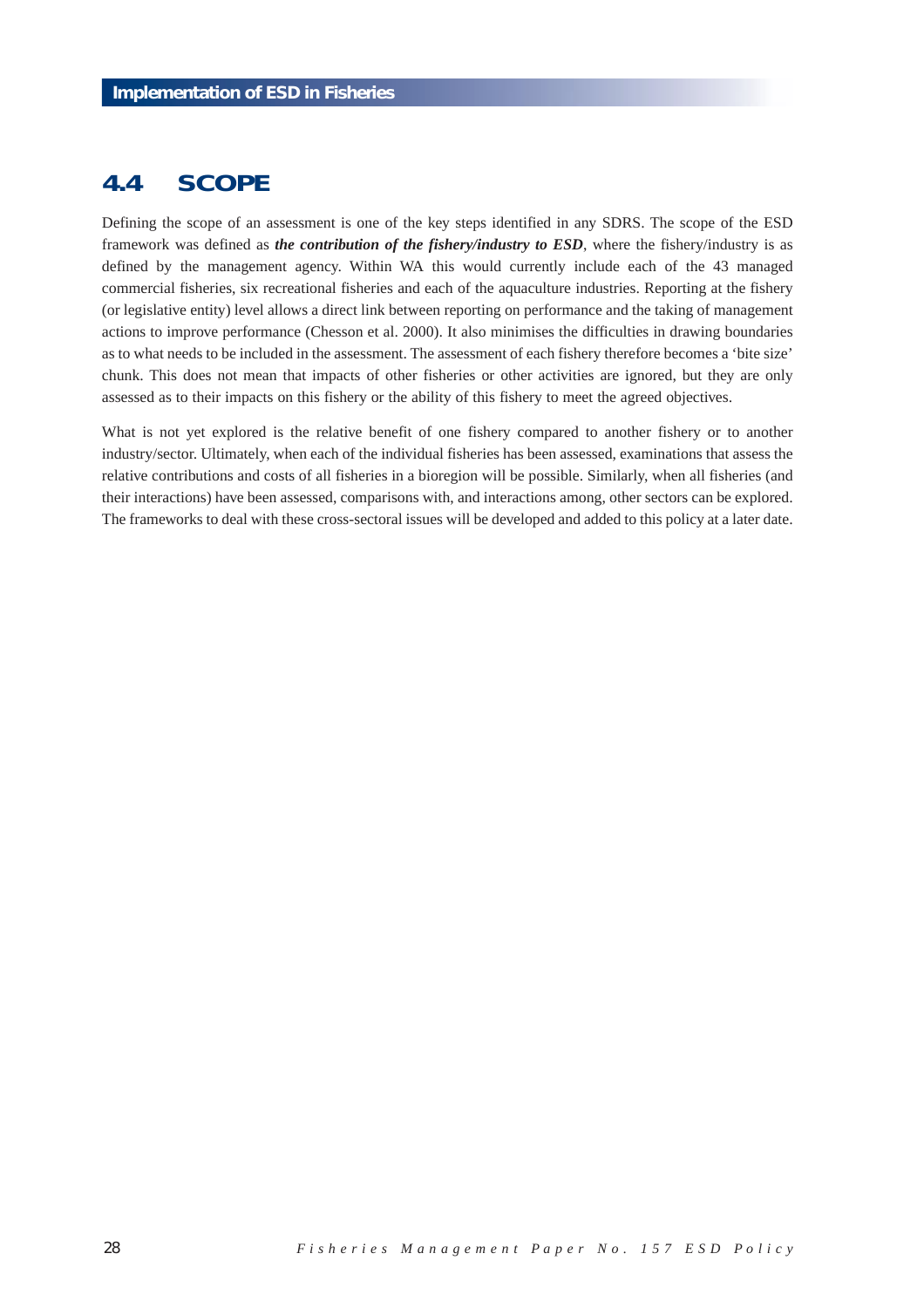## 4.4 SCOPE

Defining the scope of an assessment is one of the key steps identified in any SDRS. The scope of the ESD framework was defined as ***the contribution of the fishery/industry to ESD***, where the fishery/industry is as defined by the management agency. Within WA this would currently include each of the 43 managed commercial fisheries, six recreational fisheries and each of the aquaculture industries. Reporting at the fishery (or legislative entity) level allows a direct link between reporting on performance and the taking of management actions to improve performance (Chesson et al. 2000). It also minimises the difficulties in drawing boundaries as to what needs to be included in the assessment. The assessment of each fishery therefore becomes a 'bite size' chunk. This does not mean that impacts of other fisheries or other activities are ignored, but they are only assessed as to their impacts on this fishery or the ability of this fishery to meet the agreed objectives.

What is not yet explored is the relative benefit of one fishery compared to another fishery or to another industry/sector. Ultimately, when each of the individual fisheries has been assessed, examinations that assess the relative contributions and costs of all fisheries in a bioregion will be possible. Similarly, when all fisheries (and their interactions) have been assessed, comparisons with, and interactions among, other sectors can be explored. The frameworks to deal with these cross-sectoral issues will be developed and added to this policy at a later date.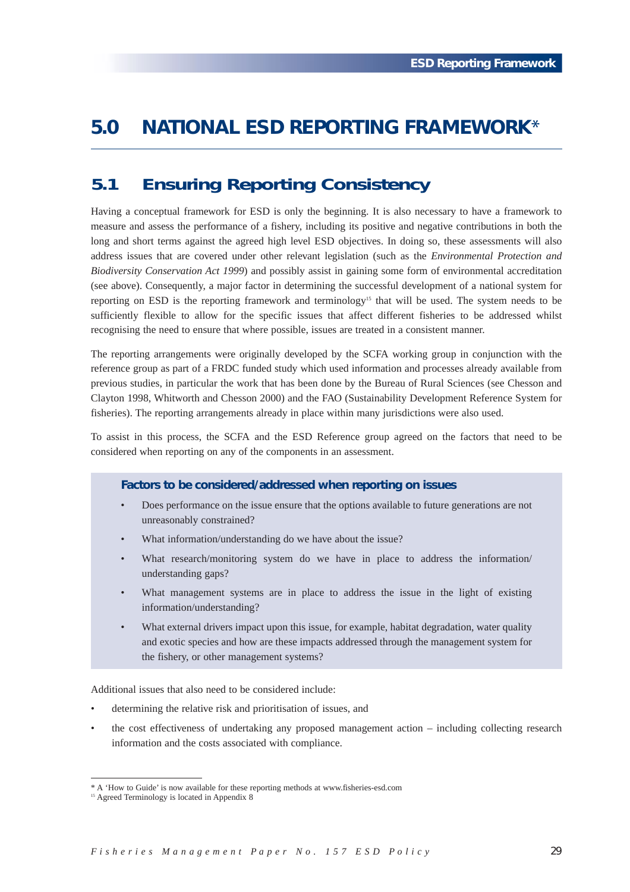# 5.0 NATIONAL ESD REPORTING FRAMEWORK*

## 5.1 Ensuring Reporting Consistency

Having a conceptual framework for ESD is only the beginning. It is also necessary to have a framework to measure and assess the performance of a fishery, including its positive and negative contributions in both the long and short terms against the agreed high level ESD objectives. In doing so, these assessments will also address issues that are covered under other relevant legislation (such as the *Environmental Protection and Biodiversity Conservation Act 1999*) and possibly assist in gaining some form of environmental accreditation (see above). Consequently, a major factor in determining the successful development of a national system for reporting on ESD is the reporting framework and terminology[15] that will be used. The system needs to be sufficiently flexible to allow for the specific issues that affect different fisheries to be addressed whilst recognising the need to ensure that where possible, issues are treated in a consistent manner.

The reporting arrangements were originally developed by the SCFA working group in conjunction with the reference group as part of a FRDC funded study which used information and processes already available from previous studies, in particular the work that has been done by the Bureau of Rural Sciences (see Chesson and Clayton 1998, Whitworth and Chesson 2000) and the FAO (Sustainability Development Reference System for fisheries). The reporting arrangements already in place within many jurisdictions were also used.

To assist in this process, the SCFA and the ESD Reference group agreed on the factors that need to be considered when reporting on any of the components in an assessment.

**Factors to be considered/addressed when reporting on issues**

- Does performance on the issue ensure that the options available to future generations are not unreasonably constrained?
- What information/understanding do we have about the issue?
- What research/monitoring system do we have in place to address the information/ understanding gaps?
- What management systems are in place to address the issue in the light of existing information/understanding?
- What external drivers impact upon this issue, for example, habitat degradation, water quality and exotic species and how are these impacts addressed through the management system for the fishery, or other management systems?

Additional issues that also need to be considered include:

- determining the relative risk and prioritisation of issues, and
- the cost effectiveness of undertaking any proposed management action – including collecting research information and the costs associated with compliance.

---

* A 'How to Guide' is now available for these reporting methods at www.fisheries-esd.com

[15] Agreed Terminology is located in Appendix 8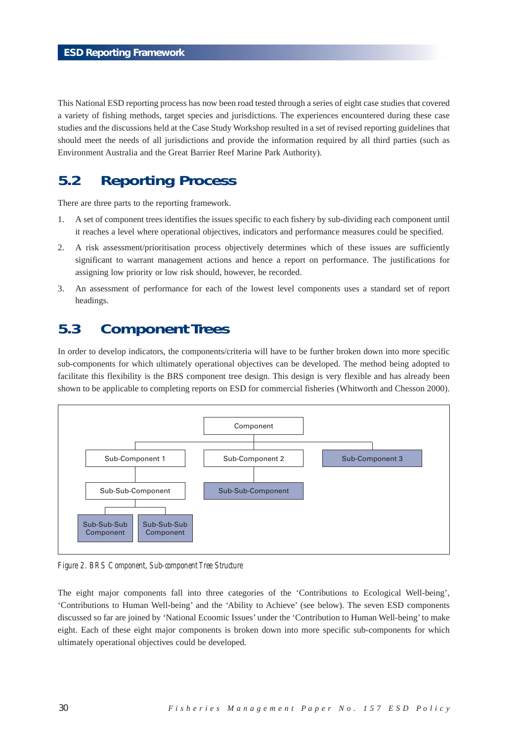This National ESD reporting process has now been road tested through a series of eight case studies that covered a variety of fishing methods, target species and jurisdictions. The experiences encountered during these case studies and the discussions held at the Case Study Workshop resulted in a set of revised reporting guidelines that should meet the needs of all jurisdictions and provide the information required by all third parties (such as Environment Australia and the Great Barrier Reef Marine Park Authority).

## 5.2 Reporting Process

There are three parts to the reporting framework.

1. A set of component trees identifies the issues specific to each fishery by sub-dividing each component until it reaches a level where operational objectives, indicators and performance measures could be specified.
2. A risk assessment/prioritisation process objectively determines which of these issues are sufficiently significant to warrant management actions and hence a report on performance. The justifications for assigning low priority or low risk should, however, be recorded.
3. An assessment of performance for each of the lowest level components uses a standard set of report headings.

## 5.3 Component Trees

In order to develop indicators, the components/criteria will have to be further broken down into more specific sub-components for which ultimately operational objectives can be developed. The method being adopted to facilitate this flexibility is the BRS component tree design. This design is very flexible and has already been shown to be applicable to completing reports on ESD for commercial fisheries (Whitworth and Chesson 2000).

```
Component
├── Sub-Component 1
│   └── Sub-Sub-Component
│       ├── Sub-Sub-Sub Component
│       └── Sub-Sub-Sub Component
├── Sub-Component 2
│   └── Sub-Sub-Component
└── Sub-Component 3
```

*Figure 2. BRS Component, Sub-component Tree Structure*

The eight major components fall into three categories of the 'Contributions to Ecological Well-being', 'Contributions to Human Well-being' and the 'Ability to Achieve' (see below). The seven ESD components discussed so far are joined by 'National Ecoomic Issues' under the 'Contribution to Human Well-being' to make eight. Each of these eight major components is broken down into more specific sub-components for which ultimately operational objectives could be developed.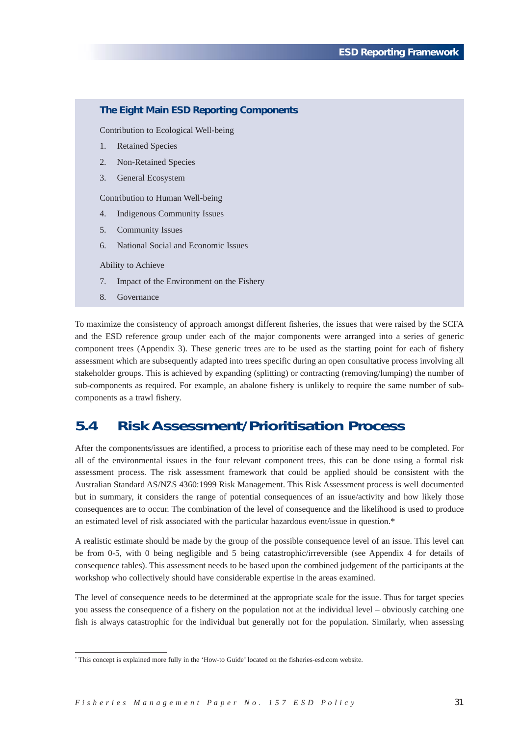### The Eight Main ESD Reporting Components

Contribution to Ecological Well-being

1. Retained Species
2. Non-Retained Species
3. General Ecosystem

Contribution to Human Well-being

4. Indigenous Community Issues
5. Community Issues
6. National Social and Economic Issues

Ability to Achieve

7. Impact of the Environment on the Fishery
8. Governance

To maximize the consistency of approach amongst different fisheries, the issues that were raised by the SCFA and the ESD reference group under each of the major components were arranged into a series of generic component trees (Appendix 3). These generic trees are to be used as the starting point for each of fishery assessment which are subsequently adapted into trees specific during an open consultative process involving all stakeholder groups. This is achieved by expanding (splitting) or contracting (removing/lumping) the number of sub-components as required. For example, an abalone fishery is unlikely to require the same number of sub-components as a trawl fishery.

## 5.4 Risk Assessment/Prioritisation Process

After the components/issues are identified, a process to prioritise each of these may need to be completed. For all of the environmental issues in the four relevant component trees, this can be done using a formal risk assessment process. The risk assessment framework that could be applied should be consistent with the Australian Standard AS/NZS 4360:1999 Risk Management. This Risk Assessment process is well documented but in summary, it considers the range of potential consequences of an issue/activity and how likely those consequences are to occur. The combination of the level of consequence and the likelihood is used to produce an estimated level of risk associated with the particular hazardous event/issue in question.*

A realistic estimate should be made by the group of the possible consequence level of an issue. This level can be from 0-5, with 0 being negligible and 5 being catastrophic/irreversible (see Appendix 4 for details of consequence tables). This assessment needs to be based upon the combined judgement of the participants at the workshop who collectively should have considerable expertise in the areas examined.

The level of consequence needs to be determined at the appropriate scale for the issue. Thus for target species you assess the consequence of a fishery on the population not at the individual level – obviously catching one fish is always catastrophic for the individual but generally not for the population. Similarly, when assessing

---

* This concept is explained more fully in the 'How-to Guide' located on the fisheries-esd.com website.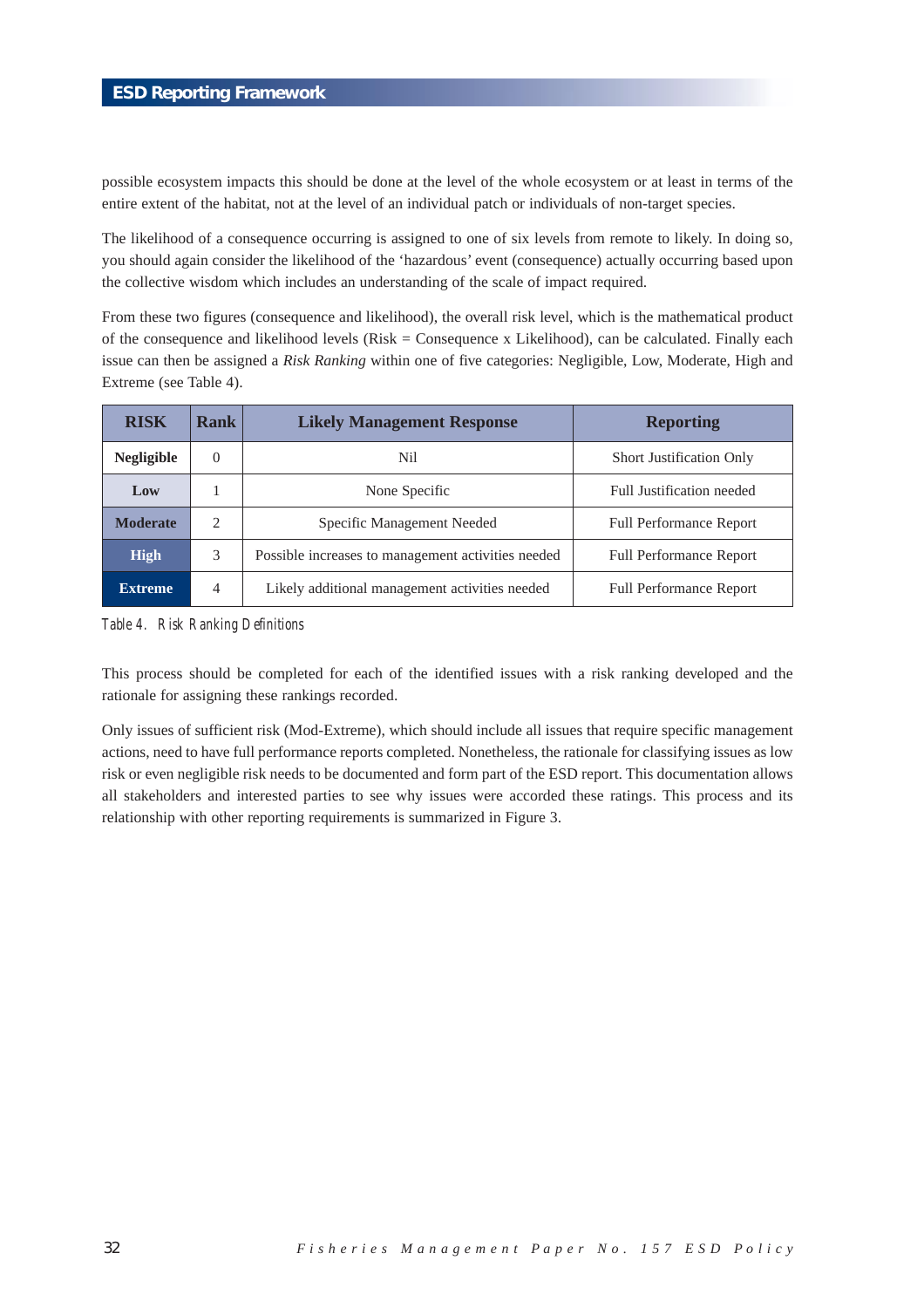possible ecosystem impacts this should be done at the level of the whole ecosystem or at least in terms of the entire extent of the habitat, not at the level of an individual patch or individuals of non-target species.

The likelihood of a consequence occurring is assigned to one of six levels from remote to likely. In doing so, you should again consider the likelihood of the 'hazardous' event (consequence) actually occurring based upon the collective wisdom which includes an understanding of the scale of impact required.

From these two figures (consequence and likelihood), the overall risk level, which is the mathematical product of the consequence and likelihood levels (Risk = Consequence x Likelihood), can be calculated. Finally each issue can then be assigned a *Risk Ranking* within one of five categories: Negligible, Low, Moderate, High and Extreme (see Table 4).

| RISK | Rank | Likely Management Response | Reporting |
|---|---|---|---|
| **Negligible** | 0 | Nil | Short Justification Only |
| **Low** | 1 | None Specific | Full Justification needed |
| **Moderate** | 2 | Specific Management Needed | Full Performance Report |
| **High** | 3 | Possible increases to management activities needed | Full Performance Report |
| **Extreme** | 4 | Likely additional management activities needed | Full Performance Report |

Table 4. Risk Ranking Definitions

This process should be completed for each of the identified issues with a risk ranking developed and the rationale for assigning these rankings recorded.

Only issues of sufficient risk (Mod-Extreme), which should include all issues that require specific management actions, need to have full performance reports completed. Nonetheless, the rationale for classifying issues as low risk or even negligible risk needs to be documented and form part of the ESD report. This documentation allows all stakeholders and interested parties to see why issues were accorded these ratings. This process and its relationship with other reporting requirements is summarized in Figure 3.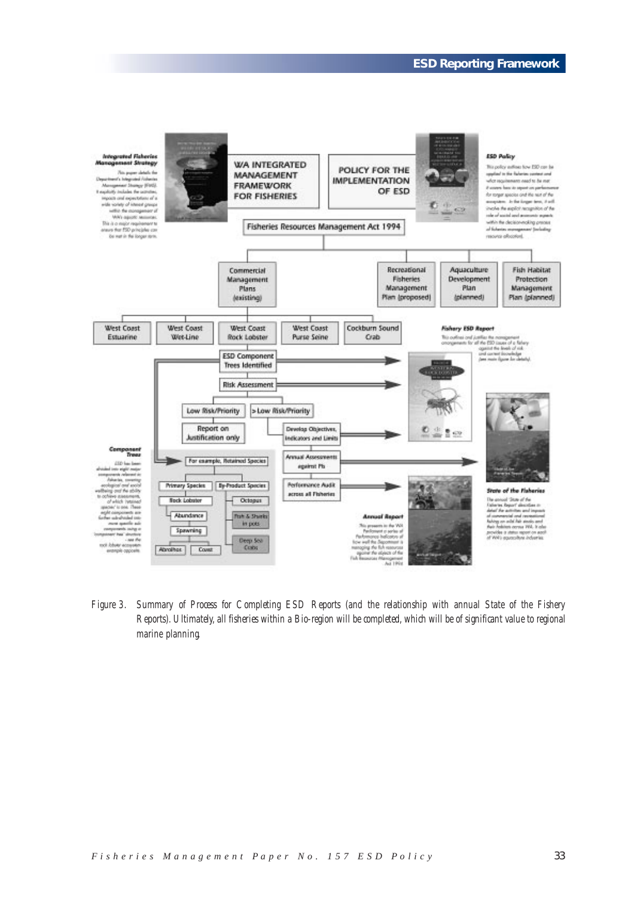**Integrated Fisheries Management Strategy**

This paper details the Department's Integrated Fisheries Management Strategy (IFMS). It explicitly includes the activities, impacts and expectations of a wide variety of interest groups within the management of WA's aquatic resources. This is a major requirement to ensure that ESD principles can be met in the longer term.

WA INTEGRATED MANAGEMENT FRAMEWORK FOR FISHERIES

POLICY FOR THE IMPLEMENTATION OF ESD

**ESD Policy**

This policy outlines how ESD can be applied in the fisheries context and what requirements need to be met if assessments are to report on performance for target species and the rest of the ecosystem. In the longer term, it will involve the explicit recognition of the role of social and economic aspects within the decision-making process of fisheries management (including resource allocation).

Fisheries Resources Management Act 1994

- Commercial Management Plans (existing)
- Recreational Fisheries Management Plan (proposed)
- Aquaculture Development Plan (planned)
- Fish Habitat Protection Management Plan (planned)

- West Coast Estuarine
- West Coast Wet-Line
- West Coast Rock Lobster
- West Coast Purse Seine
- Cockburn Sound Crab

**Fishery ESD Report**

This outlines and justifies the management arrangements for all the ESD issues of a fishery against the levels of risk and current knowledge (see main figure for details).

- ESD Component Trees Identified
- Risk Assessment
- Low Risk/Priority → Report on Justification only
- > Low Risk/Priority → Develop Objectives, Indicators and Limits
- Annual Assessments against PIs
- Performance Audit across all Fisheries

**Component Trees**

ESD has been divided into eight major components relevant to fisheries, covering ecological and social wellbeing and the ability to achieve assessments, of which 'retained species' is one. These eight components are further sub-divided into more specific sub-components using a 'component tree' structure - see the rock lobster example opposite.

For example, Retained Species

- Primary Species
  - Rock Lobster
    - Abundance
    - Spawning
      - Abrolhos
      - Coast
- By-Product Species
  - Octopus
  - Fish & Sharks in pots
  - Deep Sea Crabs

**Annual Report**

This presents to the WA Parliament a series of Performance Indicators of how well the Department is managing the fish resources against the objects of the Fish Resources Management Act 1994.

**State of the Fisheries**

The annual 'State of the Fisheries Report' describes in detail the activities and impacts of commercial and recreational fishing on wild fish stocks and their habitats across WA. It also provides a status report on each of WA's aquaculture industries.

Figure 3. Summary of Process for Completing ESD Reports (and the relationship with annual State of the Fishery Reports). Ultimately, all fisheries within a Bio-region will be completed, which will be of significant value to regional marine planning.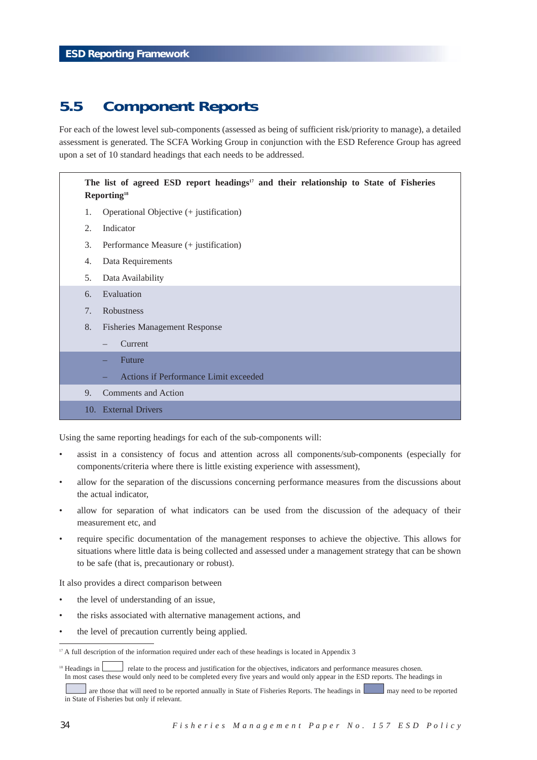## 5.5 Component Reports

For each of the lowest level sub-components (assessed as being of sufficient risk/priority to manage), a detailed assessment is generated. The SCFA Working Group in conjunction with the ESD Reference Group has agreed upon a set of 10 standard headings that each needs to be addressed.

**The list of agreed ESD report headings[17] and their relationship to State of Fisheries Reporting[18]**

1. Operational Objective (+ justification)
2. Indicator
3. Performance Measure (+ justification)
4. Data Requirements
5. Data Availability
6. Evaluation
7. Robustness
8. Fisheries Management Response
   - Current
   - Future
   - Actions if Performance Limit exceeded
9. Comments and Action
10. External Drivers

Using the same reporting headings for each of the sub-components will:

- assist in a consistency of focus and attention across all components/sub-components (especially for components/criteria where there is little existing experience with assessment),
- allow for the separation of the discussions concerning performance measures from the discussions about the actual indicator,
- allow for separation of what indicators can be used from the discussion of the adequacy of their measurement etc, and
- require specific documentation of the management responses to achieve the objective. This allows for situations where little data is being collected and assessed under a management strategy that can be shown to be safe (that is, precautionary or robust).

It also provides a direct comparison between

- the level of understanding of an issue,
- the risks associated with alternative management actions, and
- the level of precaution currently being applied.

---

[17] A full description of the information required under each of these headings is located in Appendix 3

[18] Headings in [white] relate to the process and justification for the objectives, indicators and performance measures chosen. In most cases these would only need to be completed every five years and would only appear in the ESD reports. The headings in [light shaded] are those that will need to be reported annually in State of Fisheries Reports. The headings in [dark shaded] may need to be reported in State of Fisheries but only if relevant.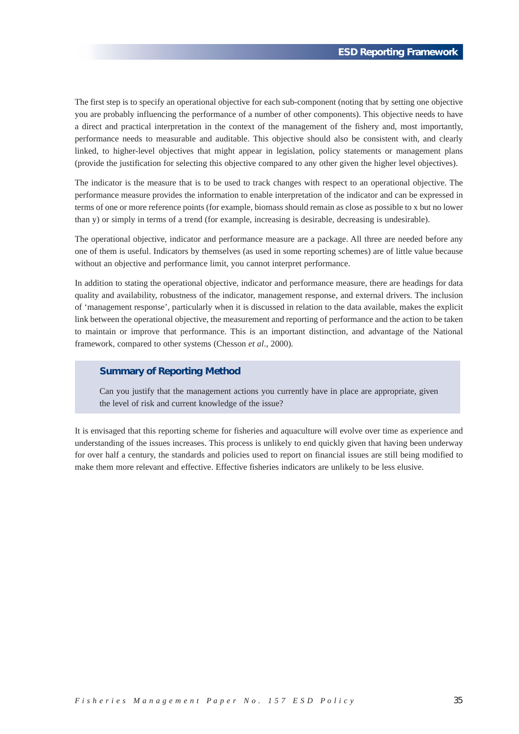The first step is to specify an operational objective for each sub-component (noting that by setting one objective you are probably influencing the performance of a number of other components). This objective needs to have a direct and practical interpretation in the context of the management of the fishery and, most importantly, performance needs to measurable and auditable. This objective should also be consistent with, and clearly linked, to higher-level objectives that might appear in legislation, policy statements or management plans (provide the justification for selecting this objective compared to any other given the higher level objectives).

The indicator is the measure that is to be used to track changes with respect to an operational objective. The performance measure provides the information to enable interpretation of the indicator and can be expressed in terms of one or more reference points (for example, biomass should remain as close as possible to x but no lower than y) or simply in terms of a trend (for example, increasing is desirable, decreasing is undesirable).

The operational objective, indicator and performance measure are a package. All three are needed before any one of them is useful. Indicators by themselves (as used in some reporting schemes) are of little value because without an objective and performance limit, you cannot interpret performance.

In addition to stating the operational objective, indicator and performance measure, there are headings for data quality and availability, robustness of the indicator, management response, and external drivers. The inclusion of 'management response', particularly when it is discussed in relation to the data available, makes the explicit link between the operational objective, the measurement and reporting of performance and the action to be taken to maintain or improve that performance. This is an important distinction, and advantage of the National framework, compared to other systems (Chesson *et al*., 2000).

### Summary of Reporting Method

Can you justify that the management actions you currently have in place are appropriate, given the level of risk and current knowledge of the issue?

It is envisaged that this reporting scheme for fisheries and aquaculture will evolve over time as experience and understanding of the issues increases. This process is unlikely to end quickly given that having been underway for over half a century, the standards and policies used to report on financial issues are still being modified to make them more relevant and effective. Effective fisheries indicators are unlikely to be less elusive.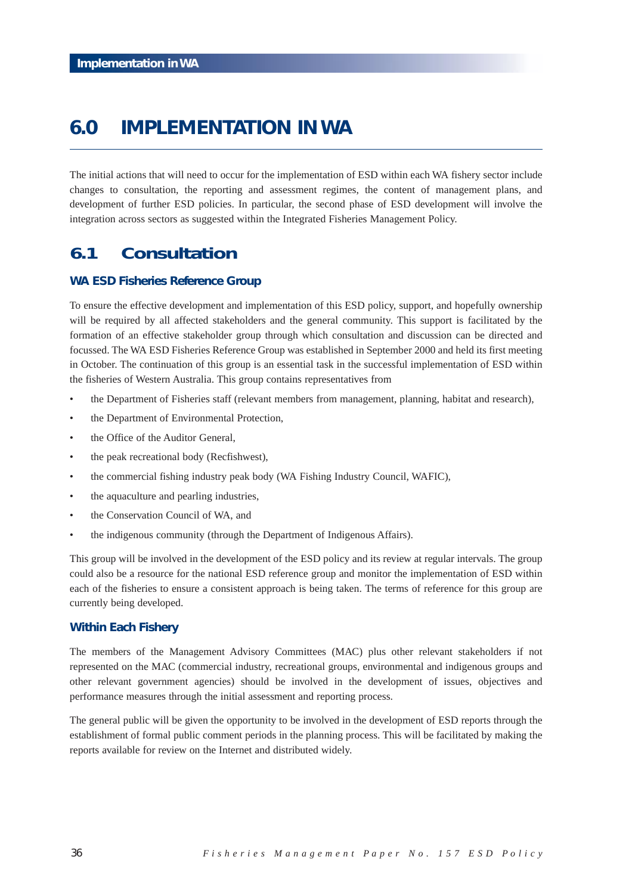# 6.0 IMPLEMENTATION IN WA

The initial actions that will need to occur for the implementation of ESD within each WA fishery sector include changes to consultation, the reporting and assessment regimes, the content of management plans, and development of further ESD policies. In particular, the second phase of ESD development will involve the integration across sectors as suggested within the Integrated Fisheries Management Policy.

## 6.1 Consultation

### WA ESD Fisheries Reference Group

To ensure the effective development and implementation of this ESD policy, support, and hopefully ownership will be required by all affected stakeholders and the general community. This support is facilitated by the formation of an effective stakeholder group through which consultation and discussion can be directed and focussed. The WA ESD Fisheries Reference Group was established in September 2000 and held its first meeting in October. The continuation of this group is an essential task in the successful implementation of ESD within the fisheries of Western Australia. This group contains representatives from

- the Department of Fisheries staff (relevant members from management, planning, habitat and research),
- the Department of Environmental Protection,
- the Office of the Auditor General,
- the peak recreational body (Recfishwest),
- the commercial fishing industry peak body (WA Fishing Industry Council, WAFIC),
- the aquaculture and pearling industries,
- the Conservation Council of WA, and
- the indigenous community (through the Department of Indigenous Affairs).

This group will be involved in the development of the ESD policy and its review at regular intervals. The group could also be a resource for the national ESD reference group and monitor the implementation of ESD within each of the fisheries to ensure a consistent approach is being taken. The terms of reference for this group are currently being developed.

### Within Each Fishery

The members of the Management Advisory Committees (MAC) plus other relevant stakeholders if not represented on the MAC (commercial industry, recreational groups, environmental and indigenous groups and other relevant government agencies) should be involved in the development of issues, objectives and performance measures through the initial assessment and reporting process.

The general public will be given the opportunity to be involved in the development of ESD reports through the establishment of formal public comment periods in the planning process. This will be facilitated by making the reports available for review on the Internet and distributed widely.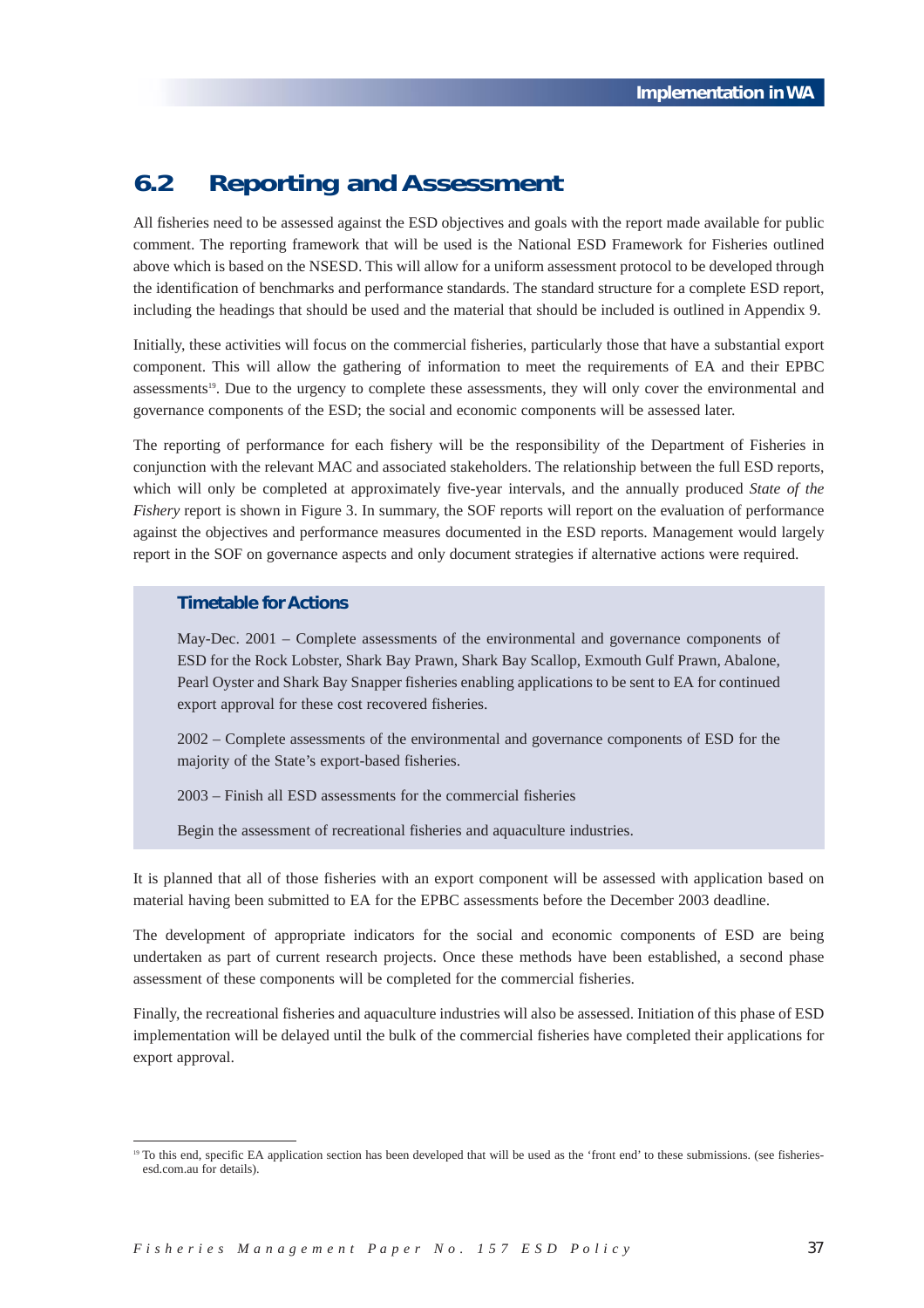## 6.2 Reporting and Assessment

All fisheries need to be assessed against the ESD objectives and goals with the report made available for public comment. The reporting framework that will be used is the National ESD Framework for Fisheries outlined above which is based on the NSESD. This will allow for a uniform assessment protocol to be developed through the identification of benchmarks and performance standards. The standard structure for a complete ESD report, including the headings that should be used and the material that should be included is outlined in Appendix 9.

Initially, these activities will focus on the commercial fisheries, particularly those that have a substantial export component. This will allow the gathering of information to meet the requirements of EA and their EPBC assessments[19]. Due to the urgency to complete these assessments, they will only cover the environmental and governance components of the ESD; the social and economic components will be assessed later.

The reporting of performance for each fishery will be the responsibility of the Department of Fisheries in conjunction with the relevant MAC and associated stakeholders. The relationship between the full ESD reports, which will only be completed at approximately five-year intervals, and the annually produced *State of the Fishery* report is shown in Figure 3. In summary, the SOF reports will report on the evaluation of performance against the objectives and performance measures documented in the ESD reports. Management would largely report in the SOF on governance aspects and only document strategies if alternative actions were required.

### Timetable for Actions

May-Dec. 2001 – Complete assessments of the environmental and governance components of ESD for the Rock Lobster, Shark Bay Prawn, Shark Bay Scallop, Exmouth Gulf Prawn, Abalone, Pearl Oyster and Shark Bay Snapper fisheries enabling applications to be sent to EA for continued export approval for these cost recovered fisheries.

2002 – Complete assessments of the environmental and governance components of ESD for the majority of the State's export-based fisheries.

2003 – Finish all ESD assessments for the commercial fisheries

Begin the assessment of recreational fisheries and aquaculture industries.

It is planned that all of those fisheries with an export component will be assessed with application based on material having been submitted to EA for the EPBC assessments before the December 2003 deadline.

The development of appropriate indicators for the social and economic components of ESD are being undertaken as part of current research projects. Once these methods have been established, a second phase assessment of these components will be completed for the commercial fisheries.

Finally, the recreational fisheries and aquaculture industries will also be assessed. Initiation of this phase of ESD implementation will be delayed until the bulk of the commercial fisheries have completed their applications for export approval.

---

[19] To this end, specific EA application section has been developed that will be used as the 'front end' to these submissions. (see fisheries-esd.com.au for details).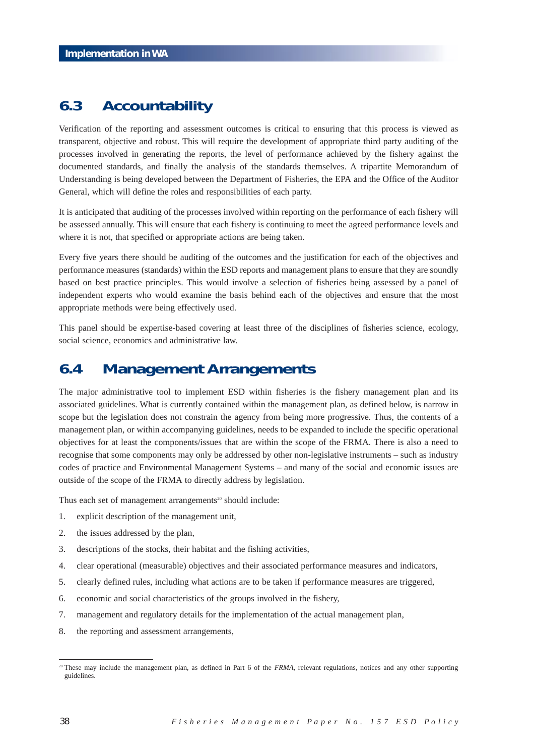## 6.3 Accountability

Verification of the reporting and assessment outcomes is critical to ensuring that this process is viewed as transparent, objective and robust. This will require the development of appropriate third party auditing of the processes involved in generating the reports, the level of performance achieved by the fishery against the documented standards, and finally the analysis of the standards themselves. A tripartite Memorandum of Understanding is being developed between the Department of Fisheries, the EPA and the Office of the Auditor General, which will define the roles and responsibilities of each party.

It is anticipated that auditing of the processes involved within reporting on the performance of each fishery will be assessed annually. This will ensure that each fishery is continuing to meet the agreed performance levels and where it is not, that specified or appropriate actions are being taken.

Every five years there should be auditing of the outcomes and the justification for each of the objectives and performance measures (standards) within the ESD reports and management plans to ensure that they are soundly based on best practice principles. This would involve a selection of fisheries being assessed by a panel of independent experts who would examine the basis behind each of the objectives and ensure that the most appropriate methods were being effectively used.

This panel should be expertise-based covering at least three of the disciplines of fisheries science, ecology, social science, economics and administrative law.

## 6.4 Management Arrangements

The major administrative tool to implement ESD within fisheries is the fishery management plan and its associated guidelines. What is currently contained within the management plan, as defined below, is narrow in scope but the legislation does not constrain the agency from being more progressive. Thus, the contents of a management plan, or within accompanying guidelines, needs to be expanded to include the specific operational objectives for at least the components/issues that are within the scope of the FRMA. There is also a need to recognise that some components may only be addressed by other non-legislative instruments – such as industry codes of practice and Environmental Management Systems – and many of the social and economic issues are outside of the scope of the FRMA to directly address by legislation.

Thus each set of management arrangements[20] should include:

1. explicit description of the management unit,
2. the issues addressed by the plan,
3. descriptions of the stocks, their habitat and the fishing activities,
4. clear operational (measurable) objectives and their associated performance measures and indicators,
5. clearly defined rules, including what actions are to be taken if performance measures are triggered,
6. economic and social characteristics of the groups involved in the fishery,
7. management and regulatory details for the implementation of the actual management plan,
8. the reporting and assessment arrangements,

[20] These may include the management plan, as defined in Part 6 of the *FRMA*, relevant regulations, notices and any other supporting guidelines.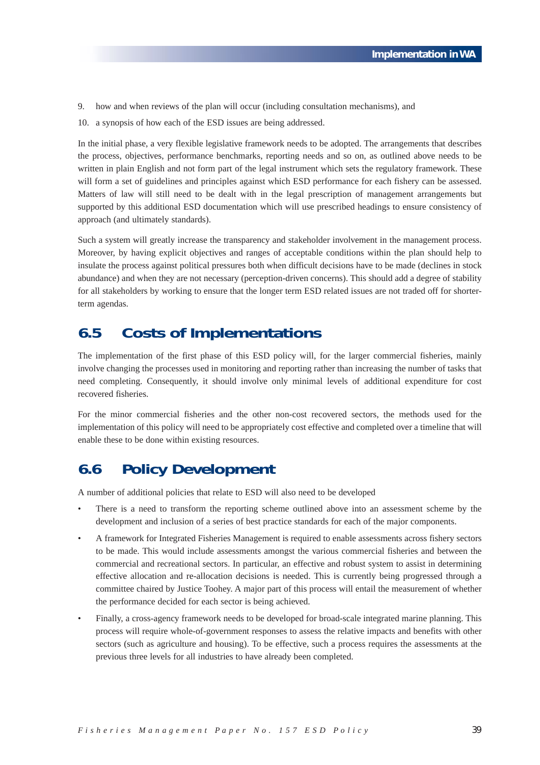9. how and when reviews of the plan will occur (including consultation mechanisms), and
10. a synopsis of how each of the ESD issues are being addressed.

In the initial phase, a very flexible legislative framework needs to be adopted. The arrangements that describes the process, objectives, performance benchmarks, reporting needs and so on, as outlined above needs to be written in plain English and not form part of the legal instrument which sets the regulatory framework. These will form a set of guidelines and principles against which ESD performance for each fishery can be assessed. Matters of law will still need to be dealt with in the legal prescription of management arrangements but supported by this additional ESD documentation which will use prescribed headings to ensure consistency of approach (and ultimately standards).

Such a system will greatly increase the transparency and stakeholder involvement in the management process. Moreover, by having explicit objectives and ranges of acceptable conditions within the plan should help to insulate the process against political pressures both when difficult decisions have to be made (declines in stock abundance) and when they are not necessary (perception-driven concerns). This should add a degree of stability for all stakeholders by working to ensure that the longer term ESD related issues are not traded off for shorter-term agendas.

## 6.5 Costs of Implementations

The implementation of the first phase of this ESD policy will, for the larger commercial fisheries, mainly involve changing the processes used in monitoring and reporting rather than increasing the number of tasks that need completing. Consequently, it should involve only minimal levels of additional expenditure for cost recovered fisheries.

For the minor commercial fisheries and the other non-cost recovered sectors, the methods used for the implementation of this policy will need to be appropriately cost effective and completed over a timeline that will enable these to be done within existing resources.

## 6.6 Policy Development

A number of additional policies that relate to ESD will also need to be developed

- There is a need to transform the reporting scheme outlined above into an assessment scheme by the development and inclusion of a series of best practice standards for each of the major components.
- A framework for Integrated Fisheries Management is required to enable assessments across fishery sectors to be made. This would include assessments amongst the various commercial fisheries and between the commercial and recreational sectors. In particular, an effective and robust system to assist in determining effective allocation and re-allocation decisions is needed. This is currently being progressed through a committee chaired by Justice Toohey. A major part of this process will entail the measurement of whether the performance decided for each sector is being achieved.
- Finally, a cross-agency framework needs to be developed for broad-scale integrated marine planning. This process will require whole-of-government responses to assess the relative impacts and benefits with other sectors (such as agriculture and housing). To be effective, such a process requires the assessments at the previous three levels for all industries to have already been completed.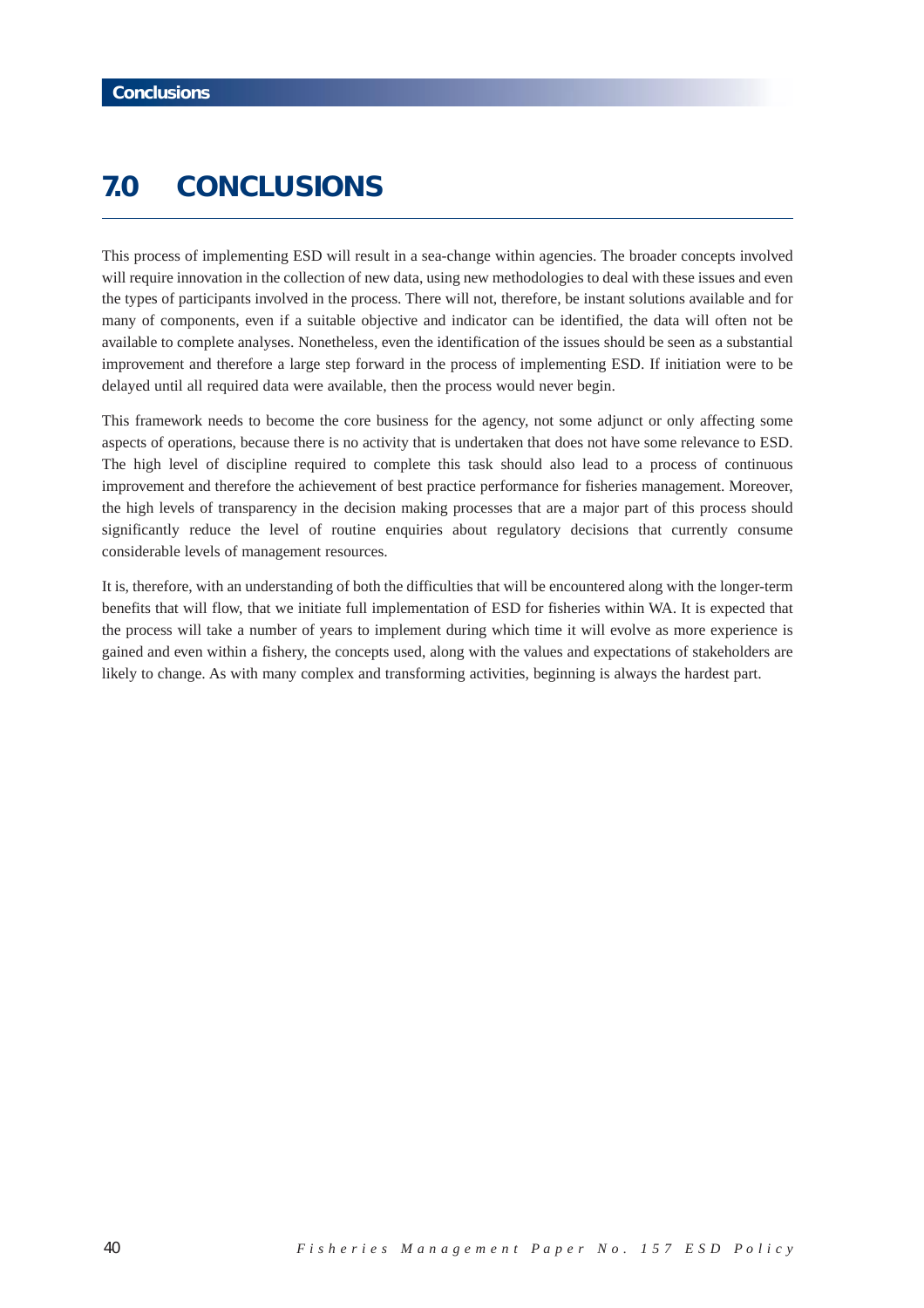# 7.0 CONCLUSIONS

This process of implementing ESD will result in a sea-change within agencies. The broader concepts involved will require innovation in the collection of new data, using new methodologies to deal with these issues and even the types of participants involved in the process. There will not, therefore, be instant solutions available and for many of components, even if a suitable objective and indicator can be identified, the data will often not be available to complete analyses. Nonetheless, even the identification of the issues should be seen as a substantial improvement and therefore a large step forward in the process of implementing ESD. If initiation were to be delayed until all required data were available, then the process would never begin.

This framework needs to become the core business for the agency, not some adjunct or only affecting some aspects of operations, because there is no activity that is undertaken that does not have some relevance to ESD. The high level of discipline required to complete this task should also lead to a process of continuous improvement and therefore the achievement of best practice performance for fisheries management. Moreover, the high levels of transparency in the decision making processes that are a major part of this process should significantly reduce the level of routine enquiries about regulatory decisions that currently consume considerable levels of management resources.

It is, therefore, with an understanding of both the difficulties that will be encountered along with the longer-term benefits that will flow, that we initiate full implementation of ESD for fisheries within WA. It is expected that the process will take a number of years to implement during which time it will evolve as more experience is gained and even within a fishery, the concepts used, along with the values and expectations of stakeholders are likely to change. As with many complex and transforming activities, beginning is always the hardest part.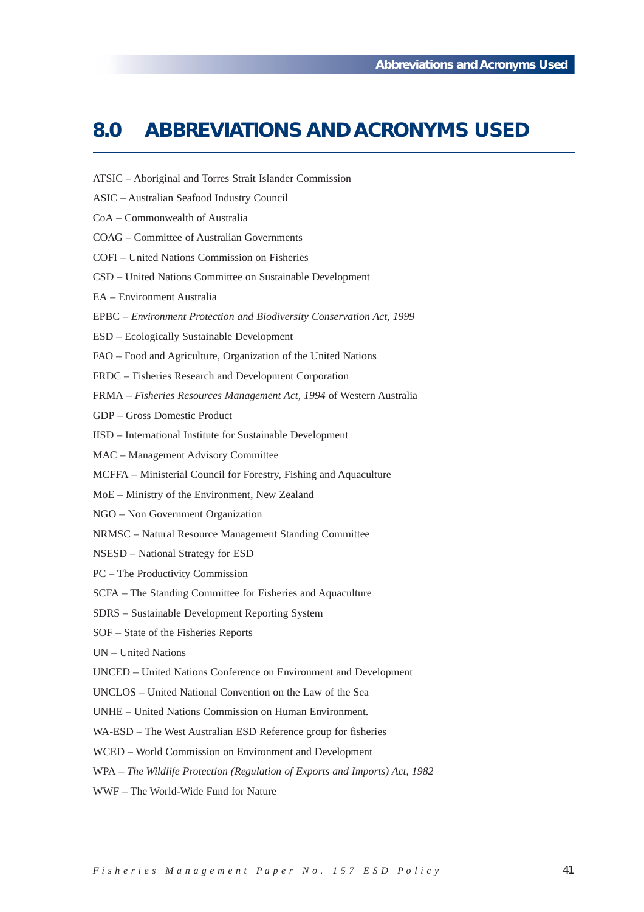# 8.0 ABBREVIATIONS AND ACRONYMS USED

ATSIC – Aboriginal and Torres Strait Islander Commission

ASIC – Australian Seafood Industry Council

CoA – Commonwealth of Australia

COAG – Committee of Australian Governments

COFI – United Nations Commission on Fisheries

CSD – United Nations Committee on Sustainable Development

EA – Environment Australia

EPBC – *Environment Protection and Biodiversity Conservation Act, 1999*

ESD – Ecologically Sustainable Development

FAO – Food and Agriculture, Organization of the United Nations

FRDC – Fisheries Research and Development Corporation

FRMA – *Fisheries Resources Management Act, 1994* of Western Australia

GDP – Gross Domestic Product

IISD – International Institute for Sustainable Development

MAC – Management Advisory Committee

MCFFA – Ministerial Council for Forestry, Fishing and Aquaculture

MoE – Ministry of the Environment, New Zealand

NGO – Non Government Organization

NRMSC – Natural Resource Management Standing Committee

NSESD – National Strategy for ESD

PC – The Productivity Commission

SCFA – The Standing Committee for Fisheries and Aquaculture

SDRS – Sustainable Development Reporting System

SOF – State of the Fisheries Reports

UN – United Nations

UNCED – United Nations Conference on Environment and Development

UNCLOS – United National Convention on the Law of the Sea

UNHE – United Nations Commission on Human Environment.

WA-ESD – The West Australian ESD Reference group for fisheries

WCED – World Commission on Environment and Development

WPA – *The Wildlife Protection (Regulation of Exports and Imports) Act, 1982*

WWF – The World-Wide Fund for Nature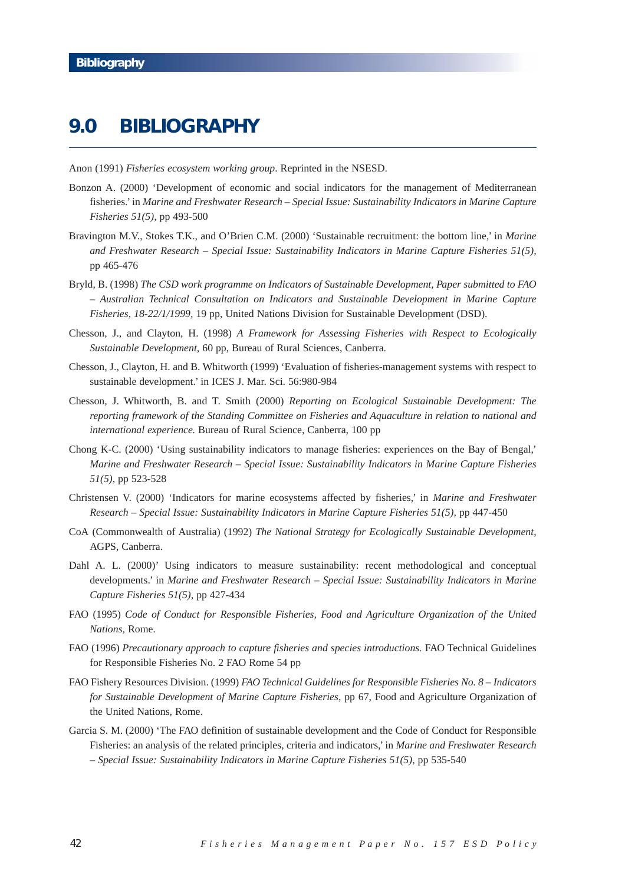# 9.0 BIBLIOGRAPHY

Anon (1991) *Fisheries ecosystem working group*. Reprinted in the NSESD.

Bonzon A. (2000) 'Development of economic and social indicators for the management of Mediterranean fisheries.' in *Marine and Freshwater Research – Special Issue: Sustainability Indicators in Marine Capture Fisheries 51(5),* pp 493-500

Bravington M.V., Stokes T.K., and O'Brien C.M. (2000) 'Sustainable recruitment: the bottom line,' in *Marine and Freshwater Research – Special Issue: Sustainability Indicators in Marine Capture Fisheries 51(5),* pp 465-476

Bryld, B. (1998) *The CSD work programme on Indicators of Sustainable Development, Paper submitted to FAO – Australian Technical Consultation on Indicators and Sustainable Development in Marine Capture Fisheries, 18-22/1/1999,* 19 pp, United Nations Division for Sustainable Development (DSD).

Chesson, J., and Clayton, H. (1998) *A Framework for Assessing Fisheries with Respect to Ecologically Sustainable Development,* 60 pp, Bureau of Rural Sciences, Canberra.

Chesson, J., Clayton, H. and B. Whitworth (1999) 'Evaluation of fisheries-management systems with respect to sustainable development.' in ICES J. Mar. Sci. 56:980-984

Chesson, J. Whitworth, B. and T. Smith (2000) *Reporting on Ecological Sustainable Development: The reporting framework of the Standing Committee on Fisheries and Aquaculture in relation to national and international experience.* Bureau of Rural Science, Canberra, 100 pp

Chong K-C. (2000) 'Using sustainability indicators to manage fisheries: experiences on the Bay of Bengal,' *Marine and Freshwater Research – Special Issue: Sustainability Indicators in Marine Capture Fisheries 51(5),* pp 523-528

Christensen V. (2000) 'Indicators for marine ecosystems affected by fisheries,' in *Marine and Freshwater Research – Special Issue: Sustainability Indicators in Marine Capture Fisheries 51(5),* pp 447-450

CoA (Commonwealth of Australia) (1992) *The National Strategy for Ecologically Sustainable Development,* AGPS, Canberra.

Dahl A. L. (2000)' Using indicators to measure sustainability: recent methodological and conceptual developments.' in *Marine and Freshwater Research – Special Issue: Sustainability Indicators in Marine Capture Fisheries 51(5),* pp 427-434

FAO (1995) *Code of Conduct for Responsible Fisheries, Food and Agriculture Organization of the United Nations,* Rome.

FAO (1996) *Precautionary approach to capture fisheries and species introductions.* FAO Technical Guidelines for Responsible Fisheries No. 2 FAO Rome 54 pp

FAO Fishery Resources Division. (1999) *FAO Technical Guidelines for Responsible Fisheries No. 8 – Indicators for Sustainable Development of Marine Capture Fisheries,* pp 67, Food and Agriculture Organization of the United Nations, Rome.

Garcia S. M. (2000) 'The FAO definition of sustainable development and the Code of Conduct for Responsible Fisheries: an analysis of the related principles, criteria and indicators,' in *Marine and Freshwater Research – Special Issue: Sustainability Indicators in Marine Capture Fisheries 51(5),* pp 535-540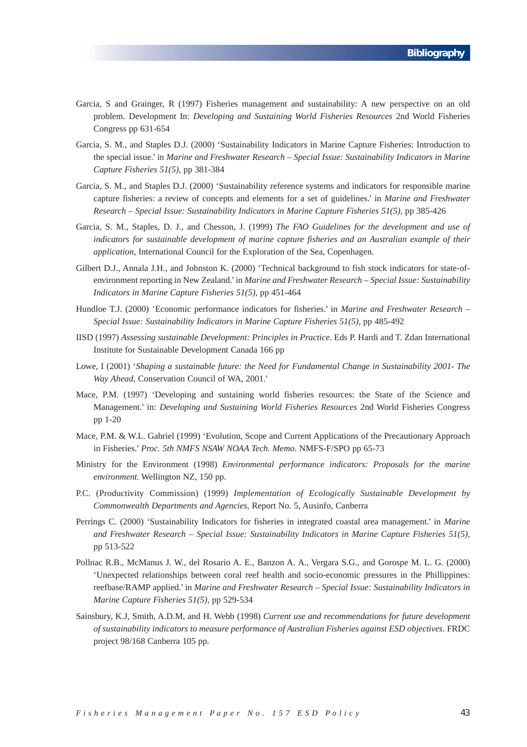Garcia, S and Grainger, R (1997) Fisheries management and sustainability: A new perspective on an old problem. Development In: *Developing and Sustaining World Fisheries Resources* 2nd World Fisheries Congress pp 631-654

Garcia, S. M., and Staples D.J. (2000) 'Sustainability Indicators in Marine Capture Fisheries: Introduction to the special issue.' in *Marine and Freshwater Research – Special Issue: Sustainability Indicators in Marine Capture Fisheries 51(5)*, pp 381-384

Garcia, S. M., and Staples D.J. (2000) 'Sustainability reference systems and indicators for responsible marine capture fisheries: a review of concepts and elements for a set of guidelines.' in *Marine and Freshwater Research – Special Issue: Sustainability Indicators in Marine Capture Fisheries 51(5)*, pp 385-426

Garcia, S. M., Staples, D. J., and Chesson, J. (1999) *The FAO Guidelines for the development and use of indicators for sustainable development of marine capture fisheries and an Australian example of their application,* International Council for the Exploration of the Sea, Copenhagen.

Gilbert D.J., Annala J.H., and Johnston K. (2000) 'Technical background to fish stock indicators for state-of-environment reporting in New Zealand.' in *Marine and Freshwater Research – Special Issue: Sustainability Indicators in Marine Capture Fisheries 51(5)*, pp 451-464

Hundloe T.J. (2000) 'Economic performance indicators for fisheries.' in *Marine and Freshwater Research – Special Issue: Sustainability Indicators in Marine Capture Fisheries 51(5)*, pp 485-492

IISD (1997) *Assessing sustainable Development: Principles in Practice*. Eds P. Hardi and T. Zdan International Institute for Sustainable Development Canada 166 pp

Lowe, I (2001) '*Shaping a sustainable future: the Need for Fundamental Change in Sustainability 2001- The Way Ahead*, Conservation Council of WA, 2001.'

Mace, P.M. (1997) 'Developing and sustaining world fisheries resources: the State of the Science and Management.' in: *Developing and Sustaining World Fisheries Resources* 2nd World Fisheries Congress pp 1-20

Mace, P.M. & W.L. Gabriel (1999) 'Evolution, Scope and Current Applications of the Precautionary Approach in Fisheries.' *Proc. 5th NMFS NSAW NOAA Tech. Memo*. NMFS-F/SPO pp 65-73

Ministry for the Environment (1998) *Environmental performance indicators: Proposals for the marine environment.* Wellington NZ, 150 pp.

P.C. (Productivity Commission) (1999) *Implementation of Ecologically Sustainable Development by Commonwealth Departments and Agencies*, Report No. 5, Ausinfo, Canberra

Perrings C. (2000) 'Sustainability Indicators for fisheries in integrated coastal area management.' in *Marine and Freshwater Research – Special Issue: Sustainability Indicators in Marine Capture Fisheries 51(5)*, pp 513-522

Pollnac R.B., McManus J. W., del Rosario A. E., Banzon A. A., Vergara S.G., and Gorospe M. L. G. (2000) 'Unexpected relationships between coral reef health and socio-economic pressures in the Phillippines: reefbase/RAMP applied.' in *Marine and Freshwater Research – Special Issue: Sustainability Indicators in Marine Capture Fisheries 51(5)*, pp 529-534

Sainsbury, K.J, Smith, A.D.M, and H. Webb (1998) *Current use and recommendations for future development of sustainability indicators to measure performance of Australian Fisheries against ESD objectives*. FRDC project 98/168 Canberra 105 pp.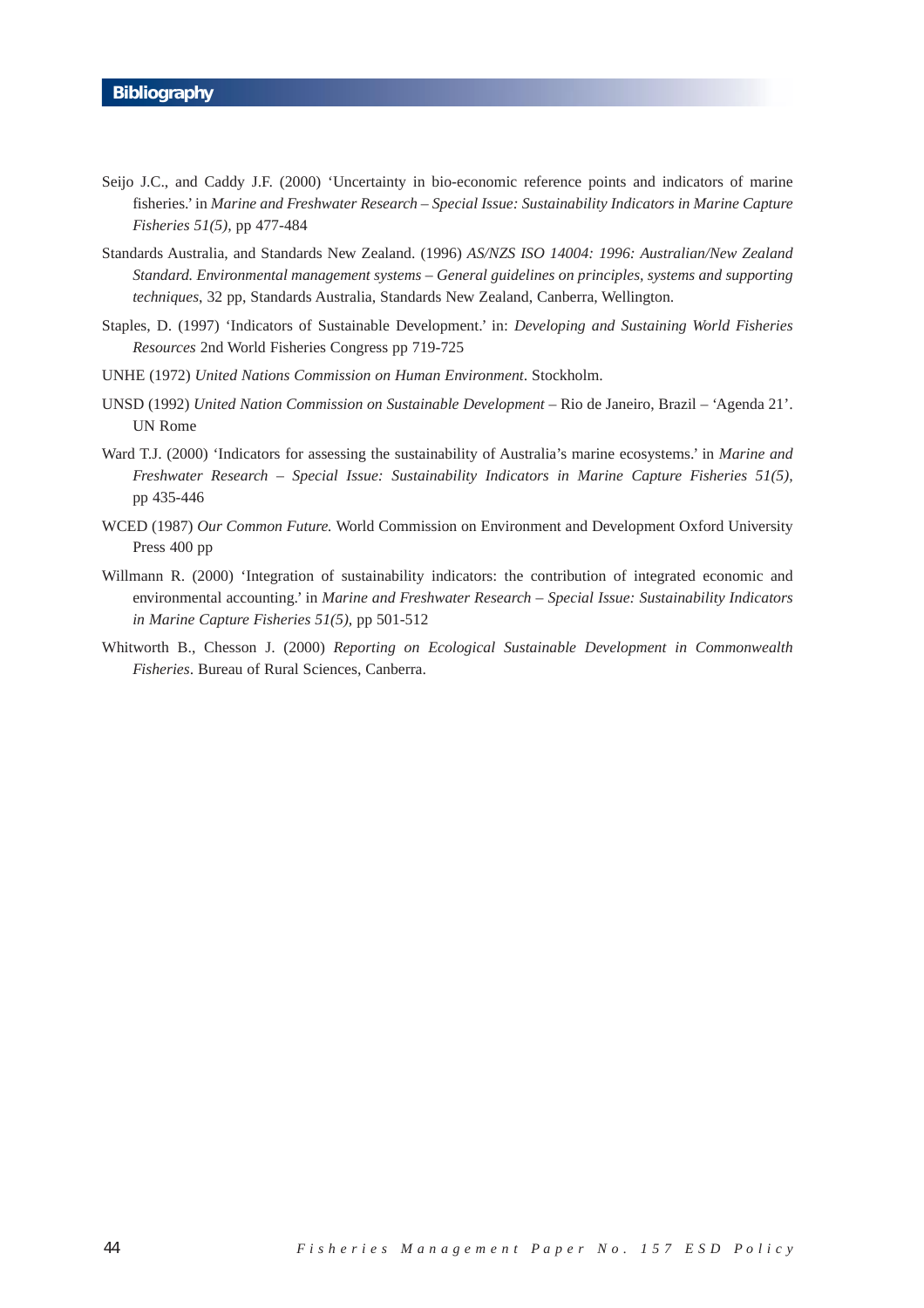## Bibliography

Seijo J.C., and Caddy J.F. (2000) 'Uncertainty in bio-economic reference points and indicators of marine fisheries.' in *Marine and Freshwater Research – Special Issue: Sustainability Indicators in Marine Capture Fisheries 51(5),* pp 477-484

Standards Australia, and Standards New Zealand. (1996) *AS/NZS ISO 14004: 1996: Australian/New Zealand Standard. Environmental management systems – General guidelines on principles, systems and supporting techniques*, 32 pp, Standards Australia, Standards New Zealand, Canberra, Wellington.

Staples, D. (1997) 'Indicators of Sustainable Development.' in: *Developing and Sustaining World Fisheries Resources* 2nd World Fisheries Congress pp 719-725

UNHE (1972) *United Nations Commission on Human Environment*. Stockholm.

UNSD (1992) *United Nation Commission on Sustainable Development* – Rio de Janeiro, Brazil – 'Agenda 21'. UN Rome

Ward T.J. (2000) 'Indicators for assessing the sustainability of Australia's marine ecosystems.' in *Marine and Freshwater Research – Special Issue: Sustainability Indicators in Marine Capture Fisheries 51(5),* pp 435-446

WCED (1987) *Our Common Future.* World Commission on Environment and Development Oxford University Press 400 pp

Willmann R. (2000) 'Integration of sustainability indicators: the contribution of integrated economic and environmental accounting.' in *Marine and Freshwater Research – Special Issue: Sustainability Indicators in Marine Capture Fisheries 51(5),* pp 501-512

Whitworth B., Chesson J. (2000) *Reporting on Ecological Sustainable Development in Commonwealth Fisheries*. Bureau of Rural Sciences, Canberra.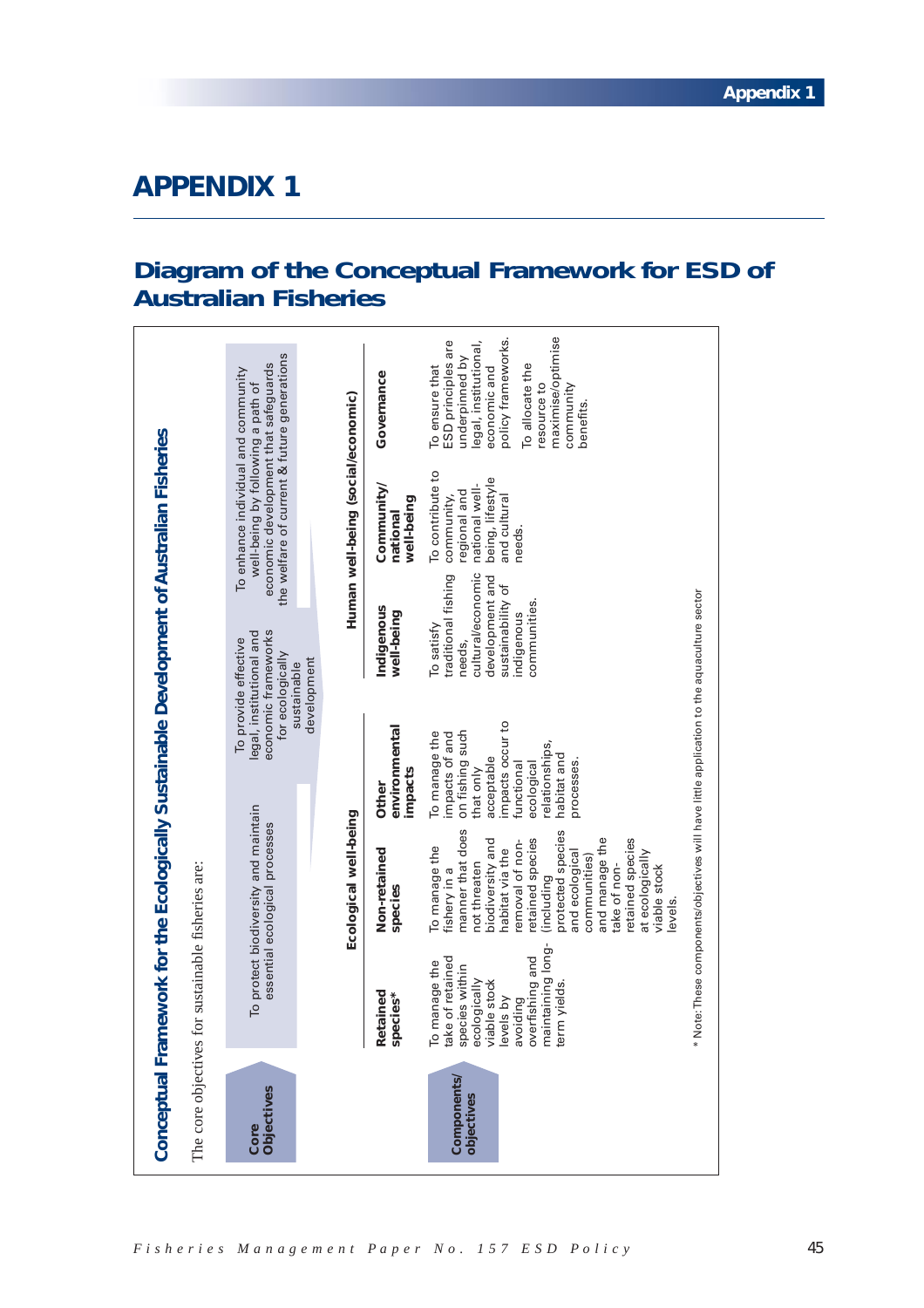# APPENDIX 1

## Diagram of the Conceptual Framework for ESD of Australian Fisheries

### Conceptual Framework for the Ecologically Sustainable Development of Australian Fisheries

The core objectives for sustainable fisheries are:

**Core Objectives**

- To protect biodiversity and maintain essential ecological processes
- To provide effective legal, institutional and economic frameworks for ecologically sustainable development
- To enhance individual and community well-being by following a path of economic development that safeguards the welfare of current & future generations

**Components/objectives**

| Ecological well-being | | | Human well-being (social/economic) | | |
|---|---|---|---|---|---|
| **Retained species*** | **Non-retained species** | **Other environmental impacts** | **Indigenous well-being** | **Community/ national well-being** | **Governance** |
| To manage the take of retained species within ecologically viable stock levels by avoiding overfishing and maintaining long-term yields. | To manage the fishery in a manner that does not threaten biodiversity and habitat via the removal of non-retained species (including protected species and ecological communities) and manage the take of non-retained species at ecologically viable stock levels. | To manage the impacts of and on fishing such that only acceptable impacts occur to functional ecological relationships, habitat and processes. | To satisfy traditional fishing needs, cultural/economic development and sustainability of indigenous communities. | To contribute to community, regional and national well-being, lifestyle and cultural needs. | To ensure that ESD principles are underpinned by legal, institutional, economic and policy frameworks. To allocate the resource to maximise/optimise community benefits. |

* Note: These components/objectives will have little application to the aquaculture sector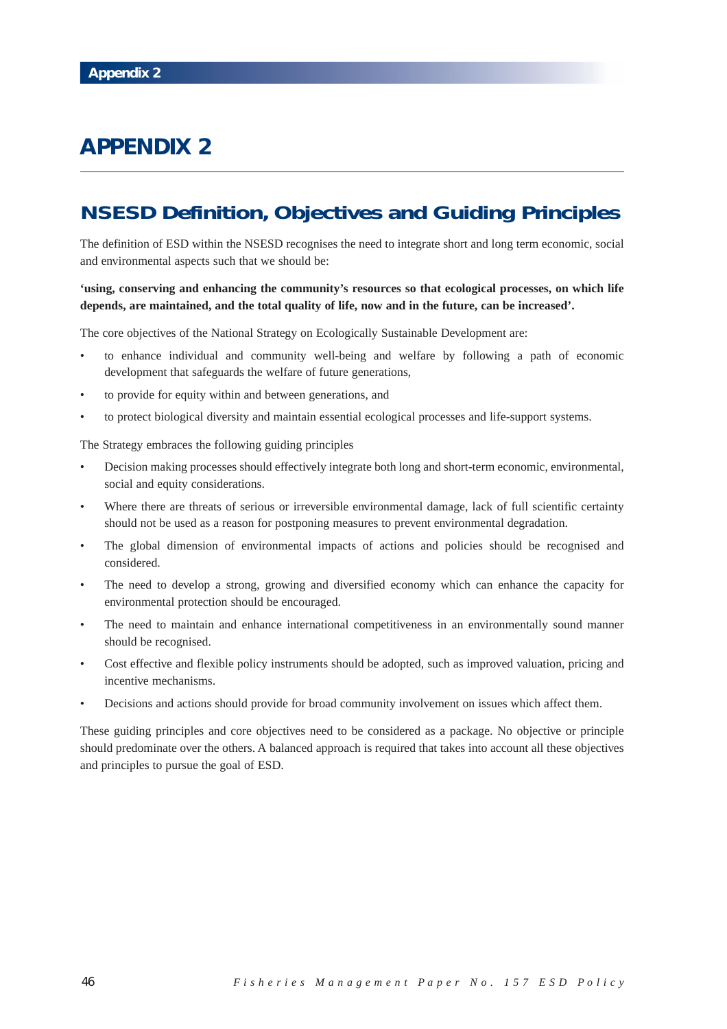# APPENDIX 2

## NSESD Definition, Objectives and Guiding Principles

The definition of ESD within the NSESD recognises the need to integrate short and long term economic, social and environmental aspects such that we should be:

**'using, conserving and enhancing the community's resources so that ecological processes, on which life depends, are maintained, and the total quality of life, now and in the future, can be increased'.**

The core objectives of the National Strategy on Ecologically Sustainable Development are:

- to enhance individual and community well-being and welfare by following a path of economic development that safeguards the welfare of future generations,
- to provide for equity within and between generations, and
- to protect biological diversity and maintain essential ecological processes and life-support systems.

The Strategy embraces the following guiding principles

- Decision making processes should effectively integrate both long and short-term economic, environmental, social and equity considerations.
- Where there are threats of serious or irreversible environmental damage, lack of full scientific certainty should not be used as a reason for postponing measures to prevent environmental degradation.
- The global dimension of environmental impacts of actions and policies should be recognised and considered.
- The need to develop a strong, growing and diversified economy which can enhance the capacity for environmental protection should be encouraged.
- The need to maintain and enhance international competitiveness in an environmentally sound manner should be recognised.
- Cost effective and flexible policy instruments should be adopted, such as improved valuation, pricing and incentive mechanisms.
- Decisions and actions should provide for broad community involvement on issues which affect them.

These guiding principles and core objectives need to be considered as a package. No objective or principle should predominate over the others. A balanced approach is required that takes into account all these objectives and principles to pursue the goal of ESD.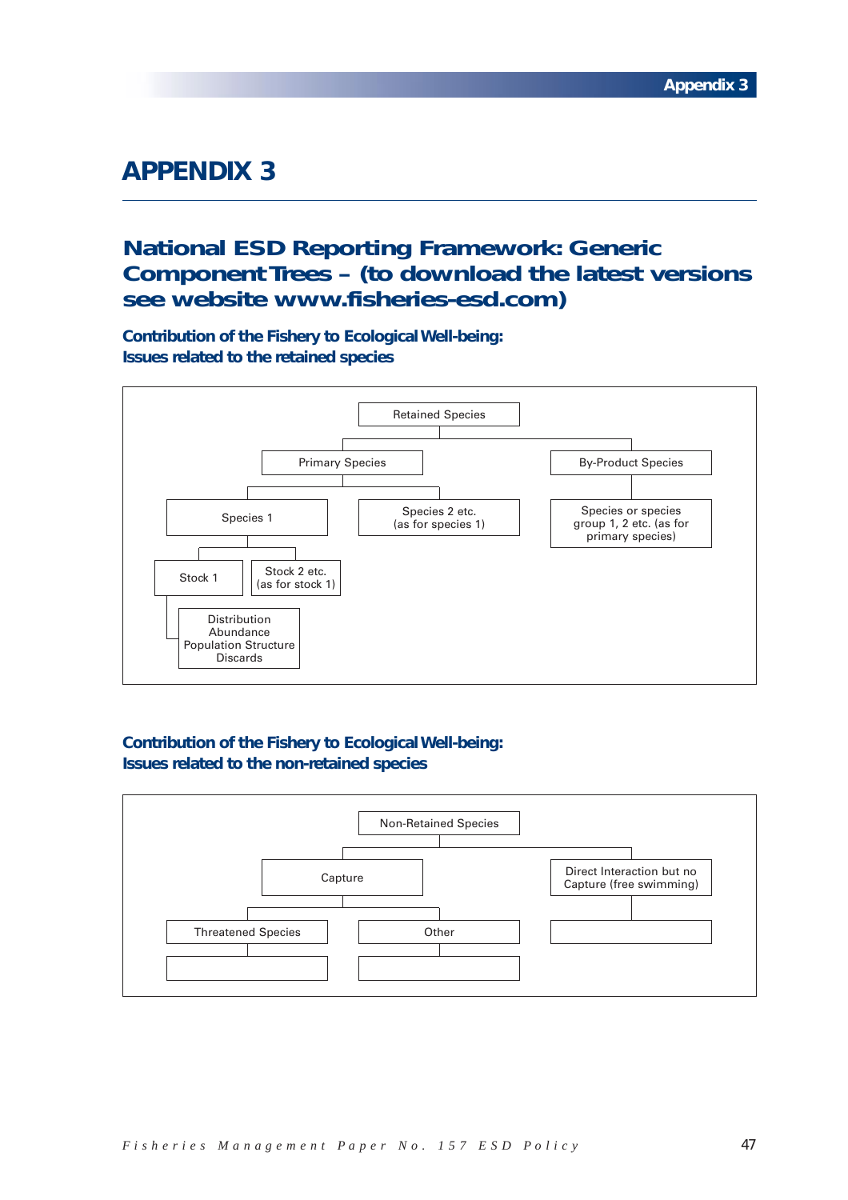# APPENDIX 3

## National ESD Reporting Framework: Generic Component Trees – (to download the latest versions see website www.fisheries-esd.com)

### Contribution of the Fishery to Ecological Well-being: Issues related to the retained species

- Retained Species
  - Primary Species
    - Species 1
      - Stock 1
        - Distribution
        - Abundance
        - Population Structure
        - Discards
      - Stock 2 etc. (as for stock 1)
    - Species 2 etc. (as for species 1)
  - By-Product Species
    - Species or species group 1, 2 etc. (as for primary species)

### Contribution of the Fishery to Ecological Well-being: Issues related to the non-retained species

- Non-Retained Species
  - Capture
    - Threatened Species
    - Other
  - Direct Interaction but no Capture (free swimming)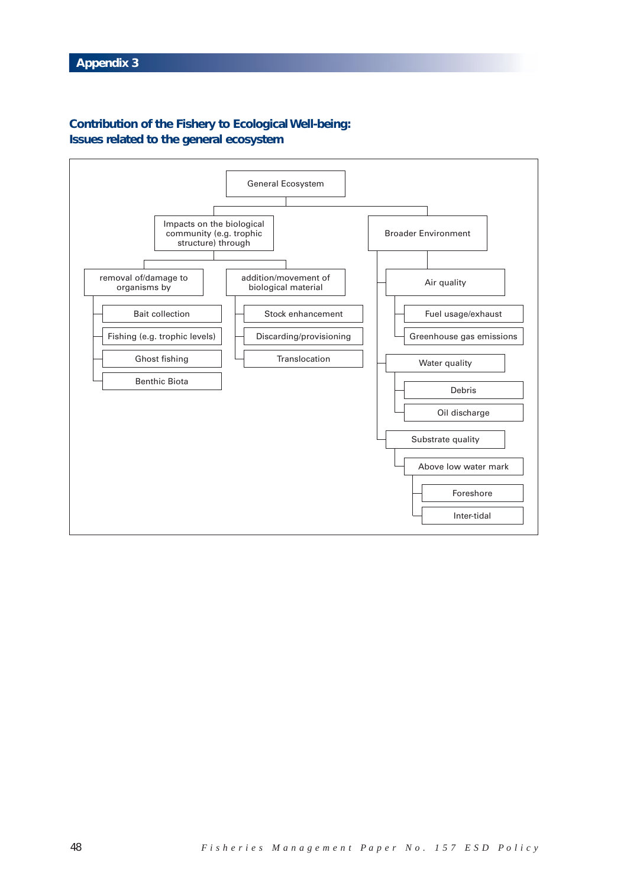# Appendix 3

## Contribution of the Fishery to Ecological Well-being: Issues related to the general ecosystem

- General Ecosystem
  - Impacts on the biological community (e.g. trophic structure) through
    - removal of/damage to organisms by
      - Bait collection
      - Fishing (e.g. trophic levels)
      - Ghost fishing
      - Benthic Biota
    - addition/movement of biological material
      - Stock enhancement
      - Discarding/provisioning
      - Translocation
  - Broader Environment
    - Air quality
      - Fuel usage/exhaust
      - Greenhouse gas emissions
    - Water quality
      - Debris
      - Oil discharge
    - Substrate quality
      - Above low water mark
        - Foreshore
        - Inter-tidal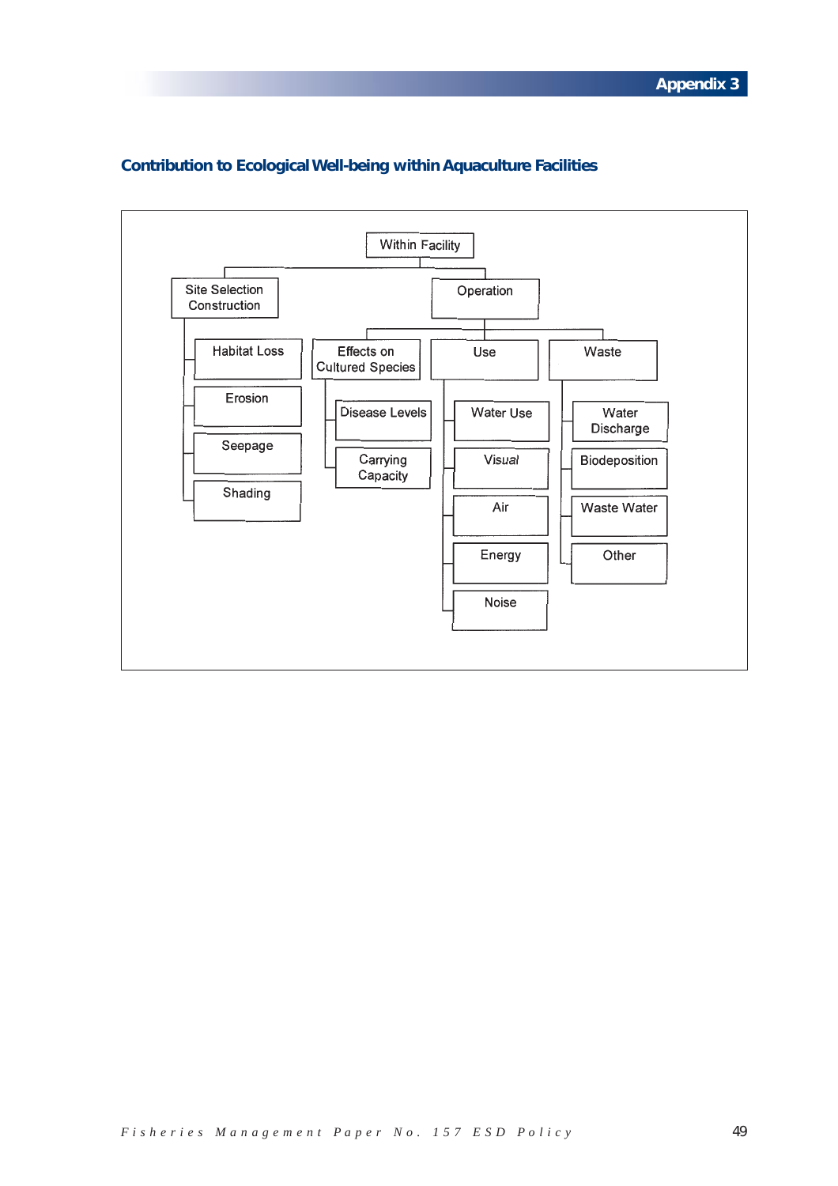## Contribution to Ecological Well-being within Aquaculture Facilities

- Within Facility
  - Site Selection Construction
    - Habitat Loss
    - Erosion
    - Seepage
    - Shading
  - Operation
    - Effects on Cultured Species
      - Disease Levels
      - Carrying Capacity
    - Use
      - Water Use
      - Visual
      - Air
      - Energy
      - Noise
    - Waste
      - Water Discharge
      - Biodeposition
      - Waste Water
      - Other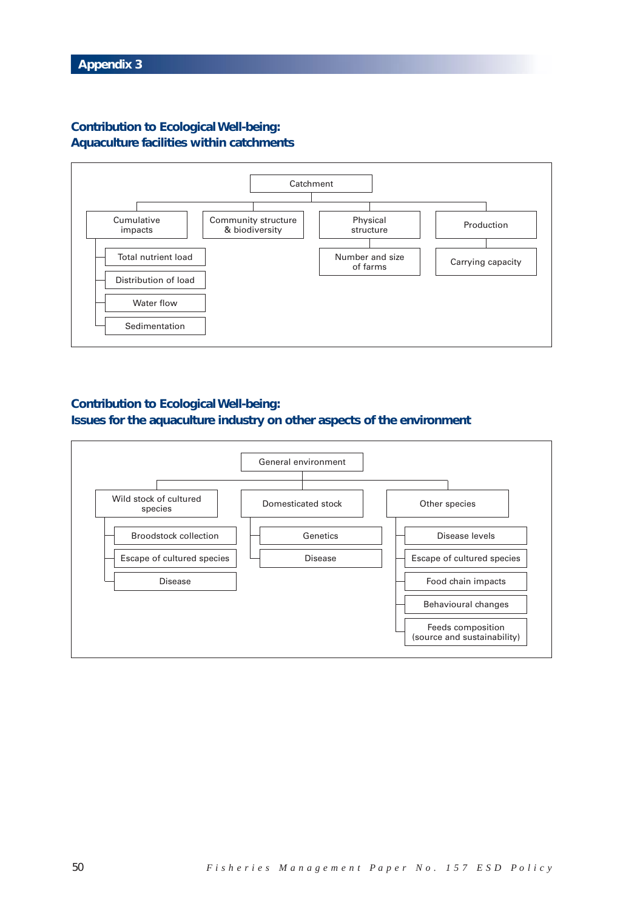## Appendix 3

### Contribution to Ecological Well-being: Aquaculture facilities within catchments

- Catchment
  - Cumulative impacts
    - Total nutrient load
    - Distribution of load
    - Water flow
    - Sedimentation
  - Community structure & biodiversity
  - Physical structure
    - Number and size of farms
  - Production
    - Carrying capacity

### Contribution to Ecological Well-being: Issues for the aquaculture industry on other aspects of the environment

- General environment
  - Wild stock of cultured species
    - Broodstock collection
    - Escape of cultured species
    - Disease
  - Domesticated stock
    - Genetics
    - Disease
  - Other species
    - Disease levels
    - Escape of cultured species
    - Food chain impacts
    - Behavioural changes
    - Feeds composition (source and sustainability)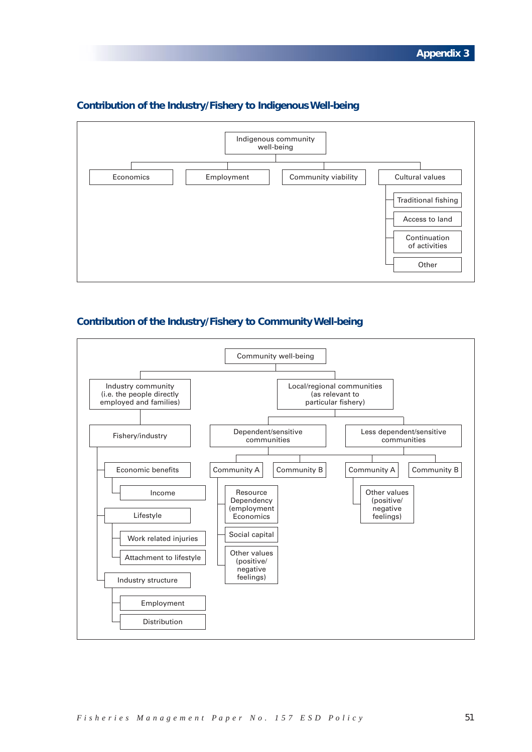# Appendix 3

## Contribution of the Industry/Fishery to Indigenous Well-being

- Indigenous community well-being
  - Economics
  - Employment
  - Community viability
  - Cultural values
    - Traditional fishing
    - Access to land
    - Continuation of activities
    - Other

## Contribution of the Industry/Fishery to Community Well-being

- Community well-being
  - Industry community (i.e. the people directly employed and families)
    - Fishery/industry
      - Economic benefits
        - Income
      - Lifestyle
        - Work related injuries
        - Attachment to lifestyle
      - Industry structure
        - Employment
        - Distribution
  - Local/regional communities (as relevant to particular fishery)
    - Dependent/sensitive communities
      - Community A
        - Resource Dependency (employment Economics
        - Social capital
        - Other values (positive/ negative feelings)
      - Community B
    - Less dependent/sensitive communities
      - Community A
        - Other values (positive/ negative feelings)
      - Community B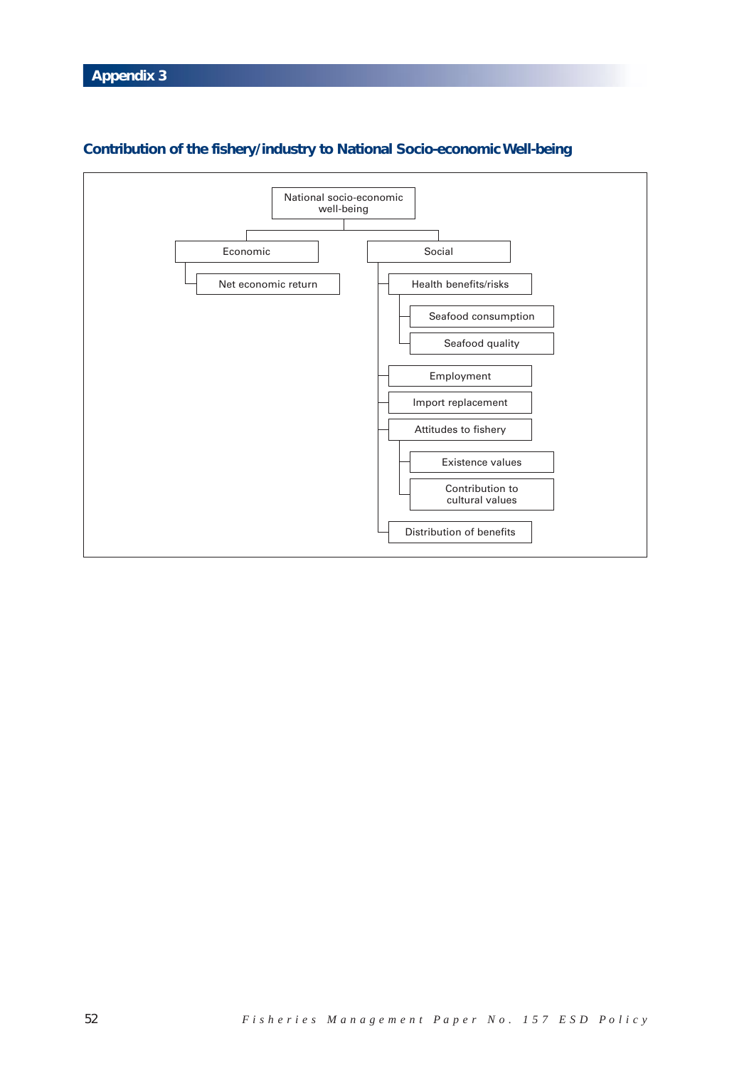# Appendix 3

## Contribution of the fishery/industry to National Socio-economic Well-being

- National socio-economic well-being
  - Economic
    - Net economic return
  - Social
    - Health benefits/risks
      - Seafood consumption
      - Seafood quality
    - Employment
    - Import replacement
    - Attitudes to fishery
      - Existence values
      - Contribution to cultural values
    - Distribution of benefits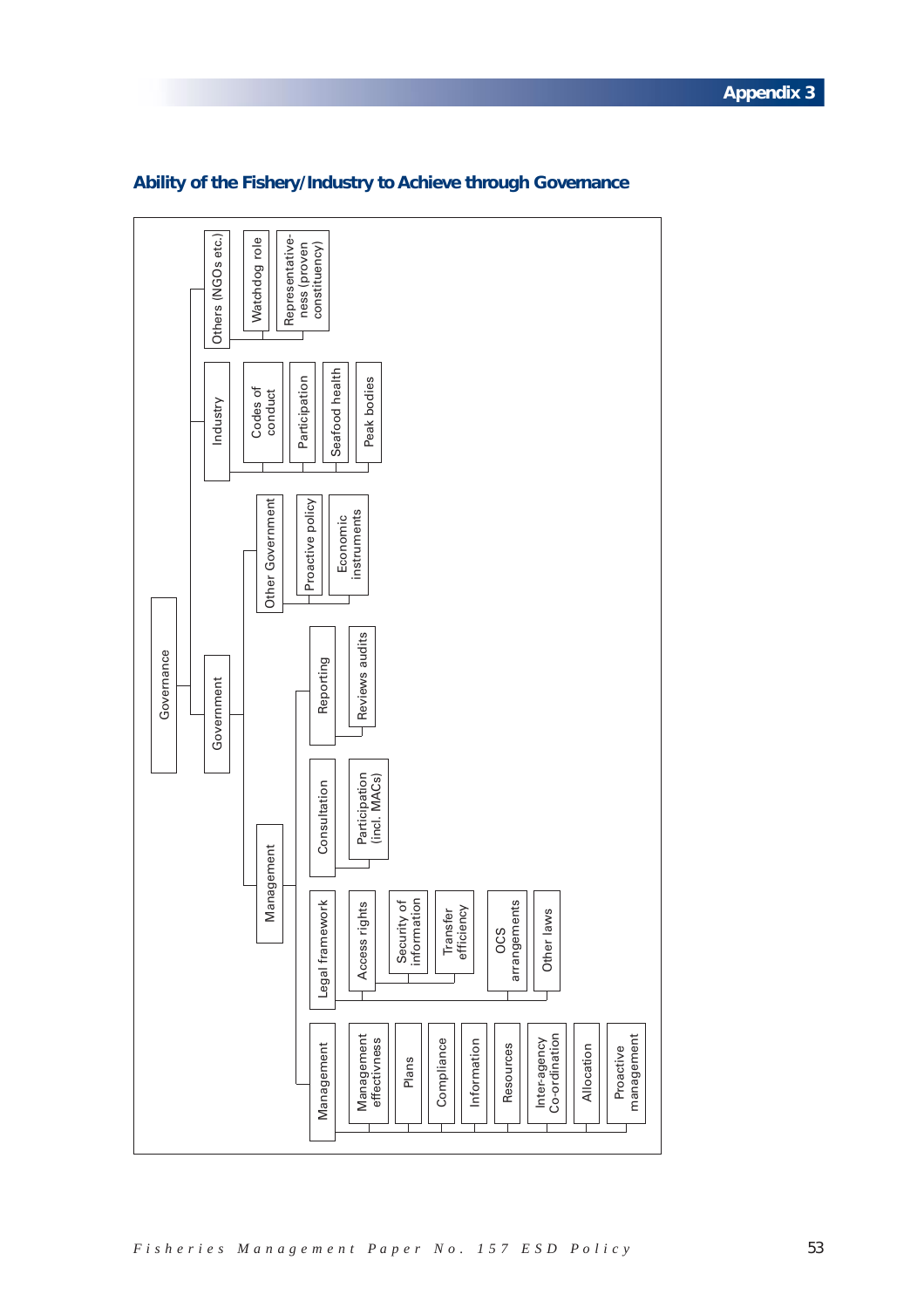## Ability of the Fishery/Industry to Achieve through Governance

- Governance
  - Government
    - Management
      - Management
        - Management effectivness
        - Plans
        - Compliance
        - Information
        - Resources
        - Inter-agency Co-ordination
        - Allocation
        - Proactive management
      - Legal framework
        - Access rights
        - Security of information
        - Transfer efficiency
        - OCS arrangements
        - Other laws
      - Consultation
        - Participation (incl. MACs)
      - Reporting
        - Reviews audits
    - Other Government
      - Proactive policy
      - Economic instruments
  - Industry
    - Codes of conduct
    - Participation
    - Seafood health
    - Peak bodies
  - Others (NGOs etc.)
    - Watchdog role
    - Representativeness (proven constituency)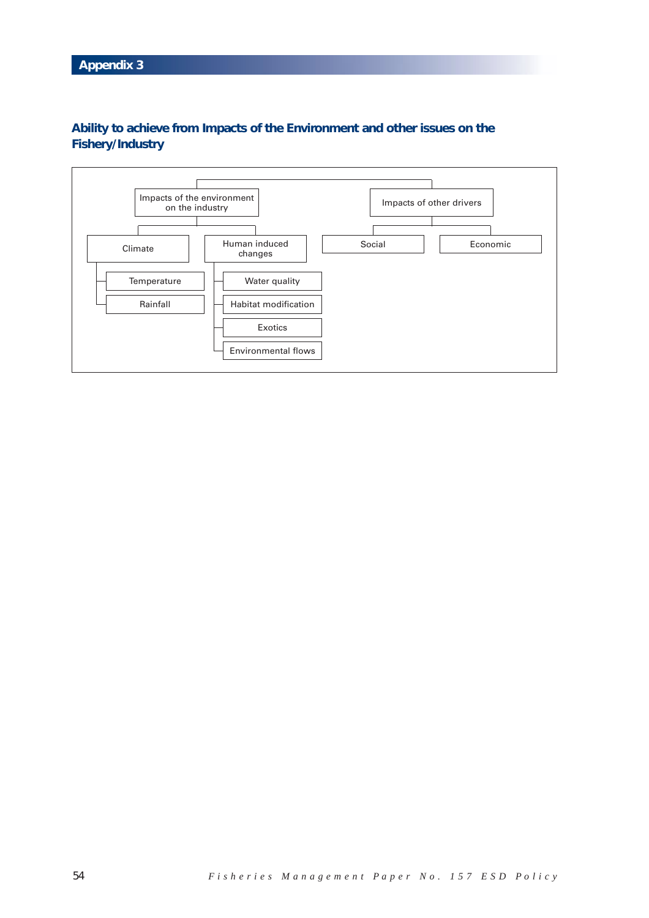# Appendix 3

## Ability to achieve from Impacts of the Environment and other issues on the Fishery/Industry

- Impacts of the environment on the industry
  - Climate
    - Temperature
    - Rainfall
  - Human induced changes
    - Water quality
    - Habitat modification
    - Exotics
    - Environmental flows
- Impacts of other drivers
  - Social
  - Economic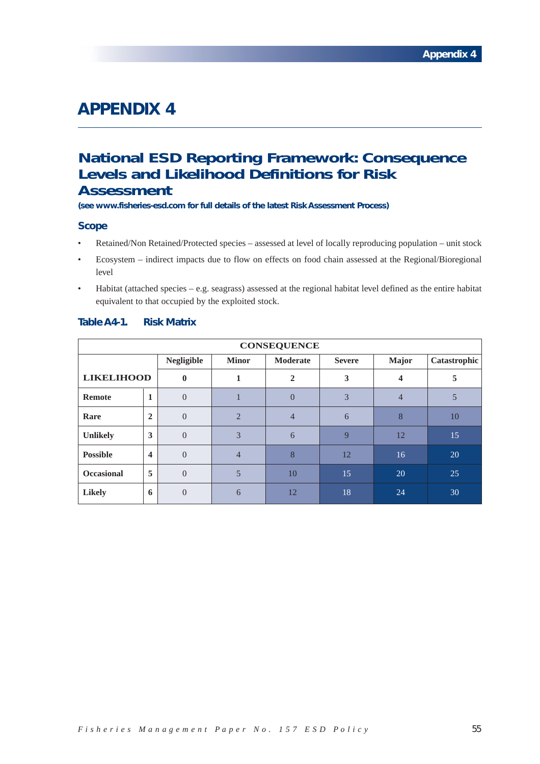# APPENDIX 4

## National ESD Reporting Framework: Consequence Levels and Likelihood Definitions for Risk Assessment

**(see www.fisheries-esd.com for full details of the latest Risk Assessment Process)**

### Scope

- Retained/Non Retained/Protected species – assessed at level of locally reproducing population – unit stock
- Ecosystem – indirect impacts due to flow on effects on food chain assessed at the Regional/Bioregional level
- Habitat (attached species – e.g. seagrass) assessed at the regional habitat level defined as the entire habitat equivalent to that occupied by the exploited stock.

**Table A4-1. Risk Matrix**

| | | CONSEQUENCE | | | | | |
|---|---|---|---|---|---|---|---|
| | | **Negligible** | **Minor** | **Moderate** | **Severe** | **Major** | **Catastrophic** |
| **LIKELIHOOD** | | **0** | **1** | **2** | **3** | **4** | **5** |
| **Remote** | **1** | 0 | 1 | 0 | 3 | 4 | 5 |
| **Rare** | **2** | 0 | 2 | 4 | 6 | 8 | 10 |
| **Unlikely** | **3** | 0 | 3 | 6 | 9 | 12 | 15 |
| **Possible** | **4** | 0 | 4 | 8 | 12 | 16 | 20 |
| **Occasional** | **5** | 0 | 5 | 10 | 15 | 20 | 25 |
| **Likely** | **6** | 0 | 6 | 12 | 18 | 24 | 30 |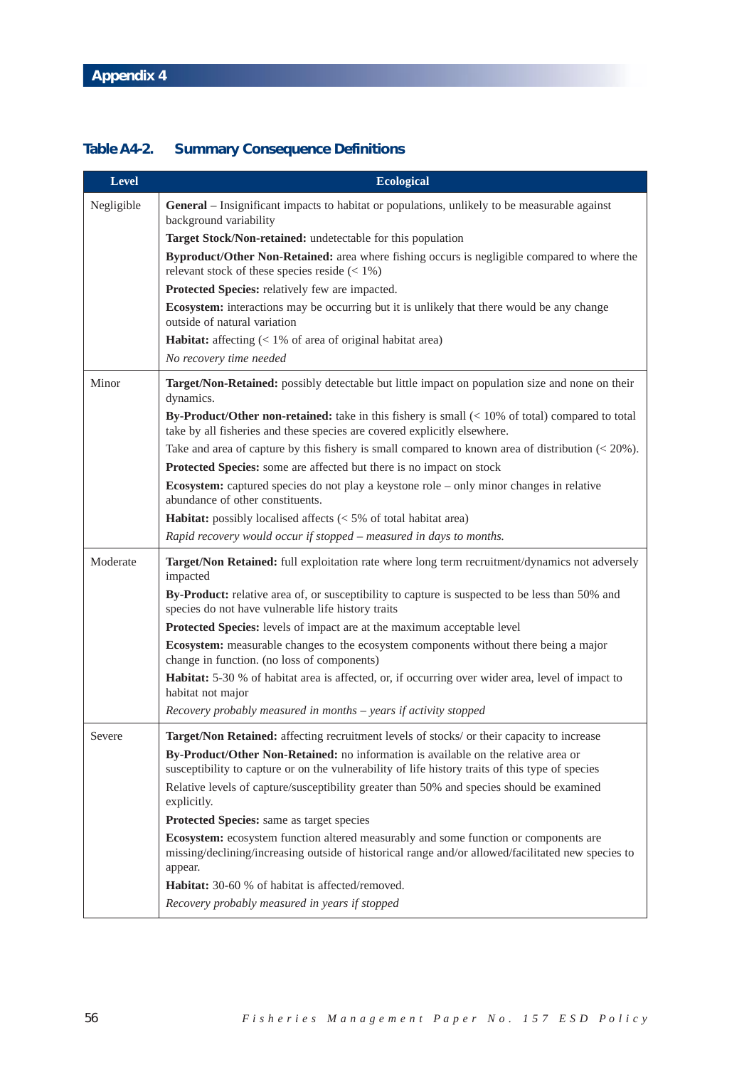## Appendix 4

### Table A4-2. Summary Consequence Definitions

| Level | Ecological |
|---|---|
| Negligible | **General** – Insignificant impacts to habitat or populations, unlikely to be measurable against background variability<br>**Target Stock/Non-retained:** undetectable for this population<br>**Byproduct/Other Non-Retained:** area where fishing occurs is negligible compared to where the relevant stock of these species reside (< 1%)<br>**Protected Species:** relatively few are impacted.<br>**Ecosystem:** interactions may be occurring but it is unlikely that there would be any change outside of natural variation<br>**Habitat:** affecting (< 1% of area of original habitat area)<br>*No recovery time needed* |
| Minor | **Target/Non-Retained:** possibly detectable but little impact on population size and none on their dynamics.<br>**By-Product/Other non-retained:** take in this fishery is small (< 10% of total) compared to total take by all fisheries and these species are covered explicitly elsewhere.<br>Take and area of capture by this fishery is small compared to known area of distribution (< 20%).<br>**Protected Species:** some are affected but there is no impact on stock<br>**Ecosystem:** captured species do not play a keystone role – only minor changes in relative abundance of other constituents.<br>**Habitat:** possibly localised affects (< 5% of total habitat area)<br>*Rapid recovery would occur if stopped – measured in days to months.* |
| Moderate | **Target/Non Retained:** full exploitation rate where long term recruitment/dynamics not adversely impacted<br>**By-Product:** relative area of, or susceptibility to capture is suspected to be less than 50% and species do not have vulnerable life history traits<br>**Protected Species:** levels of impact are at the maximum acceptable level<br>**Ecosystem:** measurable changes to the ecosystem components without there being a major change in function. (no loss of components)<br>**Habitat:** 5-30 % of habitat area is affected, or, if occurring over wider area, level of impact to habitat not major<br>*Recovery probably measured in months – years if activity stopped* |
| Severe | **Target/Non Retained:** affecting recruitment levels of stocks/ or their capacity to increase<br>**By-Product/Other Non-Retained:** no information is available on the relative area or susceptibility to capture or on the vulnerability of life history traits of this type of species<br>Relative levels of capture/susceptibility greater than 50% and species should be examined explicitly.<br>**Protected Species:** same as target species<br>**Ecosystem:** ecosystem function altered measurably and some function or components are missing/declining/increasing outside of historical range and/or allowed/facilitated new species to appear.<br>**Habitat:** 30-60 % of habitat is affected/removed.<br>*Recovery probably measured in years if stopped* |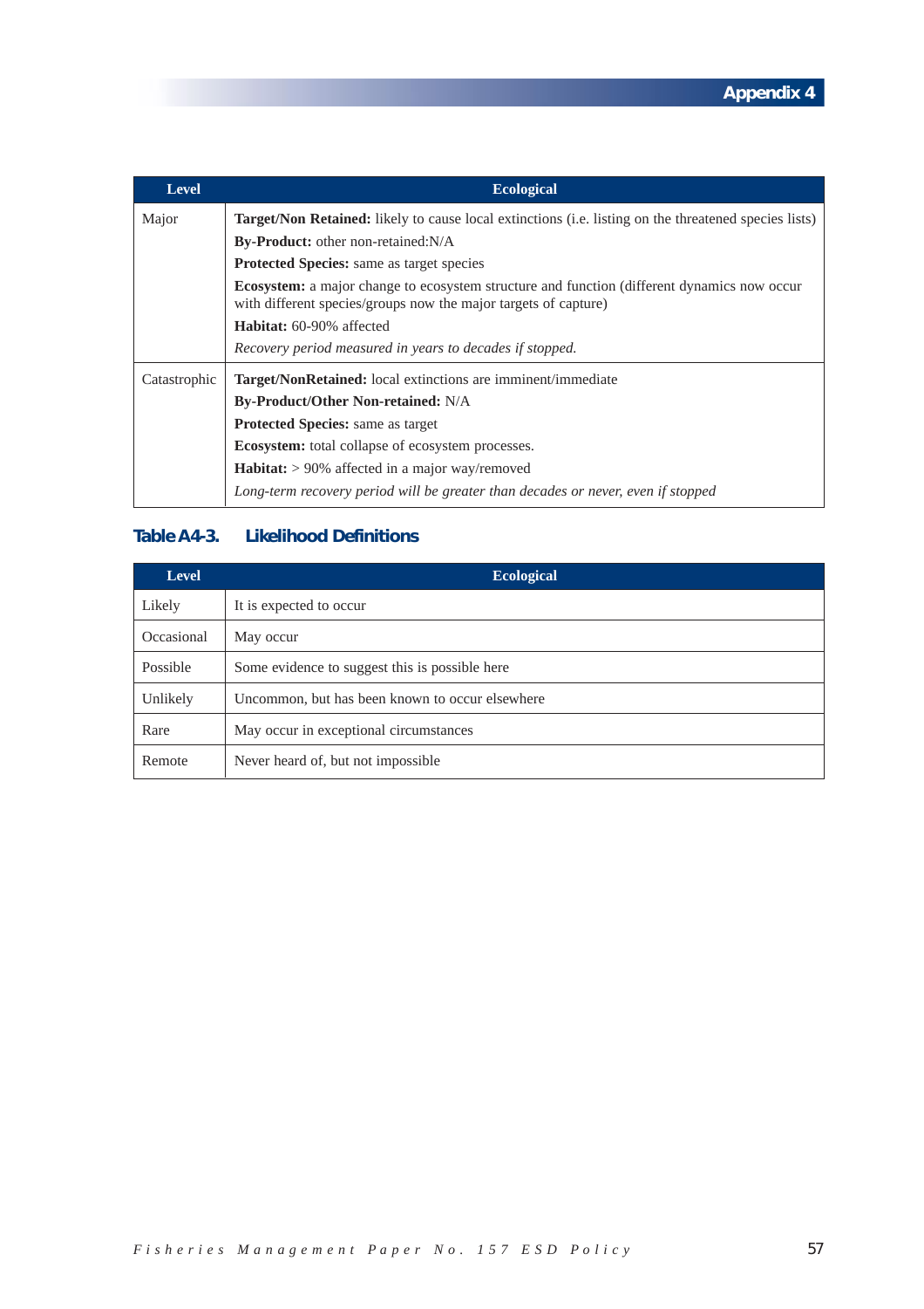| Level | Ecological |
|---|---|
| Major | **Target/Non Retained:** likely to cause local extinctions (i.e. listing on the threatened species lists)<br>**By-Product:** other non-retained:N/A<br>**Protected Species:** same as target species<br>**Ecosystem:** a major change to ecosystem structure and function (different dynamics now occur with different species/groups now the major targets of capture)<br>**Habitat:** 60-90% affected<br>*Recovery period measured in years to decades if stopped.* |
| Catastrophic | **Target/NonRetained:** local extinctions are imminent/immediate<br>**By-Product/Other Non-retained:** N/A<br>**Protected Species:** same as target<br>**Ecosystem:** total collapse of ecosystem processes.<br>**Habitat:** > 90% affected in a major way/removed<br>*Long-term recovery period will be greater than decades or never, even if stopped* |

### Table A4-3. Likelihood Definitions

| Level | Ecological |
|---|---|
| Likely | It is expected to occur |
| Occasional | May occur |
| Possible | Some evidence to suggest this is possible here |
| Unlikely | Uncommon, but has been known to occur elsewhere |
| Rare | May occur in exceptional circumstances |
| Remote | Never heard of, but not impossible |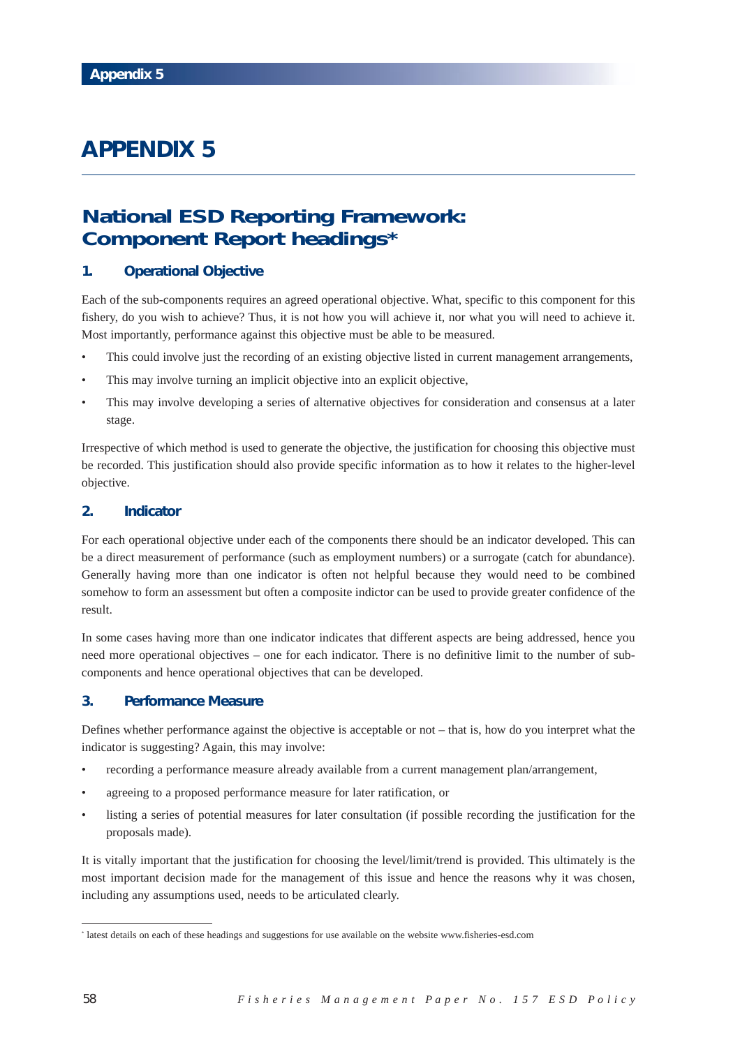# APPENDIX 5

## National ESD Reporting Framework: Component Report headings*

### 1. Operational Objective

Each of the sub-components requires an agreed operational objective. What, specific to this component for this fishery, do you wish to achieve? Thus, it is not how you will achieve it, nor what you will need to achieve it. Most importantly, performance against this objective must be able to be measured.

- This could involve just the recording of an existing objective listed in current management arrangements,
- This may involve turning an implicit objective into an explicit objective,
- This may involve developing a series of alternative objectives for consideration and consensus at a later stage.

Irrespective of which method is used to generate the objective, the justification for choosing this objective must be recorded. This justification should also provide specific information as to how it relates to the higher-level objective.

### 2. Indicator

For each operational objective under each of the components there should be an indicator developed. This can be a direct measurement of performance (such as employment numbers) or a surrogate (catch for abundance). Generally having more than one indicator is often not helpful because they would need to be combined somehow to form an assessment but often a composite indictor can be used to provide greater confidence of the result.

In some cases having more than one indicator indicates that different aspects are being addressed, hence you need more operational objectives – one for each indicator. There is no definitive limit to the number of sub-components and hence operational objectives that can be developed.

### 3. Performance Measure

Defines whether performance against the objective is acceptable or not – that is, how do you interpret what the indicator is suggesting? Again, this may involve:

- recording a performance measure already available from a current management plan/arrangement,
- agreeing to a proposed performance measure for later ratification, or
- listing a series of potential measures for later consultation (if possible recording the justification for the proposals made).

It is vitally important that the justification for choosing the level/limit/trend is provided. This ultimately is the most important decision made for the management of this issue and hence the reasons why it was chosen, including any assumptions used, needs to be articulated clearly.

---

* latest details on each of these headings and suggestions for use available on the website www.fisheries-esd.com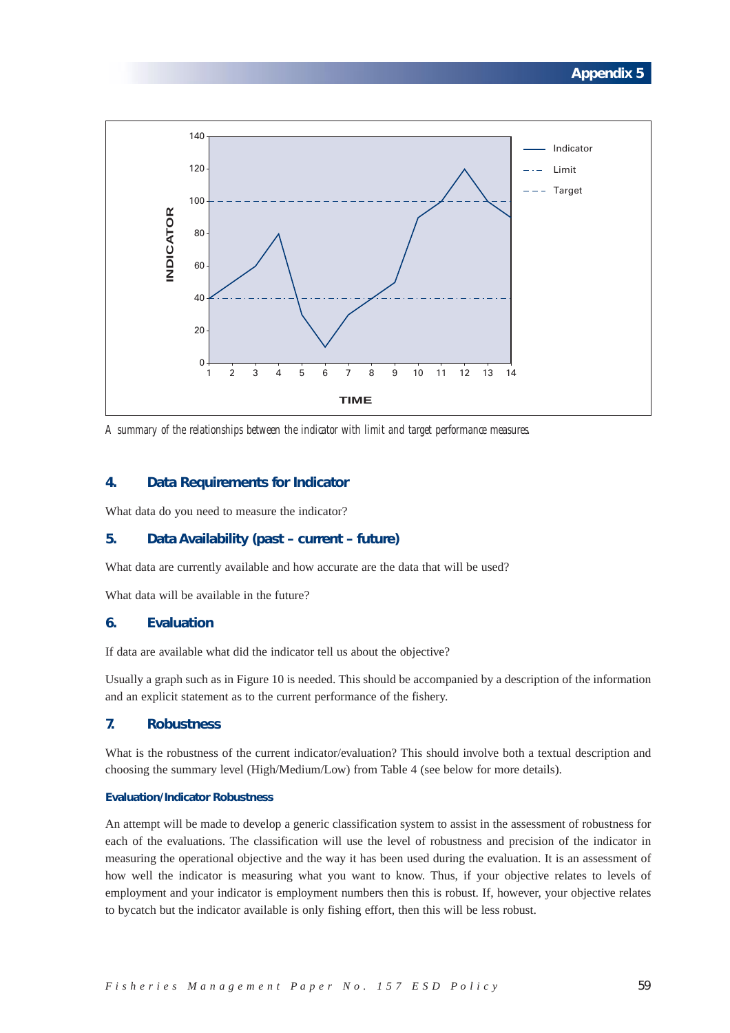A summary of the relationships between the indicator with limit and target performance measures.

## 4. Data Requirements for Indicator

What data do you need to measure the indicator?

## 5. Data Availability (past – current – future)

What data are currently available and how accurate are the data that will be used?

What data will be available in the future?

## 6. Evaluation

If data are available what did the indicator tell us about the objective?

Usually a graph such as in Figure 10 is needed. This should be accompanied by a description of the information and an explicit statement as to the current performance of the fishery.

## 7. Robustness

What is the robustness of the current indicator/evaluation? This should involve both a textual description and choosing the summary level (High/Medium/Low) from Table 4 (see below for more details).

### Evaluation/Indicator Robustness

An attempt will be made to develop a generic classification system to assist in the assessment of robustness for each of the evaluations. The classification will use the level of robustness and precision of the indicator in measuring the operational objective and the way it has been used during the evaluation. It is an assessment of how well the indicator is measuring what you want to know. Thus, if your objective relates to levels of employment and your indicator is employment numbers then this is robust. If, however, your objective relates to bycatch but the indicator available is only fishing effort, then this will be less robust.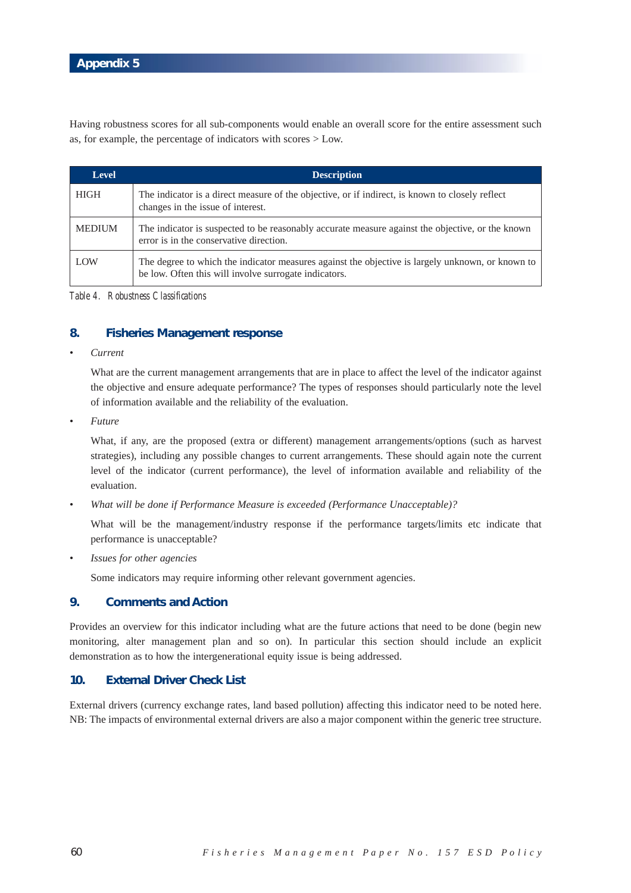Having robustness scores for all sub-components would enable an overall score for the entire assessment such as, for example, the percentage of indicators with scores > Low.

| Level | Description |
|---|---|
| HIGH | The indicator is a direct measure of the objective, or if indirect, is known to closely reflect changes in the issue of interest. |
| MEDIUM | The indicator is suspected to be reasonably accurate measure against the objective, or the known error is in the conservative direction. |
| LOW | The degree to which the indicator measures against the objective is largely unknown, or known to be low. Often this will involve surrogate indicators. |

*Table 4. Robustness Classifications*

## 8. Fisheries Management response

- *Current*

  What are the current management arrangements that are in place to affect the level of the indicator against the objective and ensure adequate performance? The types of responses should particularly note the level of information available and the reliability of the evaluation.

- *Future*

  What, if any, are the proposed (extra or different) management arrangements/options (such as harvest strategies), including any possible changes to current arrangements. These should again note the current level of the indicator (current performance), the level of information available and reliability of the evaluation.

- *What will be done if Performance Measure is exceeded (Performance Unacceptable)?*

  What will be the management/industry response if the performance targets/limits etc indicate that performance is unacceptable?

- *Issues for other agencies*

  Some indicators may require informing other relevant government agencies.

## 9. Comments and Action

Provides an overview for this indicator including what are the future actions that need to be done (begin new monitoring, alter management plan and so on). In particular this section should include an explicit demonstration as to how the intergenerational equity issue is being addressed.

## 10. External Driver Check List

External drivers (currency exchange rates, land based pollution) affecting this indicator need to be noted here. NB: The impacts of environmental external drivers are also a major component within the generic tree structure.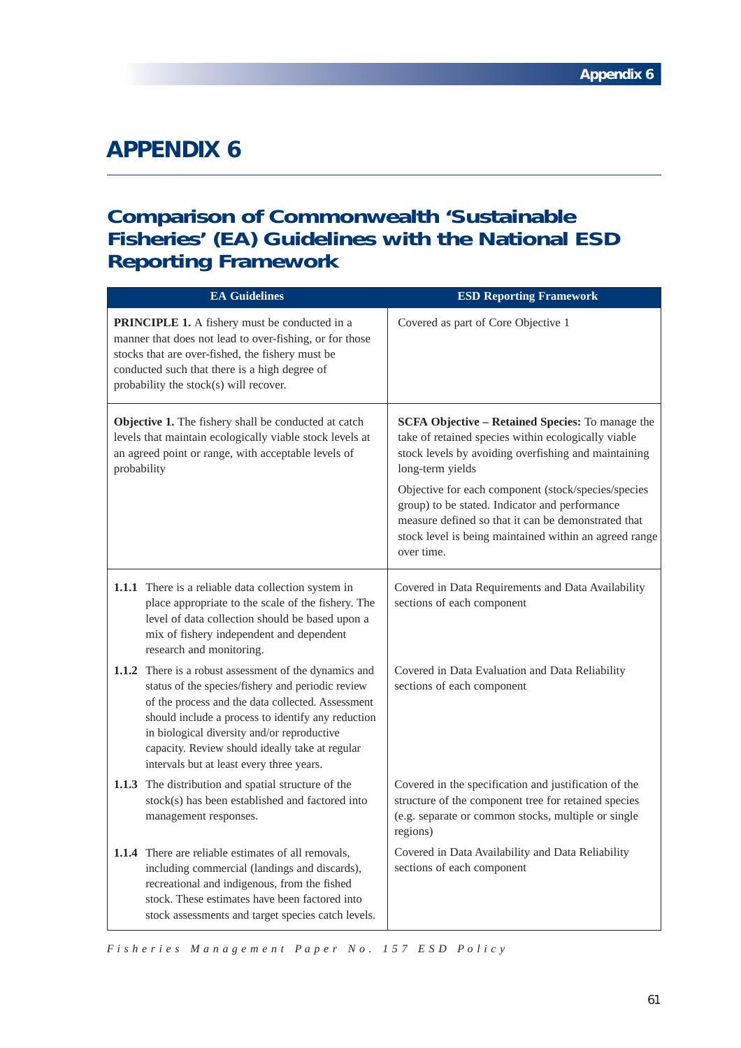# APPENDIX 6

## Comparison of Commonwealth 'Sustainable Fisheries' (EA) Guidelines with the National ESD Reporting Framework

| EA Guidelines | ESD Reporting Framework |
|---|---|
| **PRINCIPLE 1.** A fishery must be conducted in a manner that does not lead to over-fishing, or for those stocks that are over-fished, the fishery must be conducted such that there is a high degree of probability the stock(s) will recover. | Covered as part of Core Objective 1 |
| **Objective 1.** The fishery shall be conducted at catch levels that maintain ecologically viable stock levels at an agreed point or range, with acceptable levels of probability | **SCFA Objective – Retained Species:** To manage the take of retained species within ecologically viable stock levels by avoiding overfishing and maintaining long-term yields<br><br>Objective for each component (stock/species/species group) to be stated. Indicator and performance measure defined so that it can be demonstrated that stock level is being maintained within an agreed range over time. |
| **1.1.1** There is a reliable data collection system in place appropriate to the scale of the fishery. The level of data collection should be based upon a mix of fishery independent and dependent research and monitoring. | Covered in Data Requirements and Data Availability sections of each component |
| **1.1.2** There is a robust assessment of the dynamics and status of the species/fishery and periodic review of the process and the data collected. Assessment should include a process to identify any reduction in biological diversity and/or reproductive capacity. Review should ideally take at regular intervals but at least every three years. | Covered in Data Evaluation and Data Reliability sections of each component |
| **1.1.3** The distribution and spatial structure of the stock(s) has been established and factored into management responses. | Covered in the specification and justification of the structure of the component tree for retained species (e.g. separate or common stocks, multiple or single regions) |
| **1.1.4** There are reliable estimates of all removals, including commercial (landings and discards), recreational and indigenous, from the fished stock. These estimates have been factored into stock assessments and target species catch levels. | Covered in Data Availability and Data Reliability sections of each component |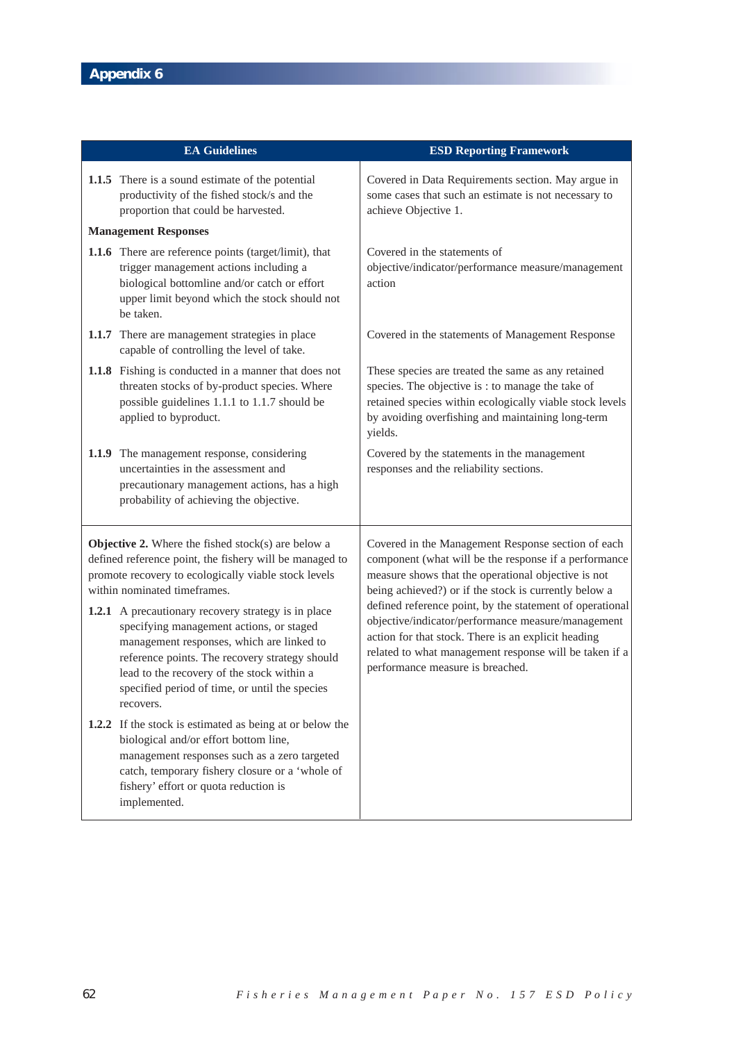## Appendix 6

| EA Guidelines | ESD Reporting Framework |
|---|---|
| **1.1.5** There is a sound estimate of the potential productivity of the fished stock/s and the proportion that could be harvested. | Covered in Data Requirements section. May argue in some cases that such an estimate is not necessary to achieve Objective 1. |
| **Management Responses** | |
| **1.1.6** There are reference points (target/limit), that trigger management actions including a biological bottomline and/or catch or effort upper limit beyond which the stock should not be taken. | Covered in the statements of objective/indicator/performance measure/management action |
| **1.1.7** There are management strategies in place capable of controlling the level of take. | Covered in the statements of Management Response |
| **1.1.8** Fishing is conducted in a manner that does not threaten stocks of by-product species. Where possible guidelines 1.1.1 to 1.1.7 should be applied to byproduct. | These species are treated the same as any retained species. The objective is : to manage the take of retained species within ecologically viable stock levels by avoiding overfishing and maintaining long-term yields. |
| **1.1.9** The management response, considering uncertainties in the assessment and precautionary management actions, has a high probability of achieving the objective. | Covered by the statements in the management responses and the reliability sections. |
| **Objective 2.** Where the fished stock(s) are below a defined reference point, the fishery will be managed to promote recovery to ecologically viable stock levels within nominated timeframes.<br><br>**1.2.1** A precautionary recovery strategy is in place specifying management actions, or staged management responses, which are linked to reference points. The recovery strategy should lead to the recovery of the stock within a specified period of time, or until the species recovers.<br><br>**1.2.2** If the stock is estimated as being at or below the biological and/or effort bottom line, management responses such as a zero targeted catch, temporary fishery closure or a 'whole of fishery' effort or quota reduction is implemented. | Covered in the Management Response section of each component (what will be the response if a performance measure shows that the operational objective is not being achieved?) or if the stock is currently below a defined reference point, by the statement of operational objective/indicator/performance measure/management action for that stock. There is an explicit heading related to what management response will be taken if a performance measure is breached. |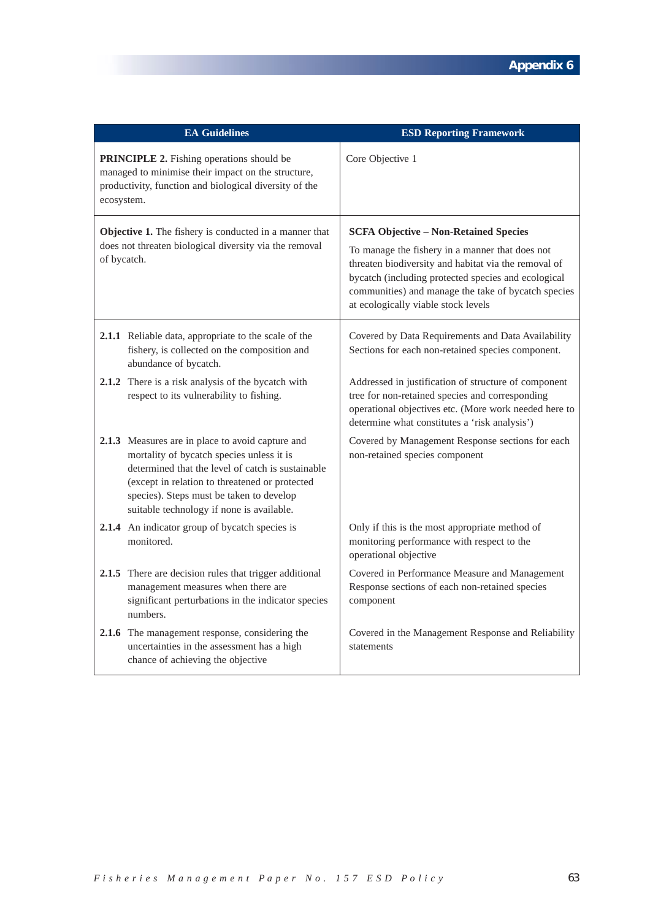| EA Guidelines | ESD Reporting Framework |
|---|---|
| **PRINCIPLE 2.** Fishing operations should be managed to minimise their impact on the structure, productivity, function and biological diversity of the ecosystem. | Core Objective 1 |
| **Objective 1.** The fishery is conducted in a manner that does not threaten biological diversity via the removal of bycatch. | **SCFA Objective – Non-Retained Species**<br><br>To manage the fishery in a manner that does not threaten biodiversity and habitat via the removal of bycatch (including protected species and ecological communities) and manage the take of bycatch species at ecologically viable stock levels |
| **2.1.1** Reliable data, appropriate to the scale of the fishery, is collected on the composition and abundance of bycatch. | Covered by Data Requirements and Data Availability Sections for each non-retained species component. |
| **2.1.2** There is a risk analysis of the bycatch with respect to its vulnerability to fishing. | Addressed in justification of structure of component tree for non-retained species and corresponding operational objectives etc. (More work needed here to determine what constitutes a 'risk analysis') |
| **2.1.3** Measures are in place to avoid capture and mortality of bycatch species unless it is determined that the level of catch is sustainable (except in relation to threatened or protected species). Steps must be taken to develop suitable technology if none is available. | Covered by Management Response sections for each non-retained species component |
| **2.1.4** An indicator group of bycatch species is monitored. | Only if this is the most appropriate method of monitoring performance with respect to the operational objective |
| **2.1.5** There are decision rules that trigger additional management measures when there are significant perturbations in the indicator species numbers. | Covered in Performance Measure and Management Response sections of each non-retained species component |
| **2.1.6** The management response, considering the uncertainties in the assessment has a high chance of achieving the objective | Covered in the Management Response and Reliability statements |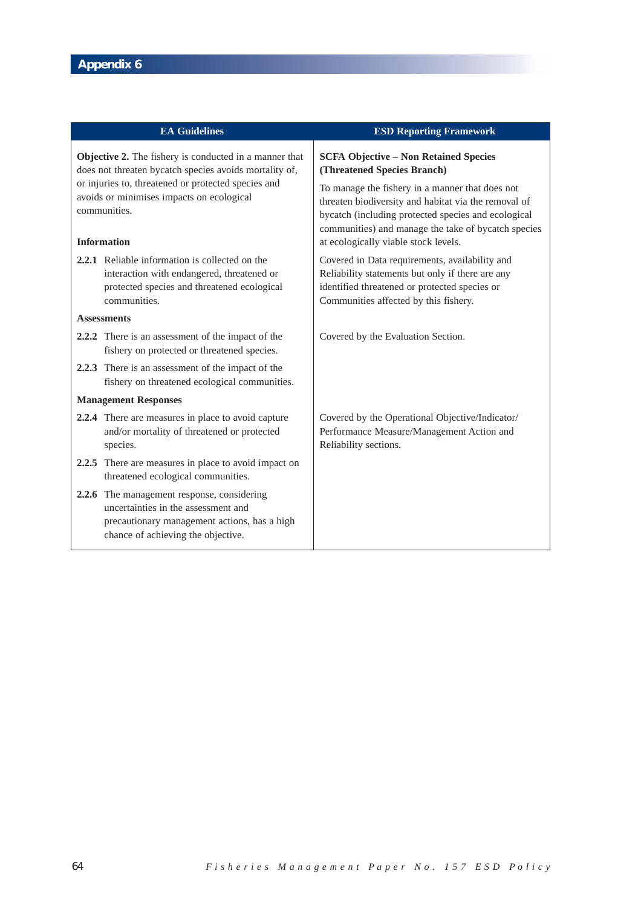## Appendix 6

| EA Guidelines | ESD Reporting Framework |
|---|---|
| **Objective 2.** The fishery is conducted in a manner that does not threaten bycatch species avoids mortality of, or injuries to, threatened or protected species and avoids or minimises impacts on ecological communities. | **SCFA Objective – Non Retained Species (Threatened Species Branch)**<br>To manage the fishery in a manner that does not threaten biodiversity and habitat via the removal of bycatch (including protected species and ecological communities) and manage the take of bycatch species at ecologically viable stock levels. |
| **Information** | |
| **2.2.1** Reliable information is collected on the interaction with endangered, threatened or protected species and threatened ecological communities. | Covered in Data requirements, availability and Reliability statements but only if there are any identified threatened or protected species or Communities affected by this fishery. |
| **Assessments** | |
| **2.2.2** There is an assessment of the impact of the fishery on protected or threatened species. | Covered by the Evaluation Section. |
| **2.2.3** There is an assessment of the impact of the fishery on threatened ecological communities. | |
| **Management Responses** | |
| **2.2.4** There are measures in place to avoid capture and/or mortality of threatened or protected species. | Covered by the Operational Objective/Indicator/ Performance Measure/Management Action and Reliability sections. |
| **2.2.5** There are measures in place to avoid impact on threatened ecological communities. | |
| **2.2.6** The management response, considering uncertainties in the assessment and precautionary management actions, has a high chance of achieving the objective. | |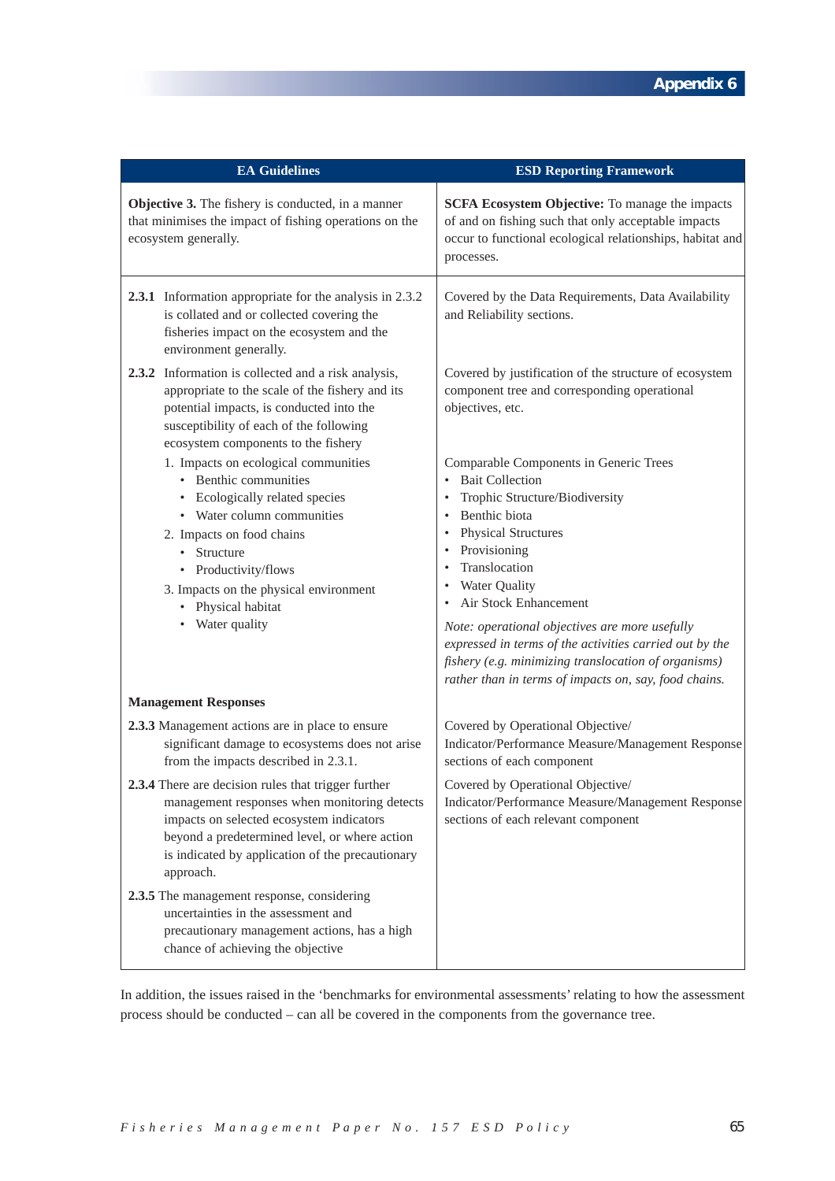| EA Guidelines | ESD Reporting Framework |
|---|---|
| **Objective 3.** The fishery is conducted, in a manner that minimises the impact of fishing operations on the ecosystem generally. | **SCFA Ecosystem Objective:** To manage the impacts of and on fishing such that only acceptable impacts occur to functional ecological relationships, habitat and processes. |
| **2.3.1** Information appropriate for the analysis in 2.3.2 is collated and or collected covering the fisheries impact on the ecosystem and the environment generally. | Covered by the Data Requirements, Data Availability and Reliability sections. |
| **2.3.2** Information is collected and a risk analysis, appropriate to the scale of the fishery and its potential impacts, is conducted into the susceptibility of each of the following ecosystem components to the fishery | Covered by justification of the structure of ecosystem component tree and corresponding operational objectives, etc. |
| 1. Impacts on ecological communities<br>• Benthic communities<br>• Ecologically related species<br>• Water column communities<br>2. Impacts on food chains<br>• Structure<br>• Productivity/flows<br>3. Impacts on the physical environment<br>• Physical habitat<br>• Water quality | Comparable Components in Generic Trees<br>• Bait Collection<br>• Trophic Structure/Biodiversity<br>• Benthic biota<br>• Physical Structures<br>• Provisioning<br>• Translocation<br>• Water Quality<br>• Air Stock Enhancement<br>*Note: operational objectives are more usefully expressed in terms of the activities carried out by the fishery (e.g. minimizing translocation of organisms) rather than in terms of impacts on, say, food chains.* |
| **Management Responses** | |
| **2.3.3** Management actions are in place to ensure significant damage to ecosystems does not arise from the impacts described in 2.3.1. | Covered by Operational Objective/ Indicator/Performance Measure/Management Response sections of each component |
| **2.3.4** There are decision rules that trigger further management responses when monitoring detects impacts on selected ecosystem indicators beyond a predetermined level, or where action is indicated by application of the precautionary approach. | Covered by Operational Objective/ Indicator/Performance Measure/Management Response sections of each relevant component |
| **2.3.5** The management response, considering uncertainties in the assessment and precautionary management actions, has a high chance of achieving the objective | |

In addition, the issues raised in the 'benchmarks for environmental assessments' relating to how the assessment process should be conducted – can all be covered in the components from the governance tree.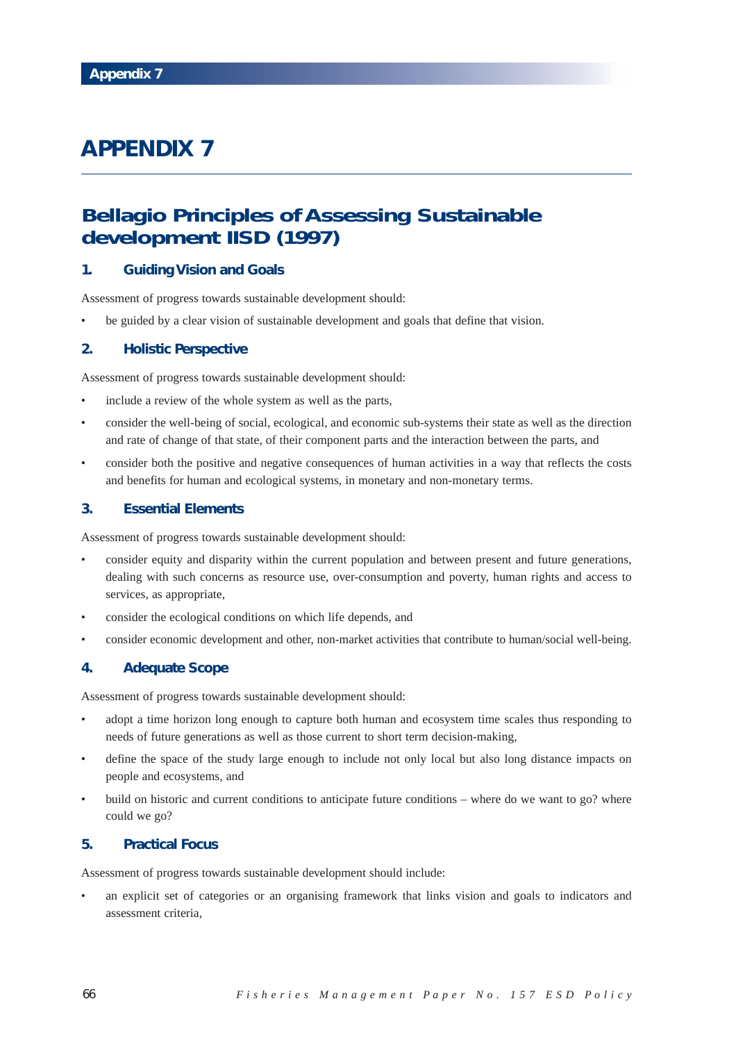# APPENDIX 7

## Bellagio Principles of Assessing Sustainable development IISD (1997)

### 1. Guiding Vision and Goals

Assessment of progress towards sustainable development should:

- be guided by a clear vision of sustainable development and goals that define that vision.

### 2. Holistic Perspective

Assessment of progress towards sustainable development should:

- include a review of the whole system as well as the parts,
- consider the well-being of social, ecological, and economic sub-systems their state as well as the direction and rate of change of that state, of their component parts and the interaction between the parts, and
- consider both the positive and negative consequences of human activities in a way that reflects the costs and benefits for human and ecological systems, in monetary and non-monetary terms.

### 3. Essential Elements

Assessment of progress towards sustainable development should:

- consider equity and disparity within the current population and between present and future generations, dealing with such concerns as resource use, over-consumption and poverty, human rights and access to services, as appropriate,
- consider the ecological conditions on which life depends, and
- consider economic development and other, non-market activities that contribute to human/social well-being.

### 4. Adequate Scope

Assessment of progress towards sustainable development should:

- adopt a time horizon long enough to capture both human and ecosystem time scales thus responding to needs of future generations as well as those current to short term decision-making,
- define the space of the study large enough to include not only local but also long distance impacts on people and ecosystems, and
- build on historic and current conditions to anticipate future conditions – where do we want to go? where could we go?

### 5. Practical Focus

Assessment of progress towards sustainable development should include:

- an explicit set of categories or an organising framework that links vision and goals to indicators and assessment criteria,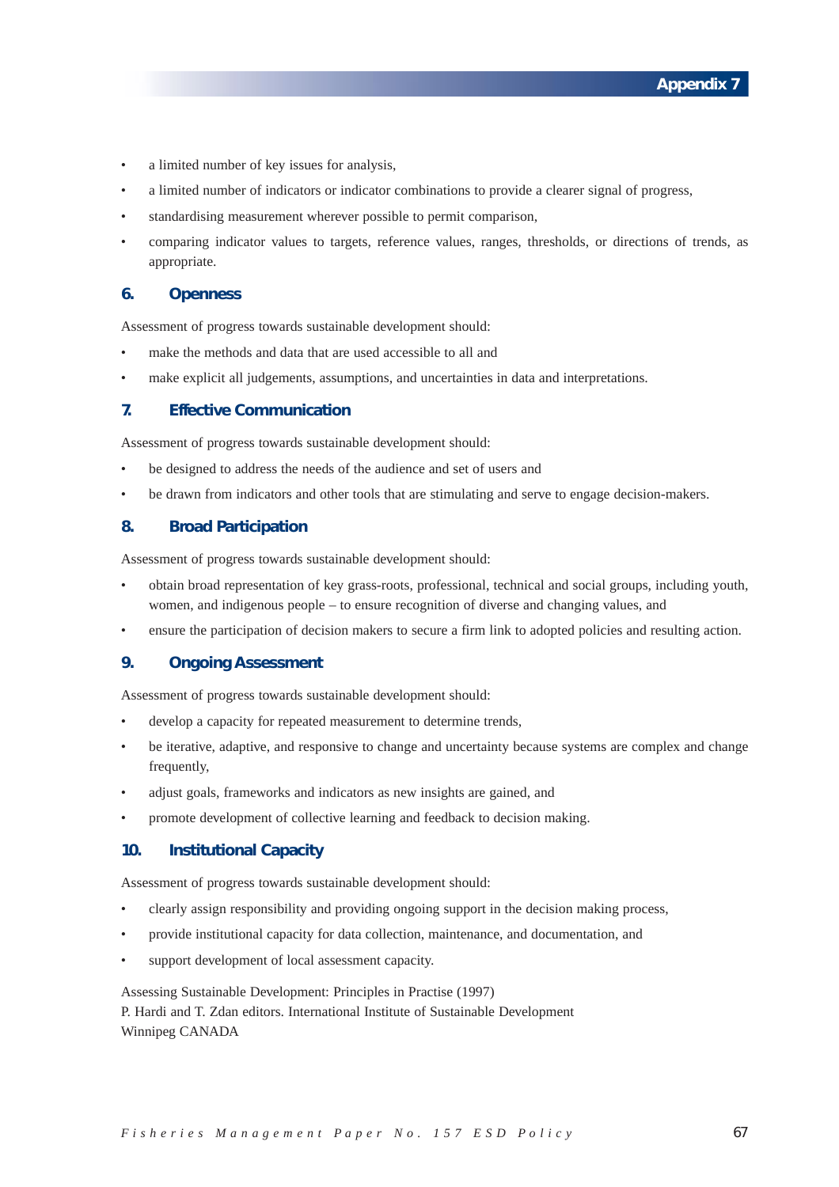- a limited number of key issues for analysis,
- a limited number of indicators or indicator combinations to provide a clearer signal of progress,
- standardising measurement wherever possible to permit comparison,
- comparing indicator values to targets, reference values, ranges, thresholds, or directions of trends, as appropriate.

### 6. Openness

Assessment of progress towards sustainable development should:

- make the methods and data that are used accessible to all and
- make explicit all judgements, assumptions, and uncertainties in data and interpretations.

### 7. Effective Communication

Assessment of progress towards sustainable development should:

- be designed to address the needs of the audience and set of users and
- be drawn from indicators and other tools that are stimulating and serve to engage decision-makers.

### 8. Broad Participation

Assessment of progress towards sustainable development should:

- obtain broad representation of key grass-roots, professional, technical and social groups, including youth, women, and indigenous people – to ensure recognition of diverse and changing values, and
- ensure the participation of decision makers to secure a firm link to adopted policies and resulting action.

### 9. Ongoing Assessment

Assessment of progress towards sustainable development should:

- develop a capacity for repeated measurement to determine trends,
- be iterative, adaptive, and responsive to change and uncertainty because systems are complex and change frequently,
- adjust goals, frameworks and indicators as new insights are gained, and
- promote development of collective learning and feedback to decision making.

### 10. Institutional Capacity

Assessment of progress towards sustainable development should:

- clearly assign responsibility and providing ongoing support in the decision making process,
- provide institutional capacity for data collection, maintenance, and documentation, and
- support development of local assessment capacity.

Assessing Sustainable Development: Principles in Practise (1997)
P. Hardi and T. Zdan editors. International Institute of Sustainable Development
Winnipeg CANADA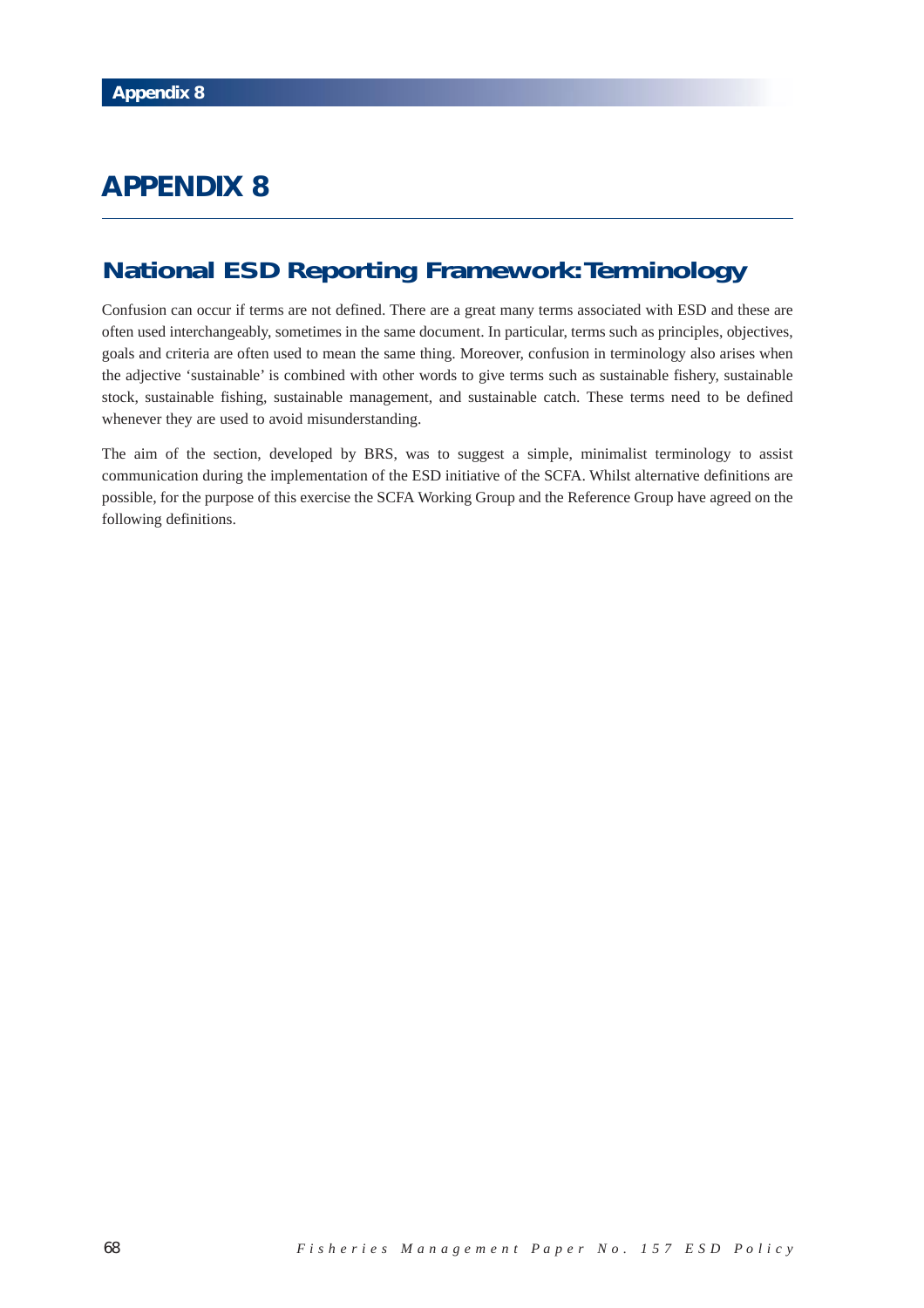# APPENDIX 8

## National ESD Reporting Framework: Terminology

Confusion can occur if terms are not defined. There are a great many terms associated with ESD and these are often used interchangeably, sometimes in the same document. In particular, terms such as principles, objectives, goals and criteria are often used to mean the same thing. Moreover, confusion in terminology also arises when the adjective 'sustainable' is combined with other words to give terms such as sustainable fishery, sustainable stock, sustainable fishing, sustainable management, and sustainable catch. These terms need to be defined whenever they are used to avoid misunderstanding.

The aim of the section, developed by BRS, was to suggest a simple, minimalist terminology to assist communication during the implementation of the ESD initiative of the SCFA. Whilst alternative definitions are possible, for the purpose of this exercise the SCFA Working Group and the Reference Group have agreed on the following definitions.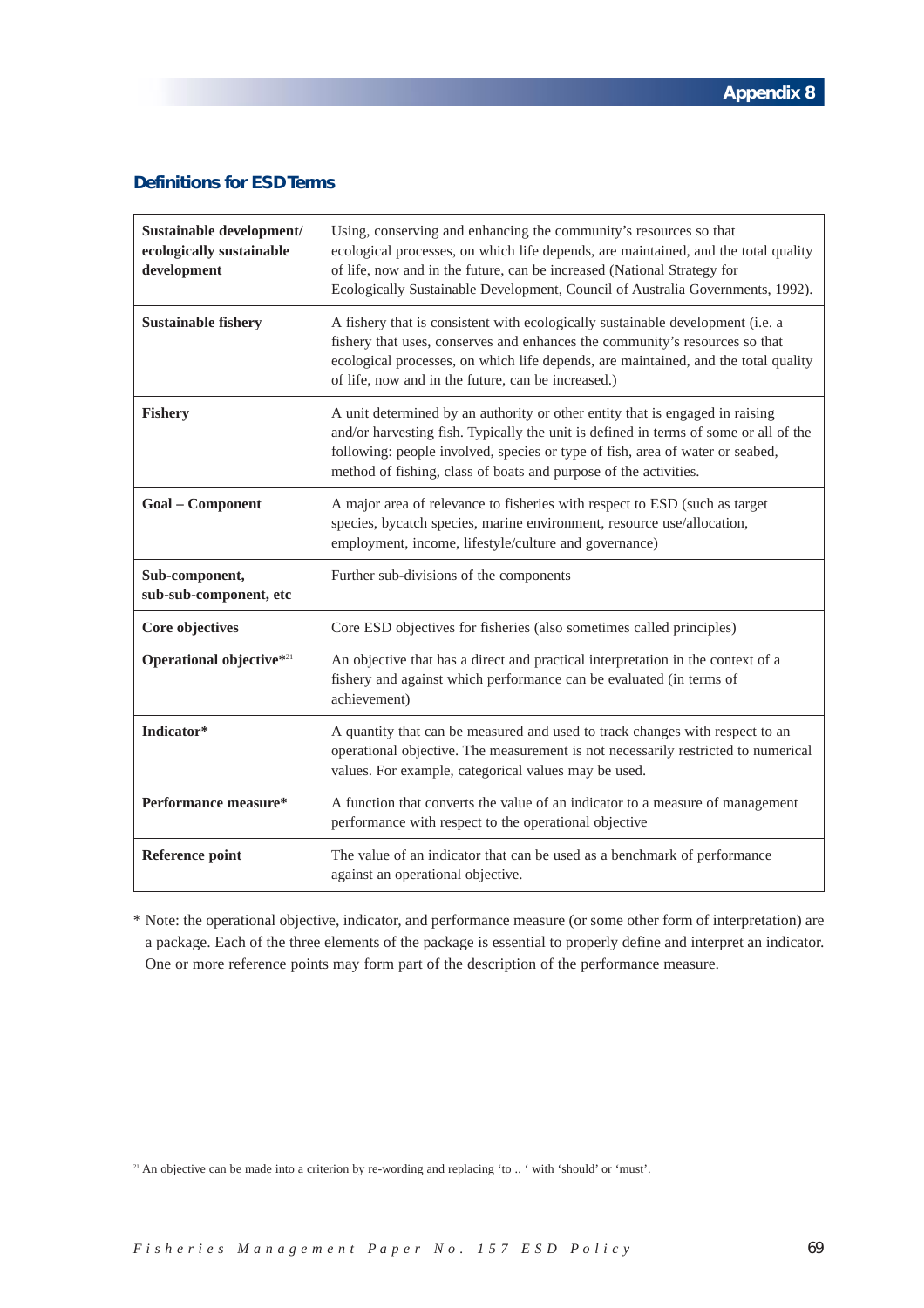# Appendix 8

## Definitions for ESD Terms

| Term | Definition |
|---|---|
| **Sustainable development/ ecologically sustainable development** | Using, conserving and enhancing the community's resources so that ecological processes, on which life depends, are maintained, and the total quality of life, now and in the future, can be increased (National Strategy for Ecologically Sustainable Development, Council of Australia Governments, 1992). |
| **Sustainable fishery** | A fishery that is consistent with ecologically sustainable development (i.e. a fishery that uses, conserves and enhances the community's resources so that ecological processes, on which life depends, are maintained, and the total quality of life, now and in the future, can be increased.) |
| **Fishery** | A unit determined by an authority or other entity that is engaged in raising and/or harvesting fish. Typically the unit is defined in terms of some or all of the following: people involved, species or type of fish, area of water or seabed, method of fishing, class of boats and purpose of the activities. |
| **Goal – Component** | A major area of relevance to fisheries with respect to ESD (such as target species, bycatch species, marine environment, resource use/allocation, employment, income, lifestyle/culture and governance) |
| **Sub-component, sub-sub-component, etc** | Further sub-divisions of the components |
| **Core objectives** | Core ESD objectives for fisheries (also sometimes called principles) |
| **Operational objective*[21]** | An objective that has a direct and practical interpretation in the context of a fishery and against which performance can be evaluated (in terms of achievement) |
| **Indicator*** | A quantity that can be measured and used to track changes with respect to an operational objective. The measurement is not necessarily restricted to numerical values. For example, categorical values may be used. |
| **Performance measure*** | A function that converts the value of an indicator to a measure of management performance with respect to the operational objective |
| **Reference point** | The value of an indicator that can be used as a benchmark of performance against an operational objective. |

\* Note: the operational objective, indicator, and performance measure (or some other form of interpretation) are a package. Each of the three elements of the package is essential to properly define and interpret an indicator. One or more reference points may form part of the description of the performance measure.

[21] An objective can be made into a criterion by re-wording and replacing 'to .. ' with 'should' or 'must'.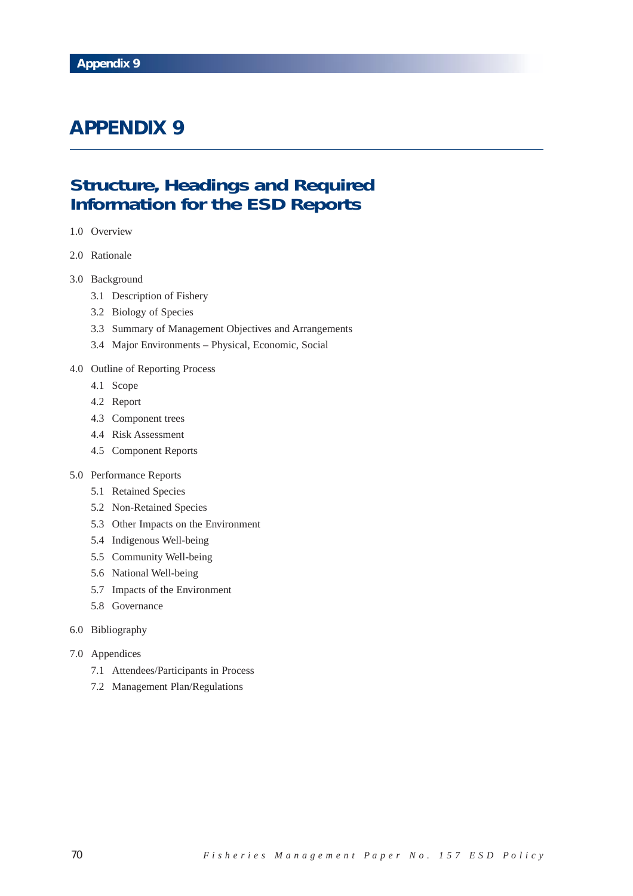# APPENDIX 9

## Structure, Headings and Required Information for the ESD Reports

1.0 Overview

2.0 Rationale

3.0 Background

- 3.1 Description of Fishery
- 3.2 Biology of Species
- 3.3 Summary of Management Objectives and Arrangements
- 3.4 Major Environments – Physical, Economic, Social

4.0 Outline of Reporting Process

- 4.1 Scope
- 4.2 Report
- 4.3 Component trees
- 4.4 Risk Assessment
- 4.5 Component Reports

5.0 Performance Reports

- 5.1 Retained Species
- 5.2 Non-Retained Species
- 5.3 Other Impacts on the Environment
- 5.4 Indigenous Well-being
- 5.5 Community Well-being
- 5.6 National Well-being
- 5.7 Impacts of the Environment
- 5.8 Governance

6.0 Bibliography

7.0 Appendices

- 7.1 Attendees/Participants in Process
- 7.2 Management Plan/Regulations